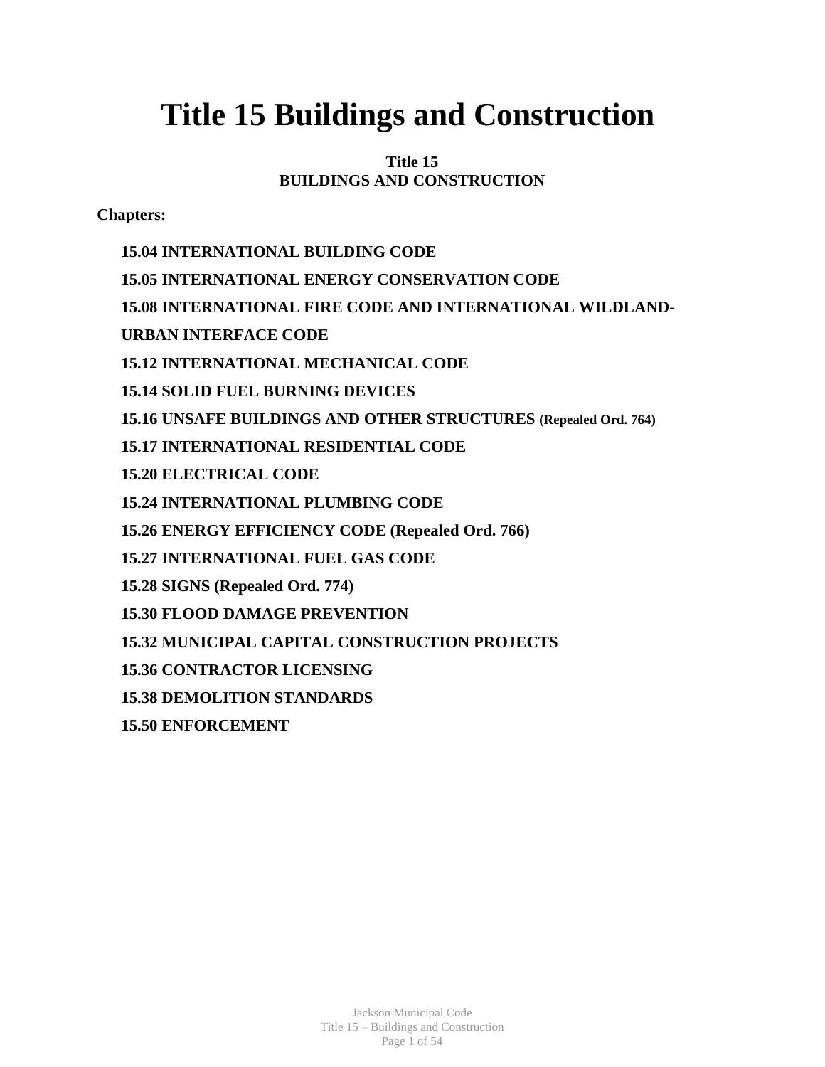# Title 15 Buildings and Construction

**Title 15**
**BUILDINGS AND CONSTRUCTION**

**Chapters:**

- **15.04 INTERNATIONAL BUILDING CODE**
- **15.05 INTERNATIONAL ENERGY CONSERVATION CODE**
- **15.08 INTERNATIONAL FIRE CODE AND INTERNATIONAL WILDLAND-URBAN INTERFACE CODE**
- **15.12 INTERNATIONAL MECHANICAL CODE**
- **15.14 SOLID FUEL BURNING DEVICES**
- **15.16 UNSAFE BUILDINGS AND OTHER STRUCTURES (Repealed Ord. 764)**
- **15.17 INTERNATIONAL RESIDENTIAL CODE**
- **15.20 ELECTRICAL CODE**
- **15.24 INTERNATIONAL PLUMBING CODE**
- **15.26 ENERGY EFFICIENCY CODE (Repealed Ord. 766)**
- **15.27 INTERNATIONAL FUEL GAS CODE**
- **15.28 SIGNS (Repealed Ord. 774)**
- **15.30 FLOOD DAMAGE PREVENTION**
- **15.32 MUNICIPAL CAPITAL CONSTRUCTION PROJECTS**
- **15.36 CONTRACTOR LICENSING**
- **15.38 DEMOLITION STANDARDS**
- **15.50 ENFORCEMENT**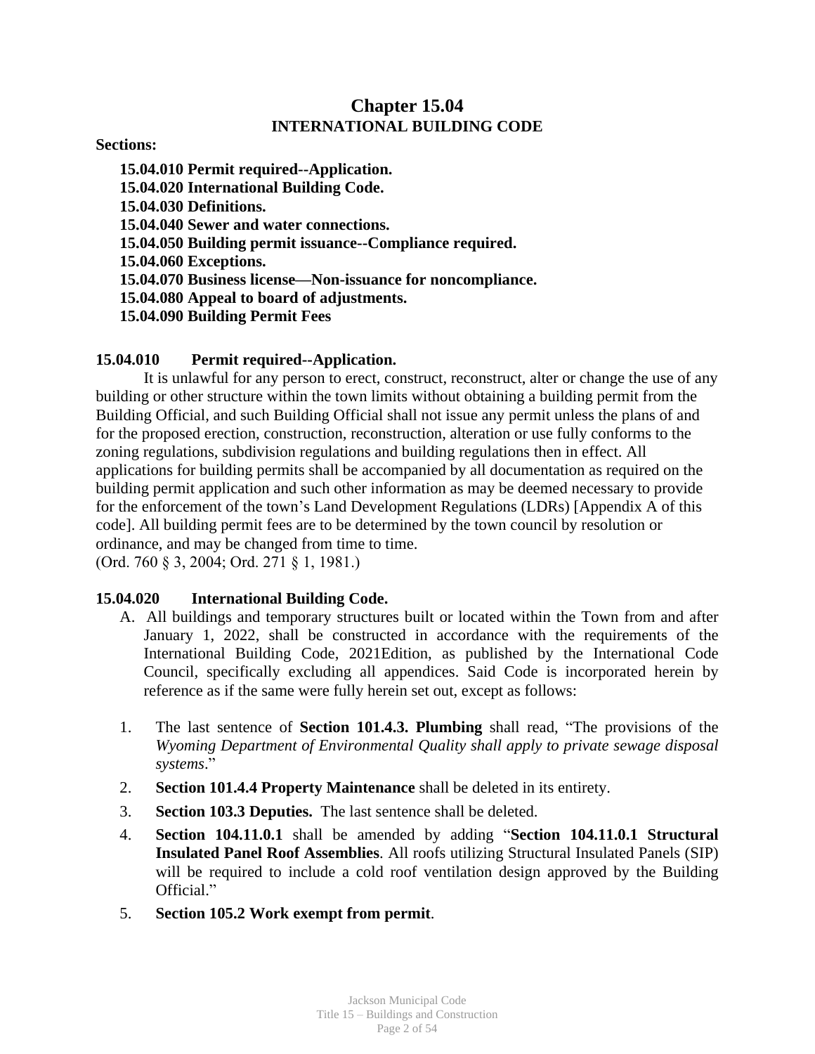# Chapter 15.04
## INTERNATIONAL BUILDING CODE

**Sections:**

- **15.04.010 Permit required--Application.**
- **15.04.020 International Building Code.**
- **15.04.030 Definitions.**
- **15.04.040 Sewer and water connections.**
- **15.04.050 Building permit issuance--Compliance required.**
- **15.04.060 Exceptions.**
- **15.04.070 Business license—Non-issuance for noncompliance.**
- **15.04.080 Appeal to board of adjustments.**
- **15.04.090 Building Permit Fees**

### 15.04.010 Permit required--Application.

It is unlawful for any person to erect, construct, reconstruct, alter or change the use of any building or other structure within the town limits without obtaining a building permit from the Building Official, and such Building Official shall not issue any permit unless the plans of and for the proposed erection, construction, reconstruction, alteration or use fully conforms to the zoning regulations, subdivision regulations and building regulations then in effect. All applications for building permits shall be accompanied by all documentation as required on the building permit application and such other information as may be deemed necessary to provide for the enforcement of the town's Land Development Regulations (LDRs) [Appendix A of this code]. All building permit fees are to be determined by the town council by resolution or ordinance, and may be changed from time to time.
(Ord. 760 § 3, 2004; Ord. 271 § 1, 1981.)

### 15.04.020 International Building Code.

A. All buildings and temporary structures built or located within the Town from and after January 1, 2022, shall be constructed in accordance with the requirements of the International Building Code, 2021Edition, as published by the International Code Council, specifically excluding all appendices. Said Code is incorporated herein by reference as if the same were fully herein set out, except as follows:

1. The last sentence of **Section 101.4.3. Plumbing** shall read, "The provisions of the *Wyoming Department of Environmental Quality shall apply to private sewage disposal systems*."
2. **Section 101.4.4 Property Maintenance** shall be deleted in its entirety.
3. **Section 103.3 Deputies.** The last sentence shall be deleted.
4. **Section 104.11.0.1** shall be amended by adding "**Section 104.11.0.1 Structural Insulated Panel Roof Assemblies**. All roofs utilizing Structural Insulated Panels (SIP) will be required to include a cold roof ventilation design approved by the Building Official."
5. **Section 105.2 Work exempt from permit**.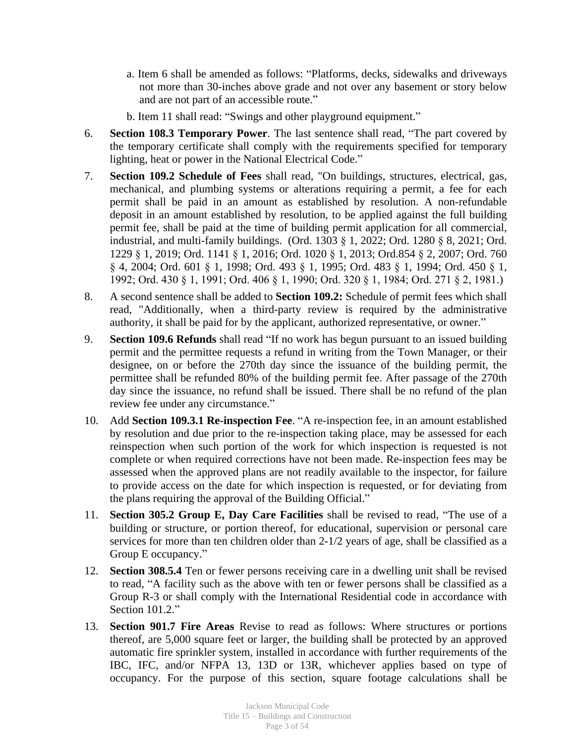a. Item 6 shall be amended as follows: "Platforms, decks, sidewalks and driveways not more than 30-inches above grade and not over any basement or story below and are not part of an accessible route."

b. Item 11 shall read: "Swings and other playground equipment."

6. **Section 108.3 Temporary Power**. The last sentence shall read, "The part covered by the temporary certificate shall comply with the requirements specified for temporary lighting, heat or power in the National Electrical Code."

7. **Section 109.2 Schedule of Fees** shall read, "On buildings, structures, electrical, gas, mechanical, and plumbing systems or alterations requiring a permit, a fee for each permit shall be paid in an amount as established by resolution. A non-refundable deposit in an amount established by resolution, to be applied against the full building permit fee, shall be paid at the time of building permit application for all commercial, industrial, and multi-family buildings. (Ord. 1303 § 1, 2022; Ord. 1280 § 8, 2021; Ord. 1229 § 1, 2019; Ord. 1141 § 1, 2016; Ord. 1020 § 1, 2013; Ord.854 § 2, 2007; Ord. 760 § 4, 2004; Ord. 601 § 1, 1998; Ord. 493 § 1, 1995; Ord. 483 § 1, 1994; Ord. 450 § 1, 1992; Ord. 430 § 1, 1991; Ord. 406 § 1, 1990; Ord. 320 § 1, 1984; Ord. 271 § 2, 1981.)

8. A second sentence shall be added to **Section 109.2:** Schedule of permit fees which shall read, "Additionally, when a third-party review is required by the administrative authority, it shall be paid for by the applicant, authorized representative, or owner."

9. **Section 109.6 Refunds** shall read "If no work has begun pursuant to an issued building permit and the permittee requests a refund in writing from the Town Manager, or their designee, on or before the 270th day since the issuance of the building permit, the permittee shall be refunded 80% of the building permit fee. After passage of the 270th day since the issuance, no refund shall be issued. There shall be no refund of the plan review fee under any circumstance."

10. Add **Section 109.3.1 Re-inspection Fee**. "A re-inspection fee, in an amount established by resolution and due prior to the re-inspection taking place, may be assessed for each reinspection when such portion of the work for which inspection is requested is not complete or when required corrections have not been made. Re-inspection fees may be assessed when the approved plans are not readily available to the inspector, for failure to provide access on the date for which inspection is requested, or for deviating from the plans requiring the approval of the Building Official."

11. **Section 305.2 Group E, Day Care Facilities** shall be revised to read, "The use of a building or structure, or portion thereof, for educational, supervision or personal care services for more than ten children older than 2-1/2 years of age, shall be classified as a Group E occupancy."

12. **Section 308.5.4** Ten or fewer persons receiving care in a dwelling unit shall be revised to read, "A facility such as the above with ten or fewer persons shall be classified as a Group R-3 or shall comply with the International Residential code in accordance with Section 101.2."

13. **Section 901.7 Fire Areas** Revise to read as follows: Where structures or portions thereof, are 5,000 square feet or larger, the building shall be protected by an approved automatic fire sprinkler system, installed in accordance with further requirements of the IBC, IFC, and/or NFPA 13, 13D or 13R, whichever applies based on type of occupancy. For the purpose of this section, square footage calculations shall be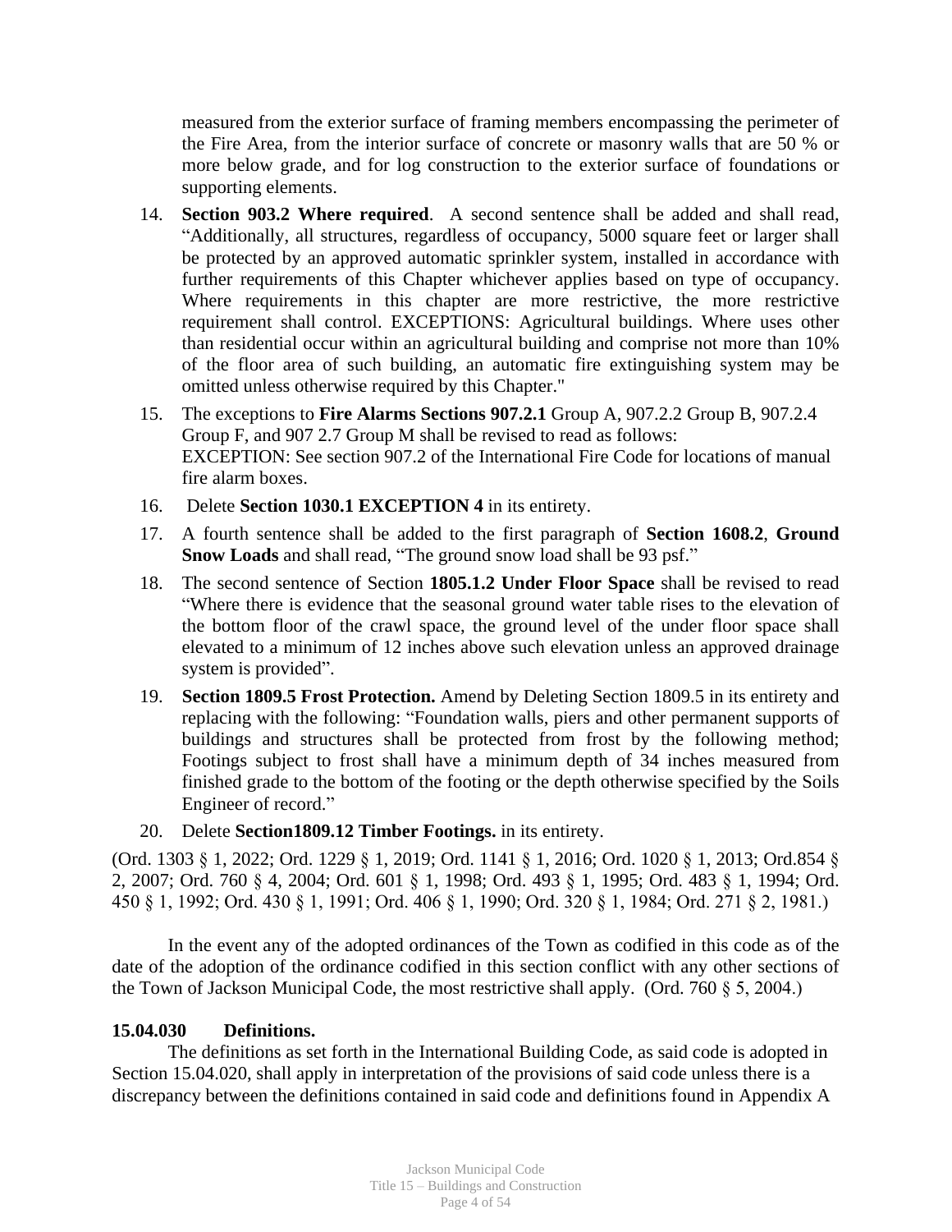measured from the exterior surface of framing members encompassing the perimeter of the Fire Area, from the interior surface of concrete or masonry walls that are 50 % or more below grade, and for log construction to the exterior surface of foundations or supporting elements.

14. **Section 903.2 Where required**. A second sentence shall be added and shall read, "Additionally, all structures, regardless of occupancy, 5000 square feet or larger shall be protected by an approved automatic sprinkler system, installed in accordance with further requirements of this Chapter whichever applies based on type of occupancy. Where requirements in this chapter are more restrictive, the more restrictive requirement shall control. EXCEPTIONS: Agricultural buildings. Where uses other than residential occur within an agricultural building and comprise not more than 10% of the floor area of such building, an automatic fire extinguishing system may be omitted unless otherwise required by this Chapter."
15. The exceptions to **Fire Alarms Sections 907.2.1** Group A, 907.2.2 Group B, 907.2.4 Group F, and 907 2.7 Group M shall be revised to read as follows:
EXCEPTION: See section 907.2 of the International Fire Code for locations of manual fire alarm boxes.
16. Delete **Section 1030.1 EXCEPTION 4** in its entirety.
17. A fourth sentence shall be added to the first paragraph of **Section 1608.2**, **Ground Snow Loads** and shall read, "The ground snow load shall be 93 psf."
18. The second sentence of Section **1805.1.2 Under Floor Space** shall be revised to read "Where there is evidence that the seasonal ground water table rises to the elevation of the bottom floor of the crawl space, the ground level of the under floor space shall elevated to a minimum of 12 inches above such elevation unless an approved drainage system is provided".
19. **Section 1809.5 Frost Protection.** Amend by Deleting Section 1809.5 in its entirety and replacing with the following: "Foundation walls, piers and other permanent supports of buildings and structures shall be protected from frost by the following method; Footings subject to frost shall have a minimum depth of 34 inches measured from finished grade to the bottom of the footing or the depth otherwise specified by the Soils Engineer of record."
20. Delete **Section1809.12 Timber Footings.** in its entirety.

(Ord. 1303 § 1, 2022; Ord. 1229 § 1, 2019; Ord. 1141 § 1, 2016; Ord. 1020 § 1, 2013; Ord.854 § 2, 2007; Ord. 760 § 4, 2004; Ord. 601 § 1, 1998; Ord. 493 § 1, 1995; Ord. 483 § 1, 1994; Ord. 450 § 1, 1992; Ord. 430 § 1, 1991; Ord. 406 § 1, 1990; Ord. 320 § 1, 1984; Ord. 271 § 2, 1981.)

In the event any of the adopted ordinances of the Town as codified in this code as of the date of the adoption of the ordinance codified in this section conflict with any other sections of the Town of Jackson Municipal Code, the most restrictive shall apply. (Ord. 760 § 5, 2004.)

**15.04.030 Definitions.**

The definitions as set forth in the International Building Code, as said code is adopted in Section 15.04.020, shall apply in interpretation of the provisions of said code unless there is a discrepancy between the definitions contained in said code and definitions found in Appendix A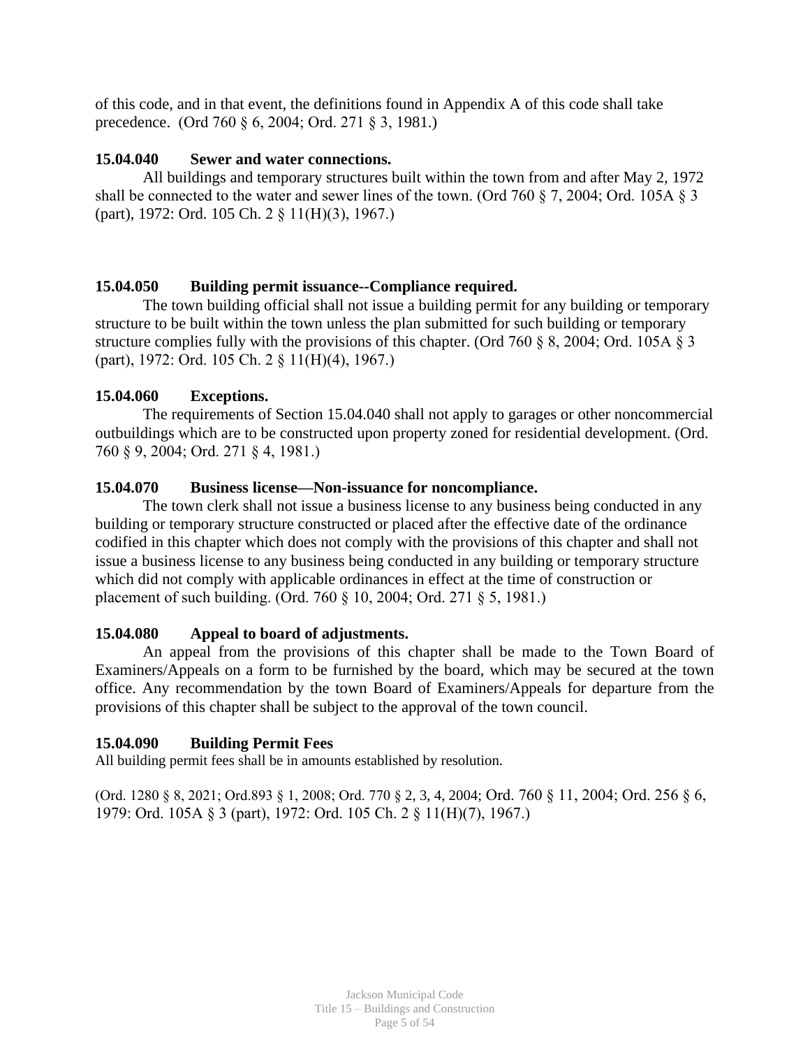of this code, and in that event, the definitions found in Appendix A of this code shall take precedence. (Ord 760 § 6, 2004; Ord. 271 § 3, 1981.)

**15.04.040 Sewer and water connections.**

All buildings and temporary structures built within the town from and after May 2, 1972 shall be connected to the water and sewer lines of the town. (Ord 760 § 7, 2004; Ord. 105A § 3 (part), 1972: Ord. 105 Ch. 2 § 11(H)(3), 1967.)

**15.04.050 Building permit issuance--Compliance required.**

The town building official shall not issue a building permit for any building or temporary structure to be built within the town unless the plan submitted for such building or temporary structure complies fully with the provisions of this chapter. (Ord 760 § 8, 2004; Ord. 105A § 3 (part), 1972: Ord. 105 Ch. 2 § 11(H)(4), 1967.)

**15.04.060 Exceptions.**

The requirements of Section 15.04.040 shall not apply to garages or other noncommercial outbuildings which are to be constructed upon property zoned for residential development. (Ord. 760 § 9, 2004; Ord. 271 § 4, 1981.)

**15.04.070 Business license—Non-issuance for noncompliance.**

The town clerk shall not issue a business license to any business being conducted in any building or temporary structure constructed or placed after the effective date of the ordinance codified in this chapter which does not comply with the provisions of this chapter and shall not issue a business license to any business being conducted in any building or temporary structure which did not comply with applicable ordinances in effect at the time of construction or placement of such building. (Ord. 760 § 10, 2004; Ord. 271 § 5, 1981.)

**15.04.080 Appeal to board of adjustments.**

An appeal from the provisions of this chapter shall be made to the Town Board of Examiners/Appeals on a form to be furnished by the board, which may be secured at the town office. Any recommendation by the town Board of Examiners/Appeals for departure from the provisions of this chapter shall be subject to the approval of the town council.

**15.04.090 Building Permit Fees**

All building permit fees shall be in amounts established by resolution.

(Ord. 1280 § 8, 2021; Ord.893 § 1, 2008; Ord. 770 § 2, 3, 4, 2004; Ord. 760 § 11, 2004; Ord. 256 § 6, 1979: Ord. 105A § 3 (part), 1972: Ord. 105 Ch. 2 § 11(H)(7), 1967.)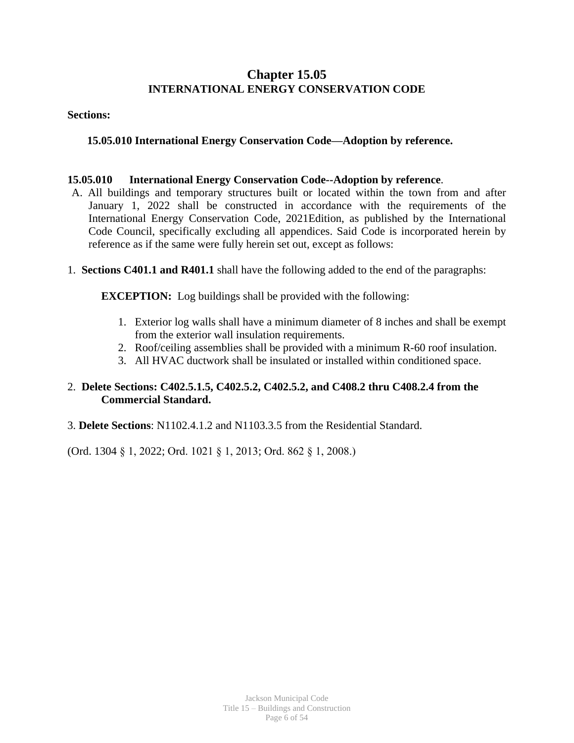# Chapter 15.05
## INTERNATIONAL ENERGY CONSERVATION CODE

**Sections:**

**15.05.010 International Energy Conservation Code—Adoption by reference.**

**15.05.010 International Energy Conservation Code--Adoption by reference**.

A. All buildings and temporary structures built or located within the town from and after January 1, 2022 shall be constructed in accordance with the requirements of the International Energy Conservation Code, 2021Edition, as published by the International Code Council, specifically excluding all appendices. Said Code is incorporated herein by reference as if the same were fully herein set out, except as follows:

1. **Sections C401.1 and R401.1** shall have the following added to the end of the paragraphs:

   **EXCEPTION:** Log buildings shall be provided with the following:

   1. Exterior log walls shall have a minimum diameter of 8 inches and shall be exempt from the exterior wall insulation requirements.
   2. Roof/ceiling assemblies shall be provided with a minimum R-60 roof insulation.
   3. All HVAC ductwork shall be insulated or installed within conditioned space.

2. **Delete Sections: C402.5.1.5, C402.5.2, C402.5.2, and C408.2 thru C408.2.4 from the Commercial Standard.**

3. **Delete Sections**: N1102.4.1.2 and N1103.3.5 from the Residential Standard.

(Ord. 1304 § 1, 2022; Ord. 1021 § 1, 2013; Ord. 862 § 1, 2008.)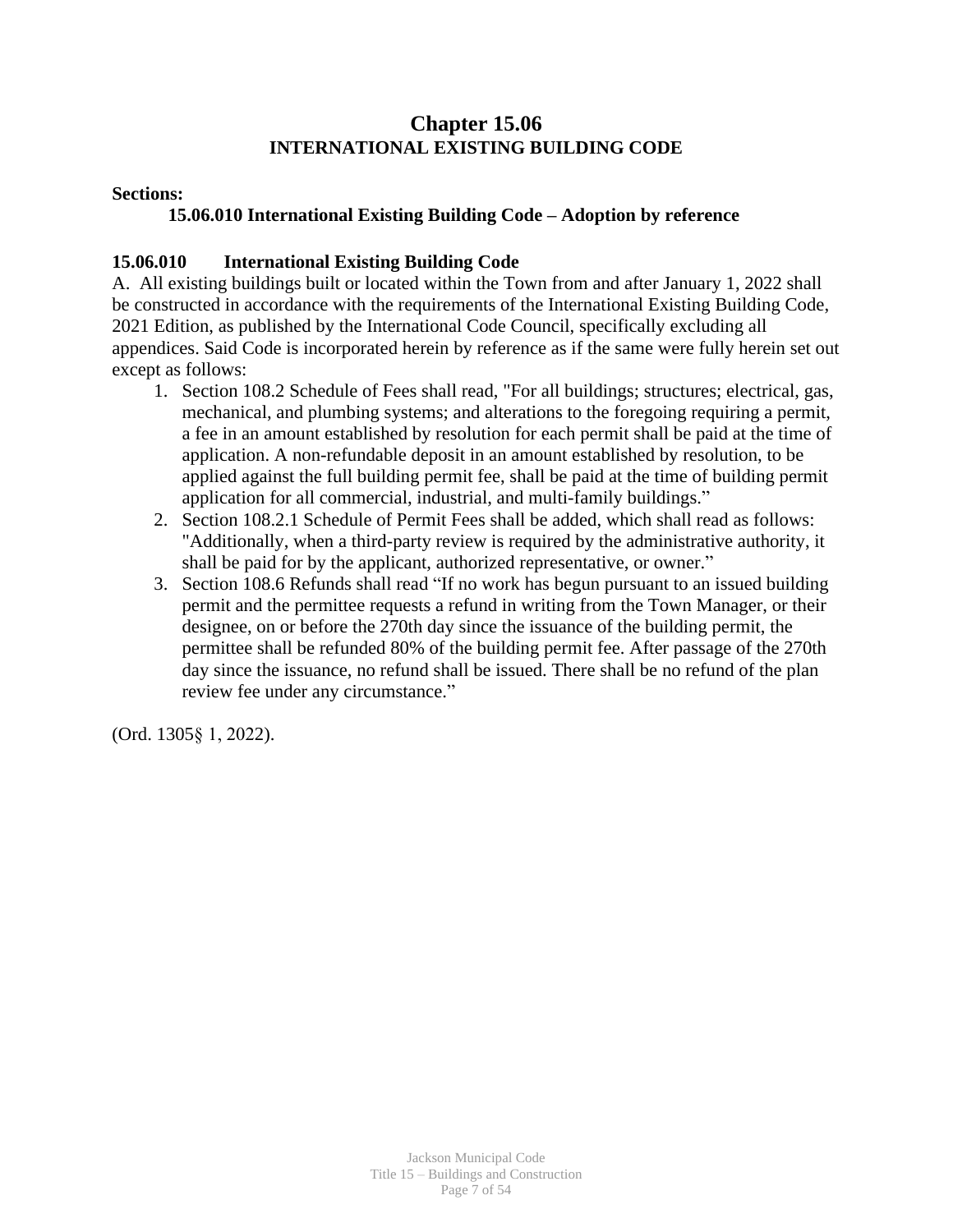# Chapter 15.06
## INTERNATIONAL EXISTING BUILDING CODE

**Sections:**

**15.06.010 International Existing Building Code – Adoption by reference**

### 15.06.010 International Existing Building Code

A. All existing buildings built or located within the Town from and after January 1, 2022 shall be constructed in accordance with the requirements of the International Existing Building Code, 2021 Edition, as published by the International Code Council, specifically excluding all appendices. Said Code is incorporated herein by reference as if the same were fully herein set out except as follows:

1. Section 108.2 Schedule of Fees shall read, "For all buildings; structures; electrical, gas, mechanical, and plumbing systems; and alterations to the foregoing requiring a permit, a fee in an amount established by resolution for each permit shall be paid at the time of application. A non-refundable deposit in an amount established by resolution, to be applied against the full building permit fee, shall be paid at the time of building permit application for all commercial, industrial, and multi-family buildings."
2. Section 108.2.1 Schedule of Permit Fees shall be added, which shall read as follows: "Additionally, when a third-party review is required by the administrative authority, it shall be paid for by the applicant, authorized representative, or owner."
3. Section 108.6 Refunds shall read "If no work has begun pursuant to an issued building permit and the permittee requests a refund in writing from the Town Manager, or their designee, on or before the 270th day since the issuance of the building permit, the permittee shall be refunded 80% of the building permit fee. After passage of the 270th day since the issuance, no refund shall be issued. There shall be no refund of the plan review fee under any circumstance."

(Ord. 1305§ 1, 2022).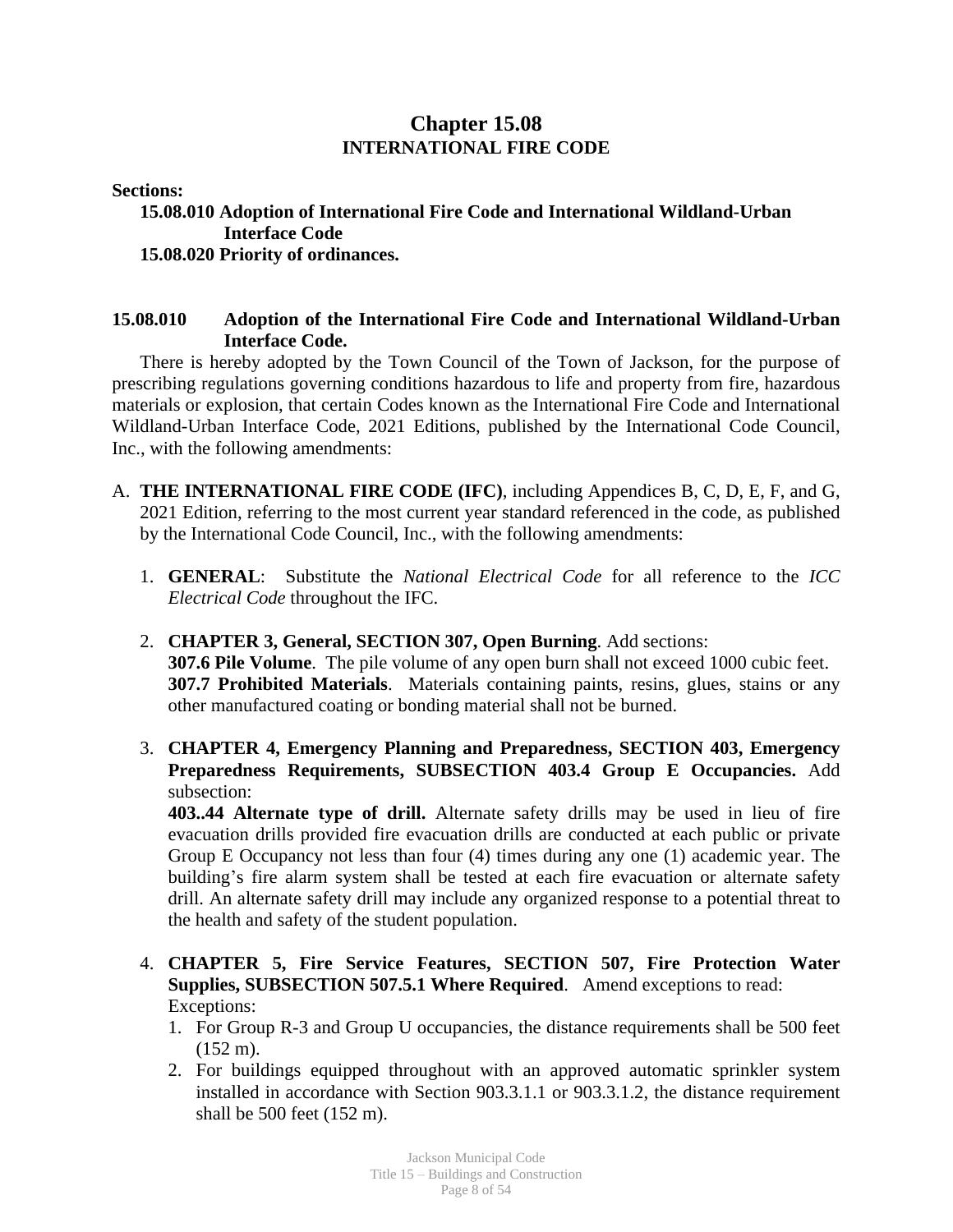# Chapter 15.08

## INTERNATIONAL FIRE CODE

**Sections:**

**15.08.010 Adoption of International Fire Code and International Wildland-Urban Interface Code**

**15.08.020 Priority of ordinances.**

### 15.08.010 Adoption of the International Fire Code and International Wildland-Urban Interface Code.

There is hereby adopted by the Town Council of the Town of Jackson, for the purpose of prescribing regulations governing conditions hazardous to life and property from fire, hazardous materials or explosion, that certain Codes known as the International Fire Code and International Wildland-Urban Interface Code, 2021 Editions, published by the International Code Council, Inc., with the following amendments:

A. **THE INTERNATIONAL FIRE CODE (IFC)**, including Appendices B, C, D, E, F, and G, 2021 Edition, referring to the most current year standard referenced in the code, as published by the International Code Council, Inc., with the following amendments:

1. **GENERAL**: Substitute the *National Electrical Code* for all reference to the *ICC Electrical Code* throughout the IFC.

2. **CHAPTER 3, General, SECTION 307, Open Burning**. Add sections:
   **307.6 Pile Volume**. The pile volume of any open burn shall not exceed 1000 cubic feet.
   **307.7 Prohibited Materials**. Materials containing paints, resins, glues, stains or any other manufactured coating or bonding material shall not be burned.

3. **CHAPTER 4, Emergency Planning and Preparedness, SECTION 403, Emergency Preparedness Requirements, SUBSECTION 403.4 Group E Occupancies.** Add subsection:
   **403..44 Alternate type of drill.** Alternate safety drills may be used in lieu of fire evacuation drills provided fire evacuation drills are conducted at each public or private Group E Occupancy not less than four (4) times during any one (1) academic year. The building's fire alarm system shall be tested at each fire evacuation or alternate safety drill. An alternate safety drill may include any organized response to a potential threat to the health and safety of the student population.

4. **CHAPTER 5, Fire Service Features, SECTION 507, Fire Protection Water Supplies, SUBSECTION 507.5.1 Where Required**. Amend exceptions to read:
   Exceptions:
   1. For Group R-3 and Group U occupancies, the distance requirements shall be 500 feet (152 m).
   2. For buildings equipped throughout with an approved automatic sprinkler system installed in accordance with Section 903.3.1.1 or 903.3.1.2, the distance requirement shall be 500 feet (152 m).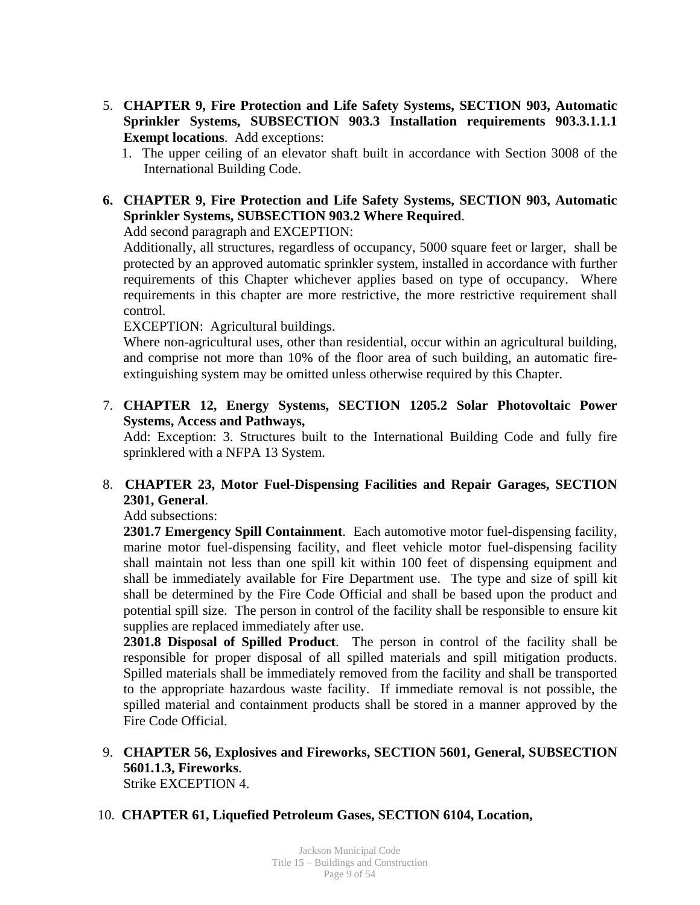5. **CHAPTER 9, Fire Protection and Life Safety Systems, SECTION 903, Automatic Sprinkler Systems, SUBSECTION 903.3 Installation requirements 903.3.1.1.1 Exempt locations**. Add exceptions:
   1. The upper ceiling of an elevator shaft built in accordance with Section 3008 of the International Building Code.

6. **CHAPTER 9, Fire Protection and Life Safety Systems, SECTION 903, Automatic Sprinkler Systems, SUBSECTION 903.2 Where Required**.

   Add second paragraph and EXCEPTION:

   Additionally, all structures, regardless of occupancy, 5000 square feet or larger, shall be protected by an approved automatic sprinkler system, installed in accordance with further requirements of this Chapter whichever applies based on type of occupancy. Where requirements in this chapter are more restrictive, the more restrictive requirement shall control.

   EXCEPTION: Agricultural buildings.

   Where non-agricultural uses, other than residential, occur within an agricultural building, and comprise not more than 10% of the floor area of such building, an automatic fire-extinguishing system may be omitted unless otherwise required by this Chapter.

7. **CHAPTER 12, Energy Systems, SECTION 1205.2 Solar Photovoltaic Power Systems, Access and Pathways,**

   Add: Exception: 3. Structures built to the International Building Code and fully fire sprinklered with a NFPA 13 System.

8. **CHAPTER 23, Motor Fuel-Dispensing Facilities and Repair Garages, SECTION 2301, General**.

   Add subsections:

   **2301.7 Emergency Spill Containment**. Each automotive motor fuel-dispensing facility, marine motor fuel-dispensing facility, and fleet vehicle motor fuel-dispensing facility shall maintain not less than one spill kit within 100 feet of dispensing equipment and shall be immediately available for Fire Department use. The type and size of spill kit shall be determined by the Fire Code Official and shall be based upon the product and potential spill size. The person in control of the facility shall be responsible to ensure kit supplies are replaced immediately after use.

   **2301.8 Disposal of Spilled Product**. The person in control of the facility shall be responsible for proper disposal of all spilled materials and spill mitigation products. Spilled materials shall be immediately removed from the facility and shall be transported to the appropriate hazardous waste facility. If immediate removal is not possible, the spilled material and containment products shall be stored in a manner approved by the Fire Code Official.

9. **CHAPTER 56, Explosives and Fireworks, SECTION 5601, General, SUBSECTION 5601.1.3, Fireworks**.

   Strike EXCEPTION 4.

10. **CHAPTER 61, Liquefied Petroleum Gases, SECTION 6104, Location,**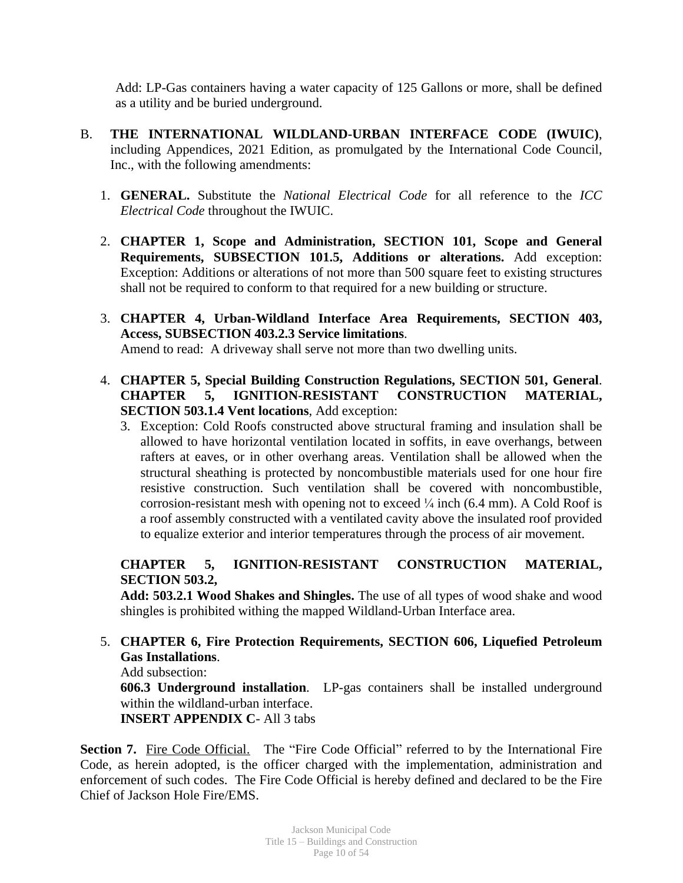Add: LP-Gas containers having a water capacity of 125 Gallons or more, shall be defined as a utility and be buried underground.

B. **THE INTERNATIONAL WILDLAND-URBAN INTERFACE CODE (IWUIC)**, including Appendices, 2021 Edition, as promulgated by the International Code Council, Inc., with the following amendments:

1. **GENERAL.** Substitute the *National Electrical Code* for all reference to the *ICC Electrical Code* throughout the IWUIC.

2. **CHAPTER 1, Scope and Administration, SECTION 101, Scope and General Requirements, SUBSECTION 101.5, Additions or alterations.** Add exception: Exception: Additions or alterations of not more than 500 square feet to existing structures shall not be required to conform to that required for a new building or structure.

3. **CHAPTER 4, Urban-Wildland Interface Area Requirements, SECTION 403, Access, SUBSECTION 403.2.3 Service limitations**.
   Amend to read: A driveway shall serve not more than two dwelling units.

4. **CHAPTER 5, Special Building Construction Regulations, SECTION 501, General**. **CHAPTER 5, IGNITION-RESISTANT CONSTRUCTION MATERIAL, SECTION 503.1.4 Vent locations**, Add exception:
   3. Exception: Cold Roofs constructed above structural framing and insulation shall be allowed to have horizontal ventilation located in soffits, in eave overhangs, between rafters at eaves, or in other overhang areas. Ventilation shall be allowed when the structural sheathing is protected by noncombustible materials used for one hour fire resistive construction. Such ventilation shall be covered with noncombustible, corrosion-resistant mesh with opening not to exceed ¼ inch (6.4 mm). A Cold Roof is a roof assembly constructed with a ventilated cavity above the insulated roof provided to equalize exterior and interior temperatures through the process of air movement.

   **CHAPTER 5, IGNITION-RESISTANT CONSTRUCTION MATERIAL, SECTION 503.2,**
   **Add: 503.2.1 Wood Shakes and Shingles.** The use of all types of wood shake and wood shingles is prohibited withing the mapped Wildland-Urban Interface area.

5. **CHAPTER 6, Fire Protection Requirements, SECTION 606, Liquefied Petroleum Gas Installations**.
   Add subsection:
   **606.3 Underground installation**. LP-gas containers shall be installed underground within the wildland-urban interface.
   **INSERT APPENDIX C**- All 3 tabs

**Section 7.** Fire Code Official. The "Fire Code Official" referred to by the International Fire Code, as herein adopted, is the officer charged with the implementation, administration and enforcement of such codes. The Fire Code Official is hereby defined and declared to be the Fire Chief of Jackson Hole Fire/EMS.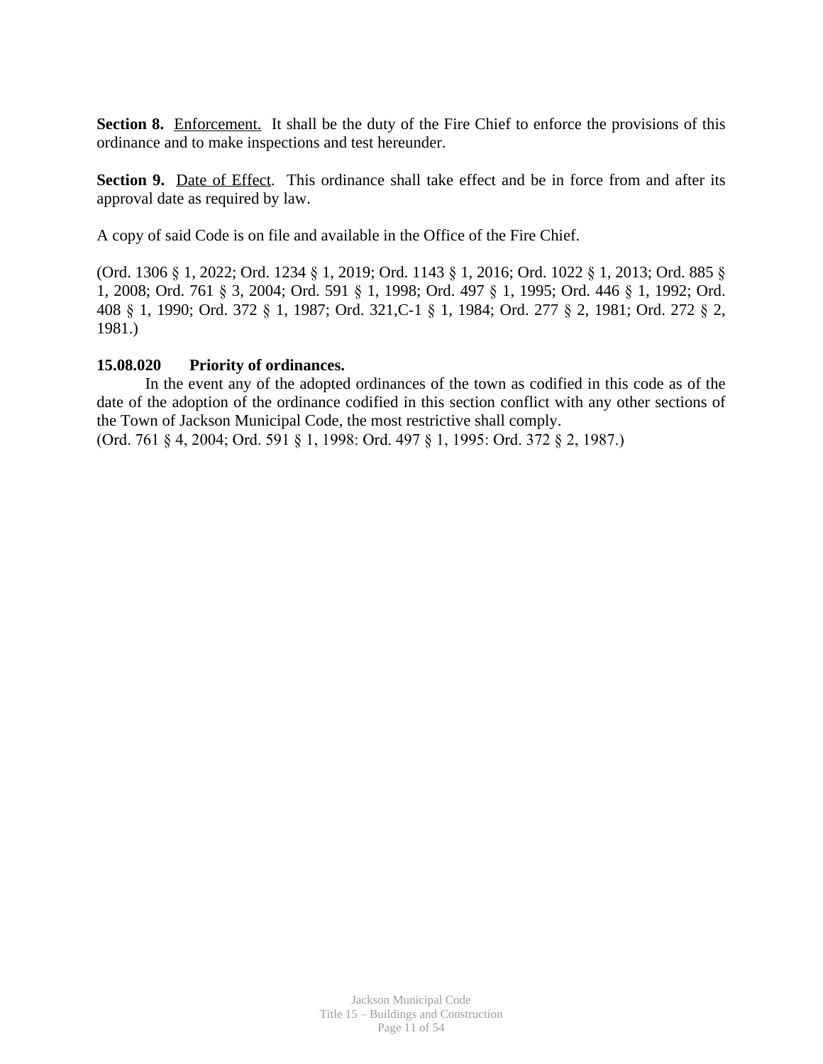**Section 8.** Enforcement. It shall be the duty of the Fire Chief to enforce the provisions of this ordinance and to make inspections and test hereunder.

**Section 9.** Date of Effect. This ordinance shall take effect and be in force from and after its approval date as required by law.

A copy of said Code is on file and available in the Office of the Fire Chief.

(Ord. 1306 § 1, 2022; Ord. 1234 § 1, 2019; Ord. 1143 § 1, 2016; Ord. 1022 § 1, 2013; Ord. 885 § 1, 2008; Ord. 761 § 3, 2004; Ord. 591 § 1, 1998; Ord. 497 § 1, 1995; Ord. 446 § 1, 1992; Ord. 408 § 1, 1990; Ord. 372 § 1, 1987; Ord. 321,C-1 § 1, 1984; Ord. 277 § 2, 1981; Ord. 272 § 2, 1981.)

**15.08.020 Priority of ordinances.**

In the event any of the adopted ordinances of the town as codified in this code as of the date of the adoption of the ordinance codified in this section conflict with any other sections of the Town of Jackson Municipal Code, the most restrictive shall comply.
(Ord. 761 § 4, 2004; Ord. 591 § 1, 1998: Ord. 497 § 1, 1995: Ord. 372 § 2, 1987.)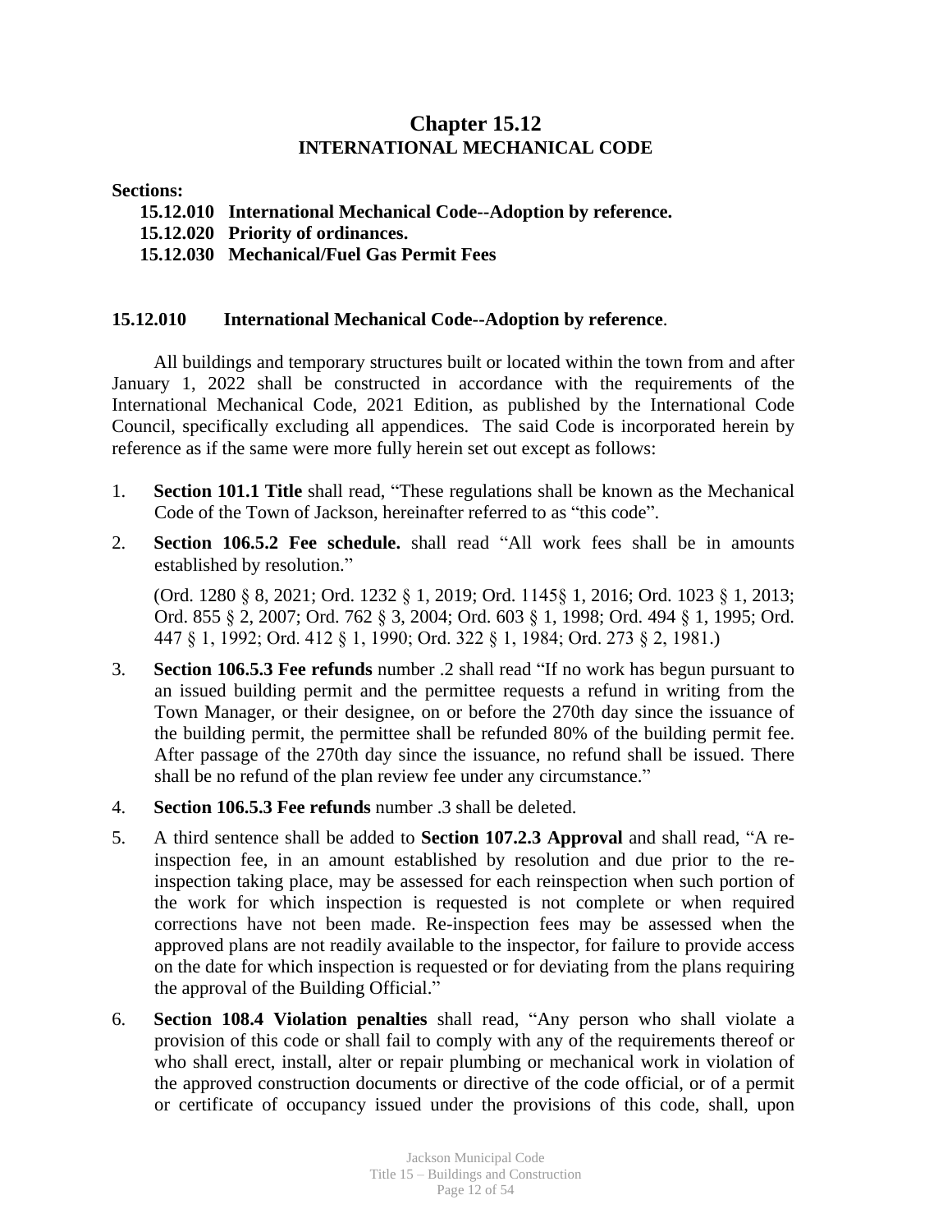# Chapter 15.12
## INTERNATIONAL MECHANICAL CODE

**Sections:**

**15.12.010 International Mechanical Code--Adoption by reference.**
**15.12.020 Priority of ordinances.**
**15.12.030 Mechanical/Fuel Gas Permit Fees**

### 15.12.010 International Mechanical Code--Adoption by reference.

All buildings and temporary structures built or located within the town from and after January 1, 2022 shall be constructed in accordance with the requirements of the International Mechanical Code, 2021 Edition, as published by the International Code Council, specifically excluding all appendices. The said Code is incorporated herein by reference as if the same were more fully herein set out except as follows:

1. **Section 101.1 Title** shall read, "These regulations shall be known as the Mechanical Code of the Town of Jackson, hereinafter referred to as "this code".
2. **Section 106.5.2 Fee schedule.** shall read "All work fees shall be in amounts established by resolution."

   (Ord. 1280 § 8, 2021; Ord. 1232 § 1, 2019; Ord. 1145§ 1, 2016; Ord. 1023 § 1, 2013; Ord. 855 § 2, 2007; Ord. 762 § 3, 2004; Ord. 603 § 1, 1998; Ord. 494 § 1, 1995; Ord. 447 § 1, 1992; Ord. 412 § 1, 1990; Ord. 322 § 1, 1984; Ord. 273 § 2, 1981.)
3. **Section 106.5.3 Fee refunds** number .2 shall read "If no work has begun pursuant to an issued building permit and the permittee requests a refund in writing from the Town Manager, or their designee, on or before the 270th day since the issuance of the building permit, the permittee shall be refunded 80% of the building permit fee. After passage of the 270th day since the issuance, no refund shall be issued. There shall be no refund of the plan review fee under any circumstance."
4. **Section 106.5.3 Fee refunds** number .3 shall be deleted.
5. A third sentence shall be added to **Section 107.2.3 Approval** and shall read, "A re-inspection fee, in an amount established by resolution and due prior to the re-inspection taking place, may be assessed for each reinspection when such portion of the work for which inspection is requested is not complete or when required corrections have not been made. Re-inspection fees may be assessed when the approved plans are not readily available to the inspector, for failure to provide access on the date for which inspection is requested or for deviating from the plans requiring the approval of the Building Official."
6. **Section 108.4 Violation penalties** shall read, "Any person who shall violate a provision of this code or shall fail to comply with any of the requirements thereof or who shall erect, install, alter or repair plumbing or mechanical work in violation of the approved construction documents or directive of the code official, or of a permit or certificate of occupancy issued under the provisions of this code, shall, upon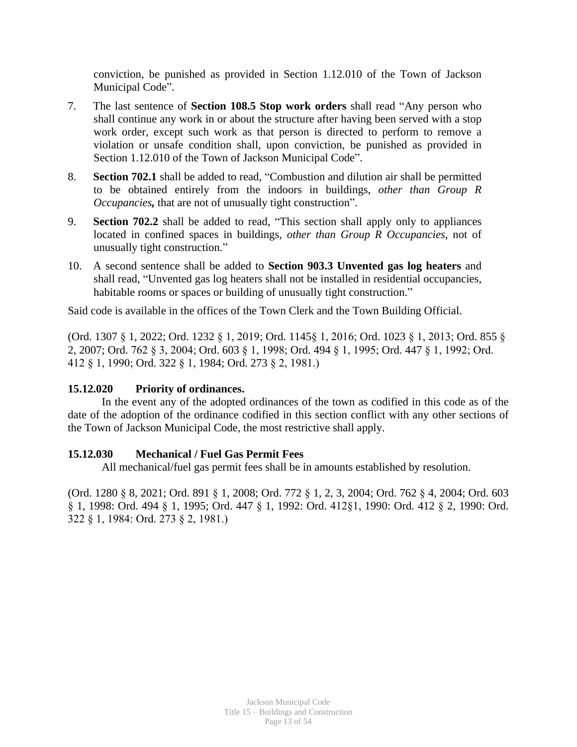conviction, be punished as provided in Section 1.12.010 of the Town of Jackson Municipal Code".

7. The last sentence of **Section 108.5 Stop work orders** shall read "Any person who shall continue any work in or about the structure after having been served with a stop work order, except such work as that person is directed to perform to remove a violation or unsafe condition shall, upon conviction, be punished as provided in Section 1.12.010 of the Town of Jackson Municipal Code".

8. **Section 702.1** shall be added to read, "Combustion and dilution air shall be permitted to be obtained entirely from the indoors in buildings, *other than Group R Occupancies***,** that are not of unusually tight construction".

9. **Section 702.2** shall be added to read, "This section shall apply only to appliances located in confined spaces in buildings, *other than Group R Occupancies*, not of unusually tight construction."

10. A second sentence shall be added to **Section 903.3 Unvented gas log heaters** and shall read, "Unvented gas log heaters shall not be installed in residential occupancies, habitable rooms or spaces or building of unusually tight construction."

Said code is available in the offices of the Town Clerk and the Town Building Official.

(Ord. 1307 § 1, 2022; Ord. 1232 § 1, 2019; Ord. 1145§ 1, 2016; Ord. 1023 § 1, 2013; Ord. 855 § 2, 2007; Ord. 762 § 3, 2004; Ord. 603 § 1, 1998; Ord. 494 § 1, 1995; Ord. 447 § 1, 1992; Ord. 412 § 1, 1990; Ord. 322 § 1, 1984; Ord. 273 § 2, 1981.)

### 15.12.020 Priority of ordinances.

In the event any of the adopted ordinances of the town as codified in this code as of the date of the adoption of the ordinance codified in this section conflict with any other sections of the Town of Jackson Municipal Code, the most restrictive shall apply.

### 15.12.030 Mechanical / Fuel Gas Permit Fees

All mechanical/fuel gas permit fees shall be in amounts established by resolution.

(Ord. 1280 § 8, 2021; Ord. 891 § 1, 2008; Ord. 772 § 1, 2, 3, 2004; Ord. 762 § 4, 2004; Ord. 603 § 1, 1998: Ord. 494 § 1, 1995; Ord. 447 § 1, 1992: Ord. 412§1, 1990: Ord. 412 § 2, 1990: Ord. 322 § 1, 1984: Ord. 273 § 2, 1981.)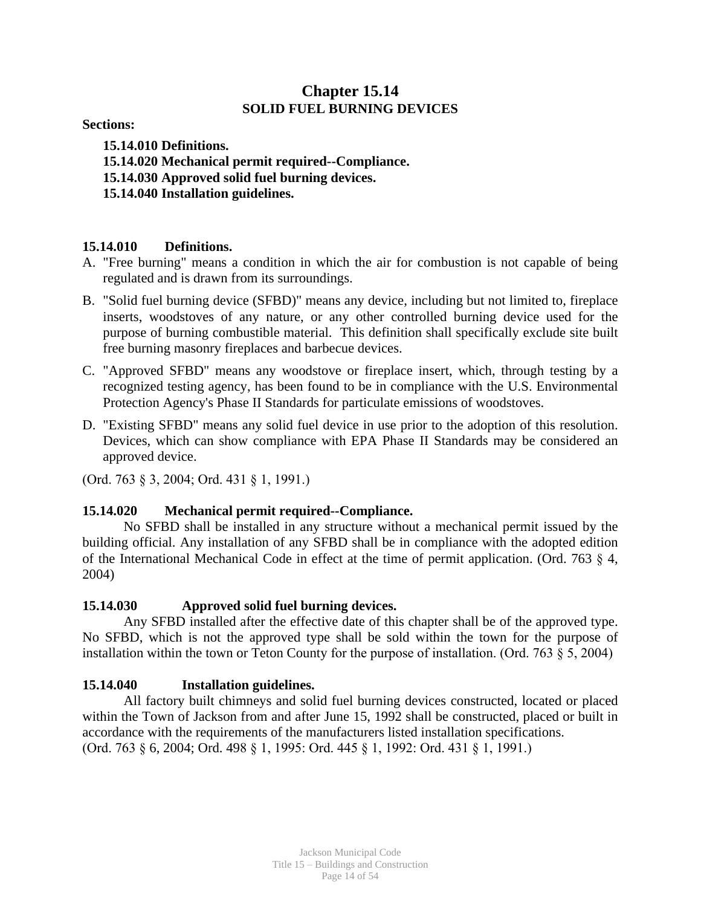# Chapter 15.14

## SOLID FUEL BURNING DEVICES

**Sections:**

- **15.14.010 Definitions.**
- **15.14.020 Mechanical permit required--Compliance.**
- **15.14.030 Approved solid fuel burning devices.**
- **15.14.040 Installation guidelines.**

### 15.14.010 Definitions.

A. "Free burning" means a condition in which the air for combustion is not capable of being regulated and is drawn from its surroundings.

B. "Solid fuel burning device (SFBD)" means any device, including but not limited to, fireplace inserts, woodstoves of any nature, or any other controlled burning device used for the purpose of burning combustible material. This definition shall specifically exclude site built free burning masonry fireplaces and barbecue devices.

C. "Approved SFBD" means any woodstove or fireplace insert, which, through testing by a recognized testing agency, has been found to be in compliance with the U.S. Environmental Protection Agency's Phase II Standards for particulate emissions of woodstoves.

D. "Existing SFBD" means any solid fuel device in use prior to the adoption of this resolution. Devices, which can show compliance with EPA Phase II Standards may be considered an approved device.

(Ord. 763 § 3, 2004; Ord. 431 § 1, 1991.)

### 15.14.020 Mechanical permit required--Compliance.

No SFBD shall be installed in any structure without a mechanical permit issued by the building official. Any installation of any SFBD shall be in compliance with the adopted edition of the International Mechanical Code in effect at the time of permit application. (Ord. 763 § 4, 2004)

### 15.14.030 Approved solid fuel burning devices.

Any SFBD installed after the effective date of this chapter shall be of the approved type. No SFBD, which is not the approved type shall be sold within the town for the purpose of installation within the town or Teton County for the purpose of installation. (Ord. 763 § 5, 2004)

### 15.14.040 Installation guidelines.

All factory built chimneys and solid fuel burning devices constructed, located or placed within the Town of Jackson from and after June 15, 1992 shall be constructed, placed or built in accordance with the requirements of the manufacturers listed installation specifications.
(Ord. 763 § 6, 2004; Ord. 498 § 1, 1995: Ord. 445 § 1, 1992: Ord. 431 § 1, 1991.)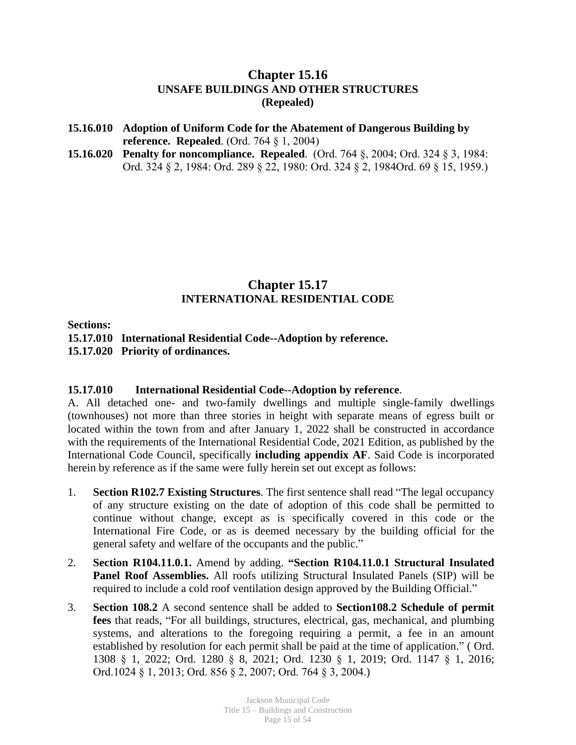## Chapter 15.16
### UNSAFE BUILDINGS AND OTHER STRUCTURES
### (Repealed)

**15.16.010 Adoption of Uniform Code for the Abatement of Dangerous Building by reference. Repealed**. (Ord. 764 § 1, 2004)

**15.16.020 Penalty for noncompliance. Repealed**. (Ord. 764 §, 2004; Ord. 324 § 3, 1984: Ord. 324 § 2, 1984: Ord. 289 § 22, 1980: Ord. 324 § 2, 1984Ord. 69 § 15, 1959.)

## Chapter 15.17
### INTERNATIONAL RESIDENTIAL CODE

**Sections:**

**15.17.010 International Residential Code--Adoption by reference.**

**15.17.020 Priority of ordinances.**

**15.17.010 International Residential Code--Adoption by reference**.

A. All detached one- and two-family dwellings and multiple single-family dwellings (townhouses) not more than three stories in height with separate means of egress built or located within the town from and after January 1, 2022 shall be constructed in accordance with the requirements of the International Residential Code, 2021 Edition, as published by the International Code Council, specifically **including appendix AF**. Said Code is incorporated herein by reference as if the same were fully herein set out except as follows:

1. **Section R102.7 Existing Structures**. The first sentence shall read "The legal occupancy of any structure existing on the date of adoption of this code shall be permitted to continue without change, except as is specifically covered in this code or the International Fire Code, or as is deemed necessary by the building official for the general safety and welfare of the occupants and the public."
2. **Section R104.11.0.1.** Amend by adding. **"Section R104.11.0.1 Structural Insulated Panel Roof Assemblies.** All roofs utilizing Structural Insulated Panels (SIP) will be required to include a cold roof ventilation design approved by the Building Official."
3. **Section 108.2** A second sentence shall be added to **Section108.2 Schedule of permit fees** that reads, "For all buildings, structures, electrical, gas, mechanical, and plumbing systems, and alterations to the foregoing requiring a permit, a fee in an amount established by resolution for each permit shall be paid at the time of application." ( Ord. 1308 § 1, 2022; Ord. 1280 § 8, 2021; Ord. 1230 § 1, 2019; Ord. 1147 § 1, 2016; Ord.1024 § 1, 2013; Ord. 856 § 2, 2007; Ord. 764 § 3, 2004.)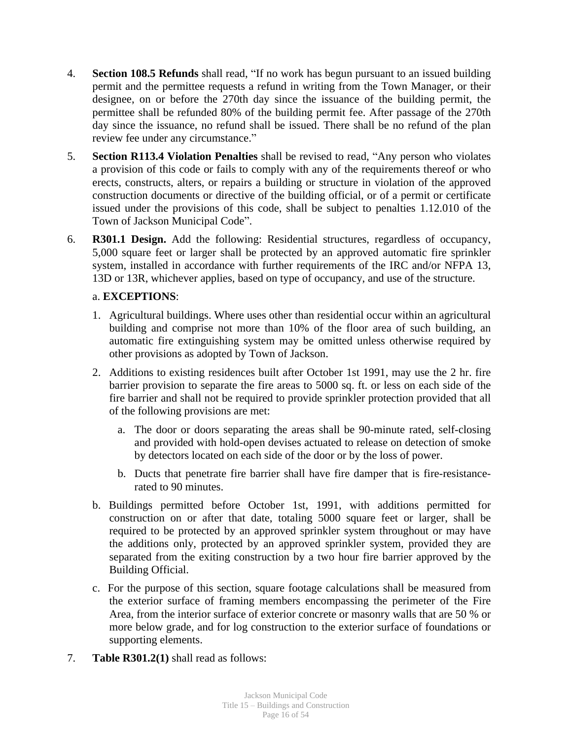4. **Section 108.5 Refunds** shall read, "If no work has begun pursuant to an issued building permit and the permittee requests a refund in writing from the Town Manager, or their designee, on or before the 270th day since the issuance of the building permit, the permittee shall be refunded 80% of the building permit fee. After passage of the 270th day since the issuance, no refund shall be issued. There shall be no refund of the plan review fee under any circumstance."

5. **Section R113.4 Violation Penalties** shall be revised to read, "Any person who violates a provision of this code or fails to comply with any of the requirements thereof or who erects, constructs, alters, or repairs a building or structure in violation of the approved construction documents or directive of the building official, or of a permit or certificate issued under the provisions of this code, shall be subject to penalties 1.12.010 of the Town of Jackson Municipal Code".

6. **R301.1 Design.** Add the following: Residential structures, regardless of occupancy, 5,000 square feet or larger shall be protected by an approved automatic fire sprinkler system, installed in accordance with further requirements of the IRC and/or NFPA 13, 13D or 13R, whichever applies, based on type of occupancy, and use of the structure.

   a. **EXCEPTIONS**:

   1. Agricultural buildings. Where uses other than residential occur within an agricultural building and comprise not more than 10% of the floor area of such building, an automatic fire extinguishing system may be omitted unless otherwise required by other provisions as adopted by Town of Jackson.

   2. Additions to existing residences built after October 1st 1991, may use the 2 hr. fire barrier provision to separate the fire areas to 5000 sq. ft. or less on each side of the fire barrier and shall not be required to provide sprinkler protection provided that all of the following provisions are met:

      a. The door or doors separating the areas shall be 90-minute rated, self-closing and provided with hold-open devises actuated to release on detection of smoke by detectors located on each side of the door or by the loss of power.

      b. Ducts that penetrate fire barrier shall have fire damper that is fire-resistance-rated to 90 minutes.

   b. Buildings permitted before October 1st, 1991, with additions permitted for construction on or after that date, totaling 5000 square feet or larger, shall be required to be protected by an approved sprinkler system throughout or may have the additions only, protected by an approved sprinkler system, provided they are separated from the exiting construction by a two hour fire barrier approved by the Building Official.

   c. For the purpose of this section, square footage calculations shall be measured from the exterior surface of framing members encompassing the perimeter of the Fire Area, from the interior surface of exterior concrete or masonry walls that are 50 % or more below grade, and for log construction to the exterior surface of foundations or supporting elements.

7. **Table R301.2(1)** shall read as follows: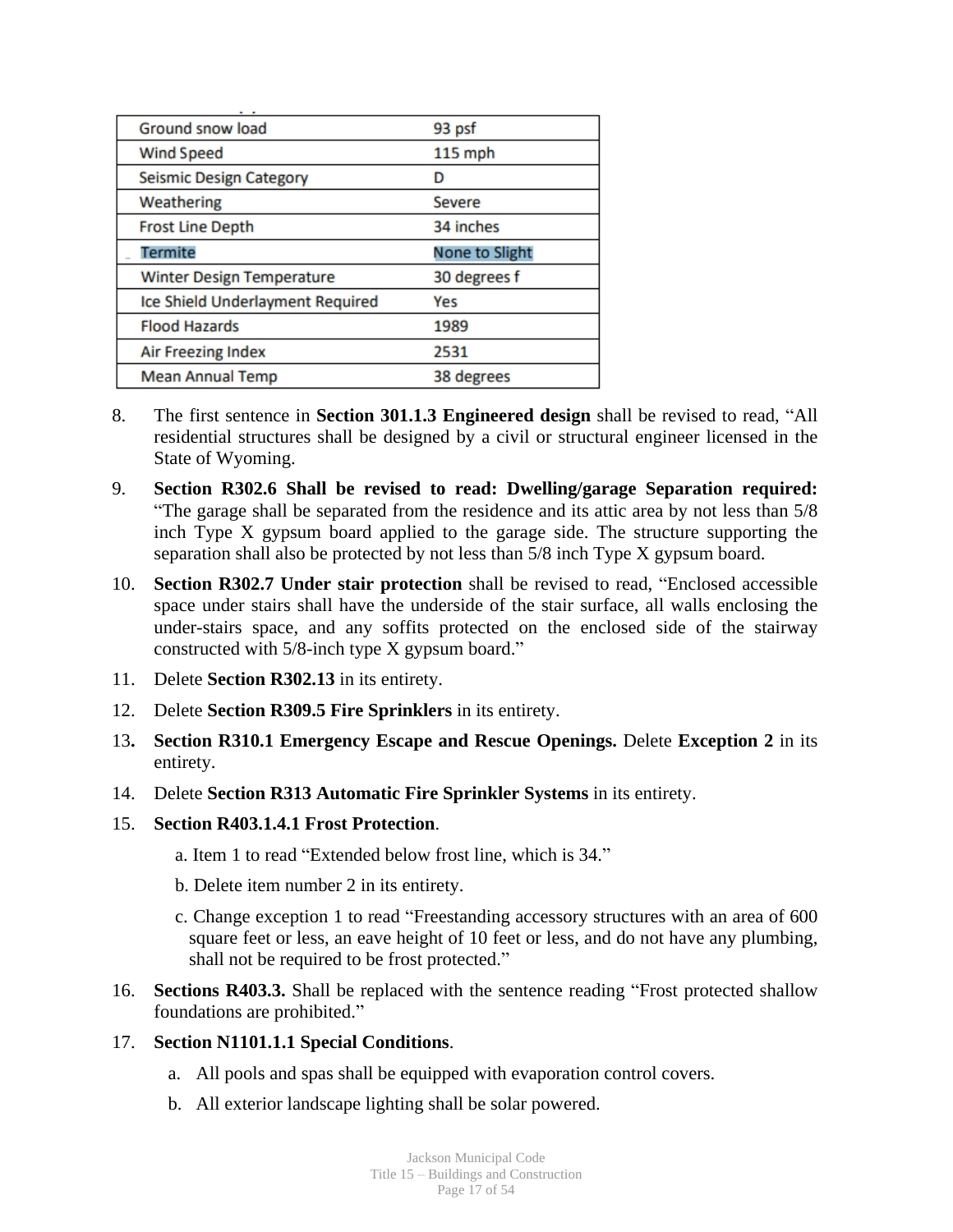| Ground snow load | 93 psf |
|---|---|
| Wind Speed | 115 mph |
| Seismic Design Category | D |
| Weathering | Severe |
| Frost Line Depth | 34 inches |
| Termite | None to Slight |
| Winter Design Temperature | 30 degrees f |
| Ice Shield Underlayment Required | Yes |
| Flood Hazards | 1989 |
| Air Freezing Index | 2531 |
| Mean Annual Temp | 38 degrees |

8. The first sentence in **Section 301.1.3 Engineered design** shall be revised to read, "All residential structures shall be designed by a civil or structural engineer licensed in the State of Wyoming.

9. **Section R302.6 Shall be revised to read: Dwelling/garage Separation required:** "The garage shall be separated from the residence and its attic area by not less than 5/8 inch Type X gypsum board applied to the garage side. The structure supporting the separation shall also be protected by not less than 5/8 inch Type X gypsum board.

10. **Section R302.7 Under stair protection** shall be revised to read, "Enclosed accessible space under stairs shall have the underside of the stair surface, all walls enclosing the under-stairs space, and any soffits protected on the enclosed side of the stairway constructed with 5/8-inch type X gypsum board."

11. Delete **Section R302.13** in its entirety.

12. Delete **Section R309.5 Fire Sprinklers** in its entirety.

13. **Section R310.1 Emergency Escape and Rescue Openings.** Delete **Exception 2** in its entirety.

14. Delete **Section R313 Automatic Fire Sprinkler Systems** in its entirety.

15. **Section R403.1.4.1 Frost Protection**.

    a. Item 1 to read "Extended below frost line, which is 34."

    b. Delete item number 2 in its entirety.

    c. Change exception 1 to read "Freestanding accessory structures with an area of 600 square feet or less, an eave height of 10 feet or less, and do not have any plumbing, shall not be required to be frost protected."

16. **Sections R403.3.** Shall be replaced with the sentence reading "Frost protected shallow foundations are prohibited."

17. **Section N1101.1.1 Special Conditions**.

    a. All pools and spas shall be equipped with evaporation control covers.

    b. All exterior landscape lighting shall be solar powered.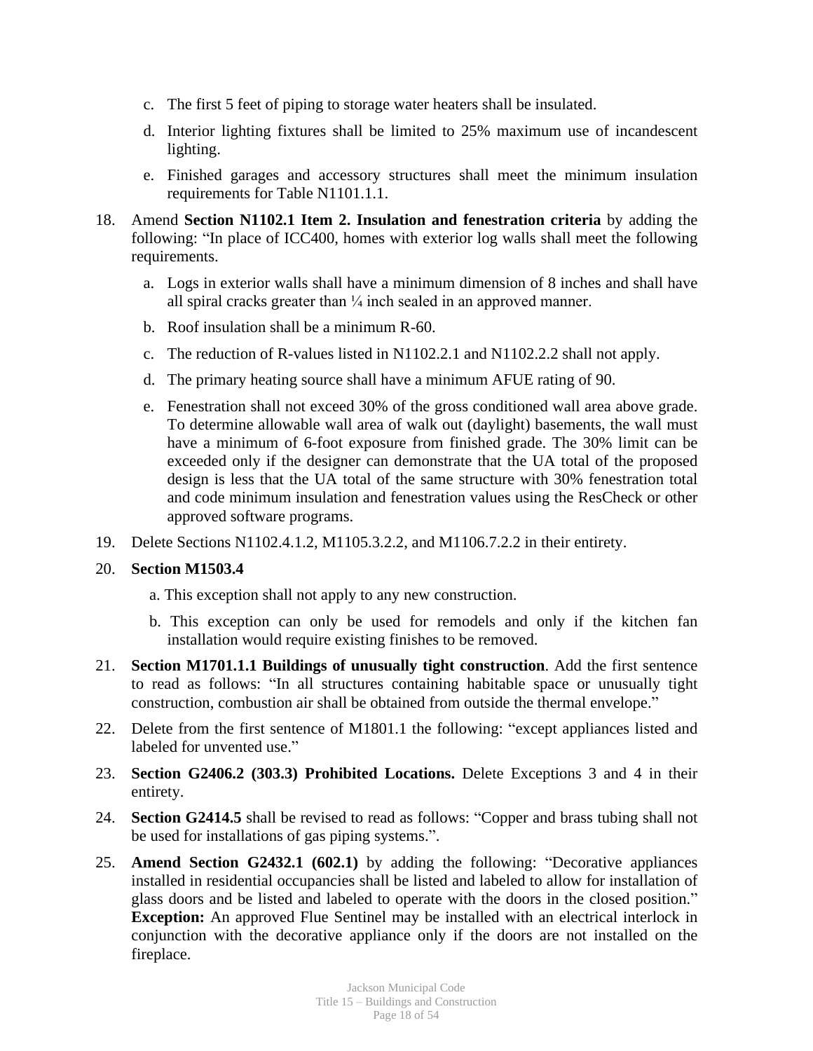c. The first 5 feet of piping to storage water heaters shall be insulated.

d. Interior lighting fixtures shall be limited to 25% maximum use of incandescent lighting.

e. Finished garages and accessory structures shall meet the minimum insulation requirements for Table N1101.1.1.

18. Amend **Section N1102.1 Item 2. Insulation and fenestration criteria** by adding the following: "In place of ICC400, homes with exterior log walls shall meet the following requirements.

    a. Logs in exterior walls shall have a minimum dimension of 8 inches and shall have all spiral cracks greater than ¼ inch sealed in an approved manner.

    b. Roof insulation shall be a minimum R-60.

    c. The reduction of R-values listed in N1102.2.1 and N1102.2.2 shall not apply.

    d. The primary heating source shall have a minimum AFUE rating of 90.

    e. Fenestration shall not exceed 30% of the gross conditioned wall area above grade. To determine allowable wall area of walk out (daylight) basements, the wall must have a minimum of 6-foot exposure from finished grade. The 30% limit can be exceeded only if the designer can demonstrate that the UA total of the proposed design is less that the UA total of the same structure with 30% fenestration total and code minimum insulation and fenestration values using the ResCheck or other approved software programs.

19. Delete Sections N1102.4.1.2, M1105.3.2.2, and M1106.7.2.2 in their entirety.

20. **Section M1503.4**

    a. This exception shall not apply to any new construction.

    b. This exception can only be used for remodels and only if the kitchen fan installation would require existing finishes to be removed.

21. **Section M1701.1.1 Buildings of unusually tight construction**. Add the first sentence to read as follows: "In all structures containing habitable space or unusually tight construction, combustion air shall be obtained from outside the thermal envelope."

22. Delete from the first sentence of M1801.1 the following: "except appliances listed and labeled for unvented use."

23. **Section G2406.2 (303.3) Prohibited Locations.** Delete Exceptions 3 and 4 in their entirety.

24. **Section G2414.5** shall be revised to read as follows: "Copper and brass tubing shall not be used for installations of gas piping systems.".

25. **Amend Section G2432.1 (602.1)** by adding the following: "Decorative appliances installed in residential occupancies shall be listed and labeled to allow for installation of glass doors and be listed and labeled to operate with the doors in the closed position." **Exception:** An approved Flue Sentinel may be installed with an electrical interlock in conjunction with the decorative appliance only if the doors are not installed on the fireplace.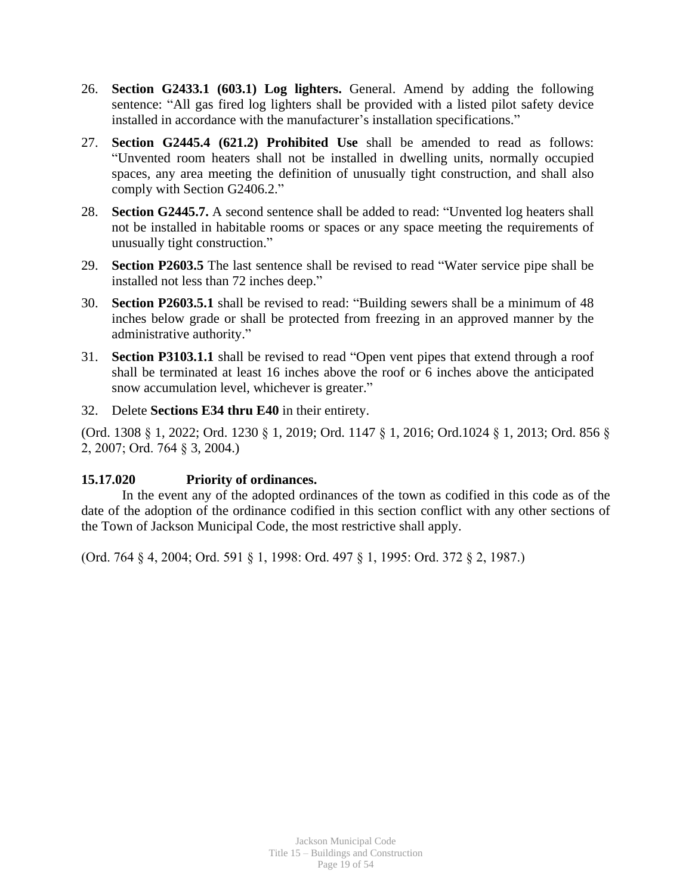26. **Section G2433.1 (603.1) Log lighters.** General. Amend by adding the following sentence: “All gas fired log lighters shall be provided with a listed pilot safety device installed in accordance with the manufacturer’s installation specifications.”

27. **Section G2445.4 (621.2) Prohibited Use** shall be amended to read as follows: “Unvented room heaters shall not be installed in dwelling units, normally occupied spaces, any area meeting the definition of unusually tight construction, and shall also comply with Section G2406.2.”

28. **Section G2445.7.** A second sentence shall be added to read: “Unvented log heaters shall not be installed in habitable rooms or spaces or any space meeting the requirements of unusually tight construction.”

29. **Section P2603.5** The last sentence shall be revised to read “Water service pipe shall be installed not less than 72 inches deep.”

30. **Section P2603.5.1** shall be revised to read: “Building sewers shall be a minimum of 48 inches below grade or shall be protected from freezing in an approved manner by the administrative authority.”

31. **Section P3103.1.1** shall be revised to read “Open vent pipes that extend through a roof shall be terminated at least 16 inches above the roof or 6 inches above the anticipated snow accumulation level, whichever is greater.”

32. Delete **Sections E34 thru E40** in their entirety.

(Ord. 1308 § 1, 2022; Ord. 1230 § 1, 2019; Ord. 1147 § 1, 2016; Ord.1024 § 1, 2013; Ord. 856 § 2, 2007; Ord. 764 § 3, 2004.)

**15.17.020 Priority of ordinances.**

In the event any of the adopted ordinances of the town as codified in this code as of the date of the adoption of the ordinance codified in this section conflict with any other sections of the Town of Jackson Municipal Code, the most restrictive shall apply.

(Ord. 764 § 4, 2004; Ord. 591 § 1, 1998: Ord. 497 § 1, 1995: Ord. 372 § 2, 1987.)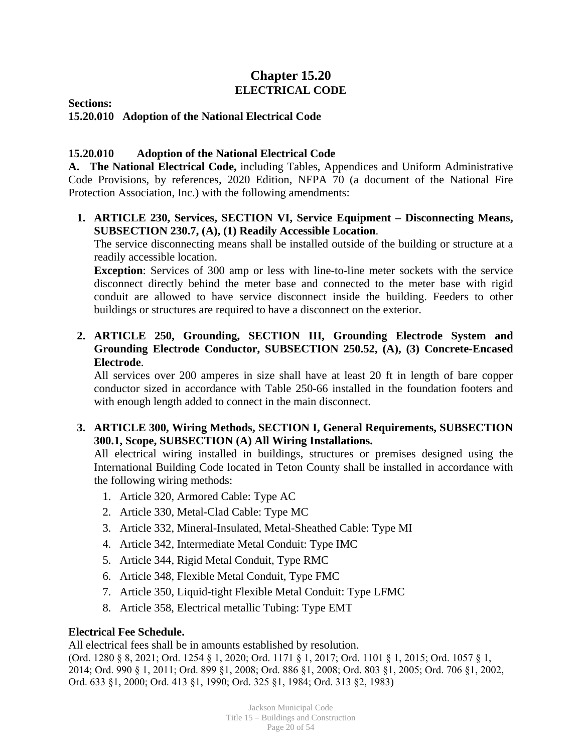# Chapter 15.20
## ELECTRICAL CODE

**Sections:**
**15.20.010 Adoption of the National Electrical Code**

### 15.20.010 Adoption of the National Electrical Code

**A. The National Electrical Code,** including Tables, Appendices and Uniform Administrative Code Provisions, by references, 2020 Edition, NFPA 70 (a document of the National Fire Protection Association, Inc.) with the following amendments:

1. **ARTICLE 230, Services, SECTION VI, Service Equipment – Disconnecting Means, SUBSECTION 230.7, (A), (1) Readily Accessible Location**.
   The service disconnecting means shall be installed outside of the building or structure at a readily accessible location.
   **Exception**: Services of 300 amp or less with line-to-line meter sockets with the service disconnect directly behind the meter base and connected to the meter base with rigid conduit are allowed to have service disconnect inside the building. Feeders to other buildings or structures are required to have a disconnect on the exterior.

2. **ARTICLE 250, Grounding, SECTION III, Grounding Electrode System and Grounding Electrode Conductor, SUBSECTION 250.52, (A), (3) Concrete-Encased Electrode**.
   All services over 200 amperes in size shall have at least 20 ft in length of bare copper conductor sized in accordance with Table 250-66 installed in the foundation footers and with enough length added to connect in the main disconnect.

3. **ARTICLE 300, Wiring Methods, SECTION I, General Requirements, SUBSECTION 300.1, Scope, SUBSECTION (A) All Wiring Installations.**
   All electrical wiring installed in buildings, structures or premises designed using the International Building Code located in Teton County shall be installed in accordance with the following wiring methods:
   1. Article 320, Armored Cable: Type AC
   2. Article 330, Metal-Clad Cable: Type MC
   3. Article 332, Mineral-Insulated, Metal-Sheathed Cable: Type MI
   4. Article 342, Intermediate Metal Conduit: Type IMC
   5. Article 344, Rigid Metal Conduit, Type RMC
   6. Article 348, Flexible Metal Conduit, Type FMC
   7. Article 350, Liquid-tight Flexible Metal Conduit: Type LFMC
   8. Article 358, Electrical metallic Tubing: Type EMT

**Electrical Fee Schedule.**
All electrical fees shall be in amounts established by resolution.
(Ord. 1280 § 8, 2021; Ord. 1254 § 1, 2020; Ord. 1171 § 1, 2017; Ord. 1101 § 1, 2015; Ord. 1057 § 1, 2014; Ord. 990 § 1, 2011; Ord. 899 §1, 2008; Ord. 886 §1, 2008; Ord. 803 §1, 2005; Ord. 706 §1, 2002, Ord. 633 §1, 2000; Ord. 413 §1, 1990; Ord. 325 §1, 1984; Ord. 313 §2, 1983)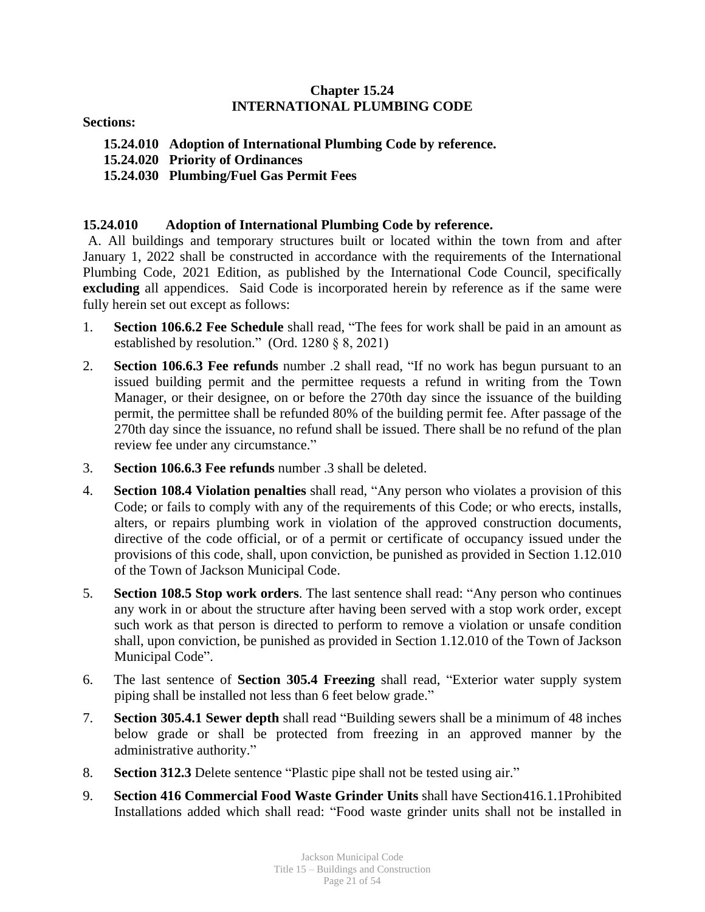# Chapter 15.24
# INTERNATIONAL PLUMBING CODE

**Sections:**

**15.24.010 Adoption of International Plumbing Code by reference.**
**15.24.020 Priority of Ordinances**
**15.24.030 Plumbing/Fuel Gas Permit Fees**

## 15.24.010 Adoption of International Plumbing Code by reference.

A. All buildings and temporary structures built or located within the town from and after January 1, 2022 shall be constructed in accordance with the requirements of the International Plumbing Code, 2021 Edition, as published by the International Code Council, specifically **excluding** all appendices. Said Code is incorporated herein by reference as if the same were fully herein set out except as follows:

1. **Section 106.6.2 Fee Schedule** shall read, "The fees for work shall be paid in an amount as established by resolution." (Ord. 1280 § 8, 2021)
2. **Section 106.6.3 Fee refunds** number .2 shall read, "If no work has begun pursuant to an issued building permit and the permittee requests a refund in writing from the Town Manager, or their designee, on or before the 270th day since the issuance of the building permit, the permittee shall be refunded 80% of the building permit fee. After passage of the 270th day since the issuance, no refund shall be issued. There shall be no refund of the plan review fee under any circumstance."
3. **Section 106.6.3 Fee refunds** number .3 shall be deleted.
4. **Section 108.4 Violation penalties** shall read, "Any person who violates a provision of this Code; or fails to comply with any of the requirements of this Code; or who erects, installs, alters, or repairs plumbing work in violation of the approved construction documents, directive of the code official, or of a permit or certificate of occupancy issued under the provisions of this code, shall, upon conviction, be punished as provided in Section 1.12.010 of the Town of Jackson Municipal Code.
5. **Section 108.5 Stop work orders**. The last sentence shall read: "Any person who continues any work in or about the structure after having been served with a stop work order, except such work as that person is directed to perform to remove a violation or unsafe condition shall, upon conviction, be punished as provided in Section 1.12.010 of the Town of Jackson Municipal Code".
6. The last sentence of **Section 305.4 Freezing** shall read, "Exterior water supply system piping shall be installed not less than 6 feet below grade."
7. **Section 305.4.1 Sewer depth** shall read "Building sewers shall be a minimum of 48 inches below grade or shall be protected from freezing in an approved manner by the administrative authority."
8. **Section 312.3** Delete sentence "Plastic pipe shall not be tested using air."
9. **Section 416 Commercial Food Waste Grinder Units** shall have Section416.1.1Prohibited Installations added which shall read: "Food waste grinder units shall not be installed in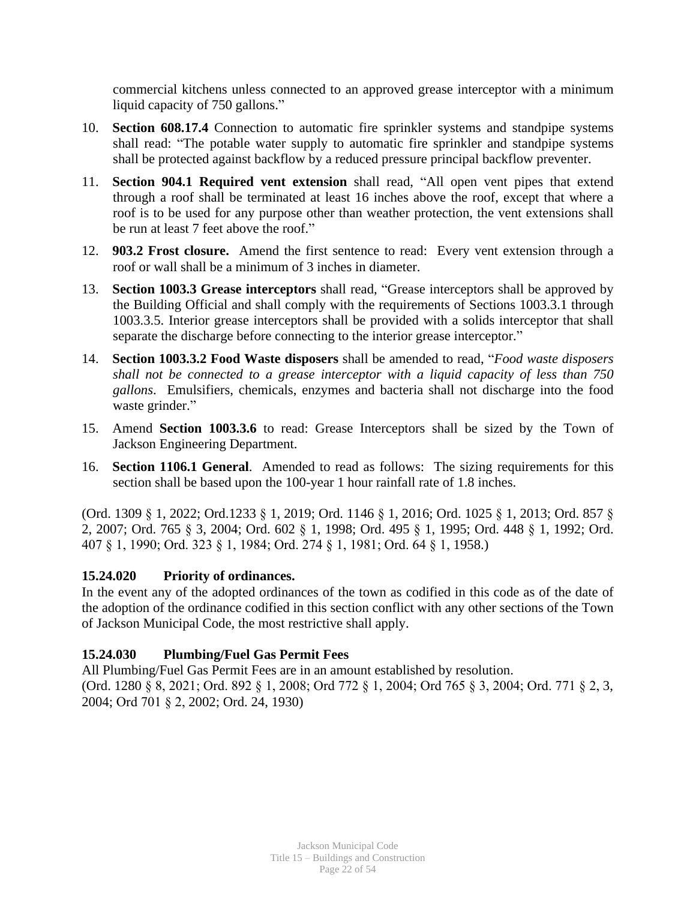commercial kitchens unless connected to an approved grease interceptor with a minimum liquid capacity of 750 gallons."

10. **Section 608.17.4** Connection to automatic fire sprinkler systems and standpipe systems shall read: "The potable water supply to automatic fire sprinkler and standpipe systems shall be protected against backflow by a reduced pressure principal backflow preventer.
11. **Section 904.1 Required vent extension** shall read, "All open vent pipes that extend through a roof shall be terminated at least 16 inches above the roof, except that where a roof is to be used for any purpose other than weather protection, the vent extensions shall be run at least 7 feet above the roof."
12. **903.2 Frost closure.** Amend the first sentence to read: Every vent extension through a roof or wall shall be a minimum of 3 inches in diameter.
13. **Section 1003.3 Grease interceptors** shall read, "Grease interceptors shall be approved by the Building Official and shall comply with the requirements of Sections 1003.3.1 through 1003.3.5. Interior grease interceptors shall be provided with a solids interceptor that shall separate the discharge before connecting to the interior grease interceptor."
14. **Section 1003.3.2 Food Waste disposers** shall be amended to read, "*Food waste disposers shall not be connected to a grease interceptor with a liquid capacity of less than 750 gallons*. Emulsifiers, chemicals, enzymes and bacteria shall not discharge into the food waste grinder."
15. Amend **Section 1003.3.6** to read: Grease Interceptors shall be sized by the Town of Jackson Engineering Department.
16. **Section 1106.1 General**. Amended to read as follows: The sizing requirements for this section shall be based upon the 100-year 1 hour rainfall rate of 1.8 inches.

(Ord. 1309 § 1, 2022; Ord.1233 § 1, 2019; Ord. 1146 § 1, 2016; Ord. 1025 § 1, 2013; Ord. 857 § 2, 2007; Ord. 765 § 3, 2004; Ord. 602 § 1, 1998; Ord. 495 § 1, 1995; Ord. 448 § 1, 1992; Ord. 407 § 1, 1990; Ord. 323 § 1, 1984; Ord. 274 § 1, 1981; Ord. 64 § 1, 1958.)

### 15.24.020 Priority of ordinances.

In the event any of the adopted ordinances of the town as codified in this code as of the date of the adoption of the ordinance codified in this section conflict with any other sections of the Town of Jackson Municipal Code, the most restrictive shall apply.

### 15.24.030 Plumbing/Fuel Gas Permit Fees

All Plumbing/Fuel Gas Permit Fees are in an amount established by resolution.
(Ord. 1280 § 8, 2021; Ord. 892 § 1, 2008; Ord 772 § 1, 2004; Ord 765 § 3, 2004; Ord. 771 § 2, 3, 2004; Ord 701 § 2, 2002; Ord. 24, 1930)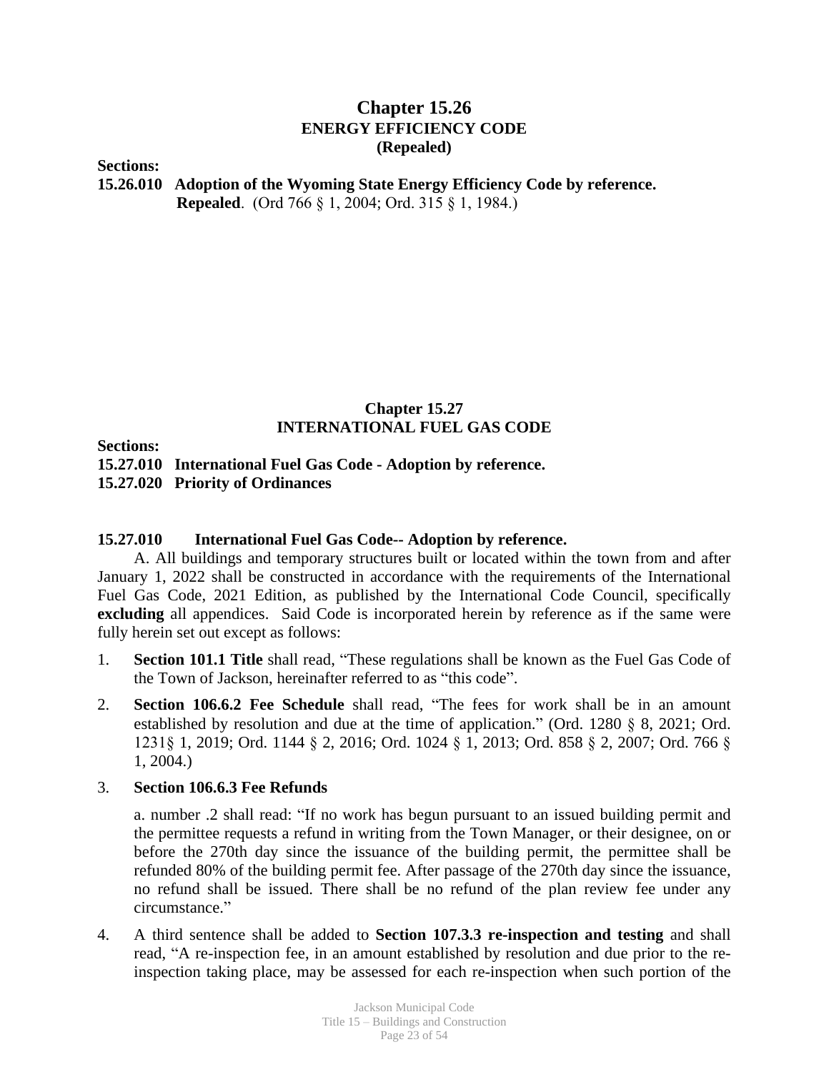# Chapter 15.26
## ENERGY EFFICIENCY CODE
## (Repealed)

**Sections:**

**15.26.010 Adoption of the Wyoming State Energy Efficiency Code by reference.**
**Repealed**. (Ord 766 § 1, 2004; Ord. 315 § 1, 1984.)

# Chapter 15.27
## INTERNATIONAL FUEL GAS CODE

**Sections:**

**15.27.010 International Fuel Gas Code - Adoption by reference.**
**15.27.020 Priority of Ordinances**

### 15.27.010 International Fuel Gas Code-- Adoption by reference.

A. All buildings and temporary structures built or located within the town from and after January 1, 2022 shall be constructed in accordance with the requirements of the International Fuel Gas Code, 2021 Edition, as published by the International Code Council, specifically **excluding** all appendices. Said Code is incorporated herein by reference as if the same were fully herein set out except as follows:

1. **Section 101.1 Title** shall read, "These regulations shall be known as the Fuel Gas Code of the Town of Jackson, hereinafter referred to as "this code".
2. **Section 106.6.2 Fee Schedule** shall read, "The fees for work shall be in an amount established by resolution and due at the time of application." (Ord. 1280 § 8, 2021; Ord. 1231§ 1, 2019; Ord. 1144 § 2, 2016; Ord. 1024 § 1, 2013; Ord. 858 § 2, 2007; Ord. 766 § 1, 2004.)
3. **Section 106.6.3 Fee Refunds**

   a. number .2 shall read: "If no work has begun pursuant to an issued building permit and the permittee requests a refund in writing from the Town Manager, or their designee, on or before the 270th day since the issuance of the building permit, the permittee shall be refunded 80% of the building permit fee. After passage of the 270th day since the issuance, no refund shall be issued. There shall be no refund of the plan review fee under any circumstance."
4. A third sentence shall be added to **Section 107.3.3 re-inspection and testing** and shall read, "A re-inspection fee, in an amount established by resolution and due prior to the re-inspection taking place, may be assessed for each re-inspection when such portion of the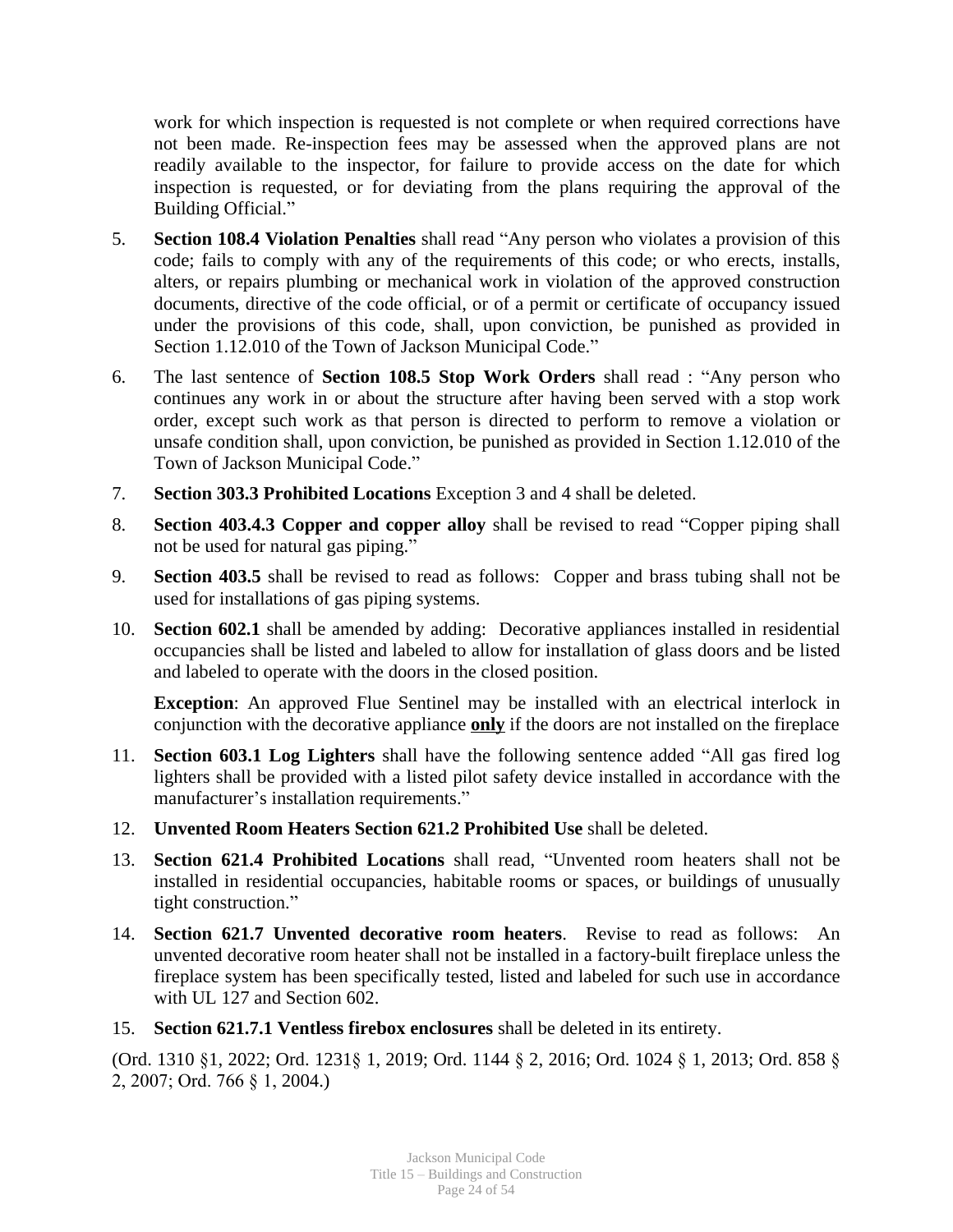work for which inspection is requested is not complete or when required corrections have not been made. Re-inspection fees may be assessed when the approved plans are not readily available to the inspector, for failure to provide access on the date for which inspection is requested, or for deviating from the plans requiring the approval of the Building Official."

5. **Section 108.4 Violation Penalties** shall read "Any person who violates a provision of this code; fails to comply with any of the requirements of this code; or who erects, installs, alters, or repairs plumbing or mechanical work in violation of the approved construction documents, directive of the code official, or of a permit or certificate of occupancy issued under the provisions of this code, shall, upon conviction, be punished as provided in Section 1.12.010 of the Town of Jackson Municipal Code."

6. The last sentence of **Section 108.5 Stop Work Orders** shall read : "Any person who continues any work in or about the structure after having been served with a stop work order, except such work as that person is directed to perform to remove a violation or unsafe condition shall, upon conviction, be punished as provided in Section 1.12.010 of the Town of Jackson Municipal Code."

7. **Section 303.3 Prohibited Locations** Exception 3 and 4 shall be deleted.

8. **Section 403.4.3 Copper and copper alloy** shall be revised to read "Copper piping shall not be used for natural gas piping."

9. **Section 403.5** shall be revised to read as follows: Copper and brass tubing shall not be used for installations of gas piping systems.

10. **Section 602.1** shall be amended by adding: Decorative appliances installed in residential occupancies shall be listed and labeled to allow for installation of glass doors and be listed and labeled to operate with the doors in the closed position.

    **Exception**: An approved Flue Sentinel may be installed with an electrical interlock in conjunction with the decorative appliance **only** if the doors are not installed on the fireplace

11. **Section 603.1 Log Lighters** shall have the following sentence added "All gas fired log lighters shall be provided with a listed pilot safety device installed in accordance with the manufacturer's installation requirements."

12. **Unvented Room Heaters Section 621.2 Prohibited Use** shall be deleted.

13. **Section 621.4 Prohibited Locations** shall read, "Unvented room heaters shall not be installed in residential occupancies, habitable rooms or spaces, or buildings of unusually tight construction."

14. **Section 621.7 Unvented decorative room heaters**. Revise to read as follows: An unvented decorative room heater shall not be installed in a factory-built fireplace unless the fireplace system has been specifically tested, listed and labeled for such use in accordance with UL 127 and Section 602.

15. **Section 621.7.1 Ventless firebox enclosures** shall be deleted in its entirety.

(Ord. 1310 §1, 2022; Ord. 1231§ 1, 2019; Ord. 1144 § 2, 2016; Ord. 1024 § 1, 2013; Ord. 858 § 2, 2007; Ord. 766 § 1, 2004.)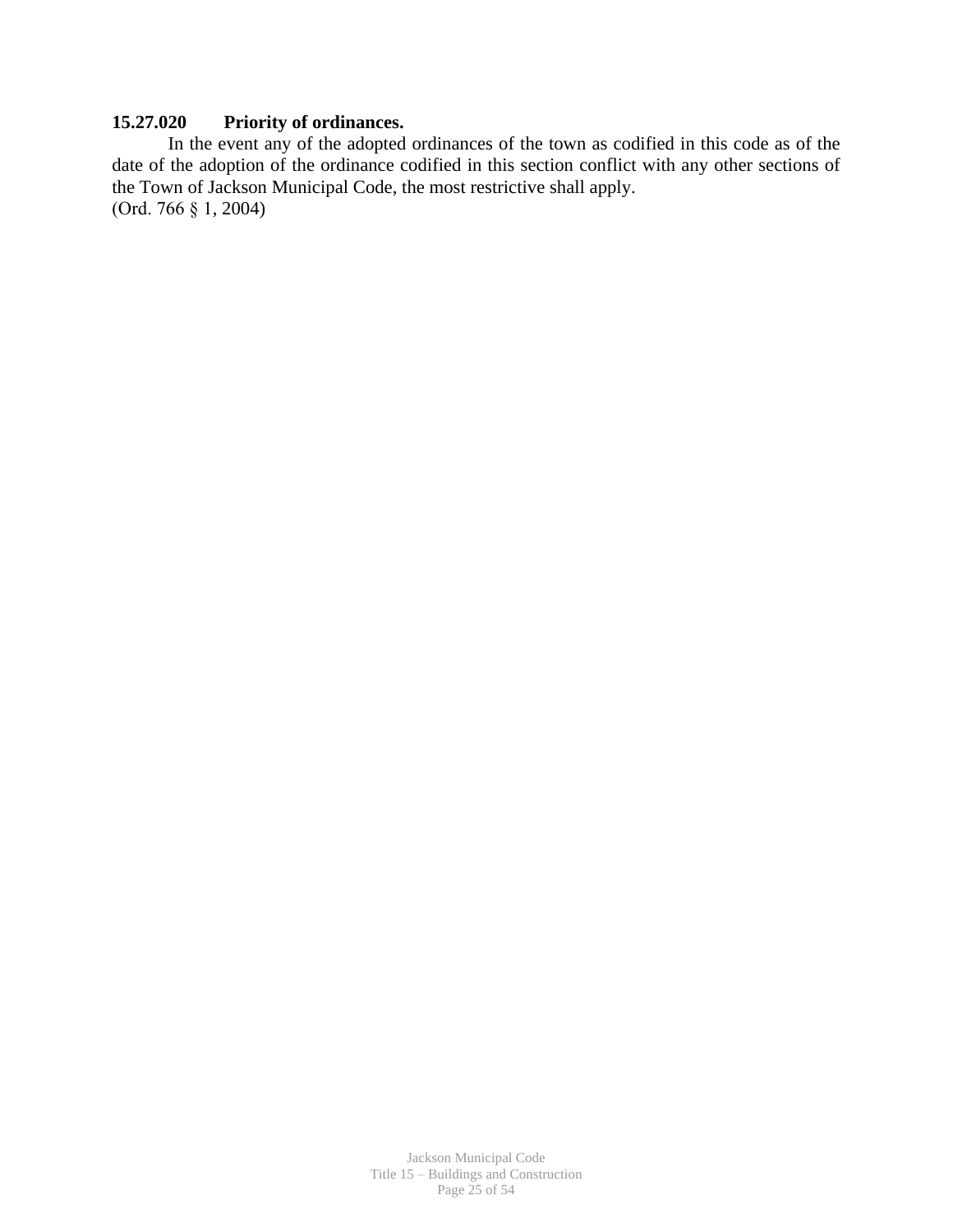**15.27.020 Priority of ordinances.**

In the event any of the adopted ordinances of the town as codified in this code as of the date of the adoption of the ordinance codified in this section conflict with any other sections of the Town of Jackson Municipal Code, the most restrictive shall apply.

(Ord. 766 § 1, 2004)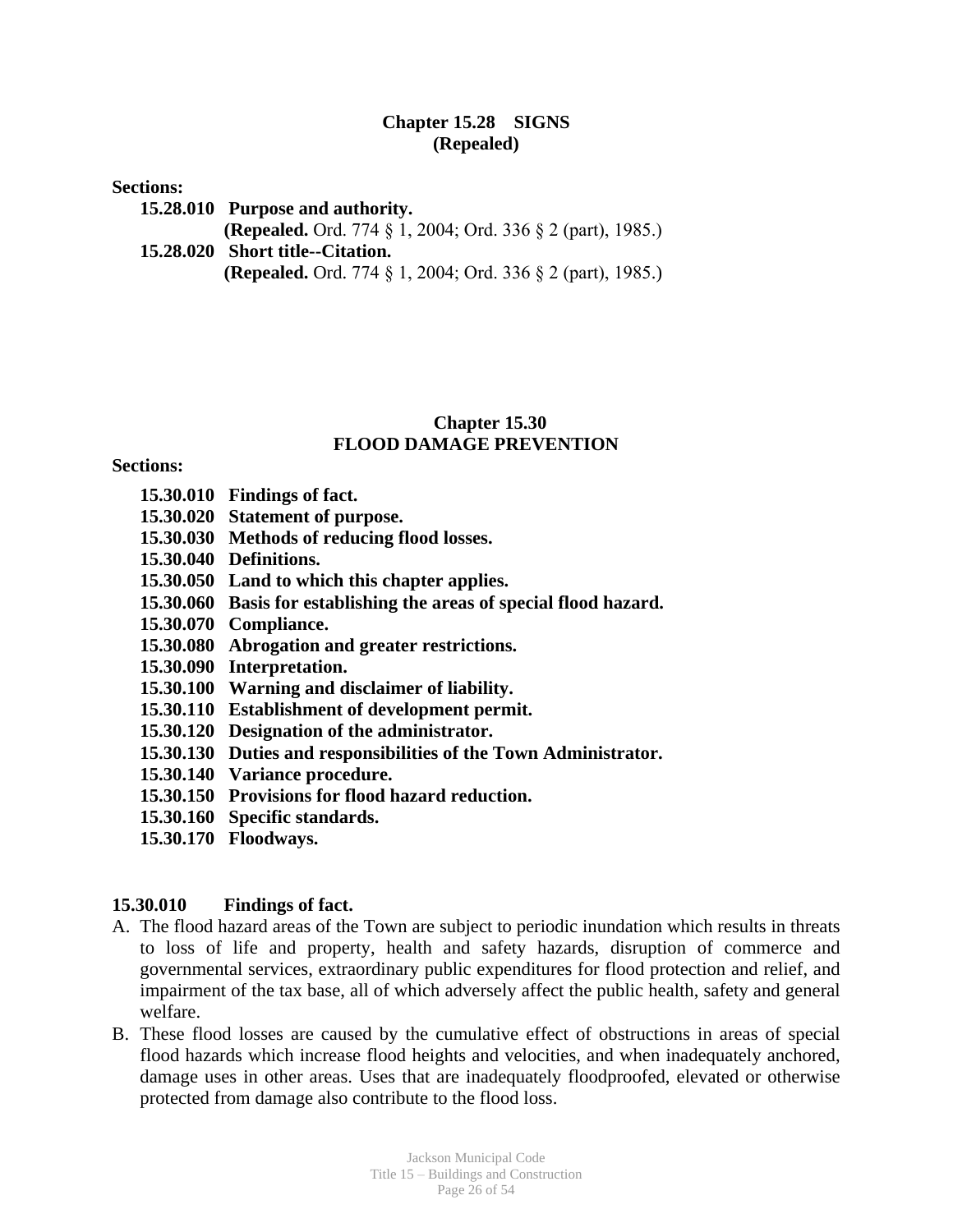## Chapter 15.28 SIGNS
## (Repealed)

**Sections:**

**15.28.010 Purpose and authority.**
**(Repealed.** Ord. 774 § 1, 2004; Ord. 336 § 2 (part), 1985.)

**15.28.020 Short title--Citation.**
**(Repealed.** Ord. 774 § 1, 2004; Ord. 336 § 2 (part), 1985.)

## Chapter 15.30
## FLOOD DAMAGE PREVENTION

**Sections:**

**15.30.010 Findings of fact.**
**15.30.020 Statement of purpose.**
**15.30.030 Methods of reducing flood losses.**
**15.30.040 Definitions.**
**15.30.050 Land to which this chapter applies.**
**15.30.060 Basis for establishing the areas of special flood hazard.**
**15.30.070 Compliance.**
**15.30.080 Abrogation and greater restrictions.**
**15.30.090 Interpretation.**
**15.30.100 Warning and disclaimer of liability.**
**15.30.110 Establishment of development permit.**
**15.30.120 Designation of the administrator.**
**15.30.130 Duties and responsibilities of the Town Administrator.**
**15.30.140 Variance procedure.**
**15.30.150 Provisions for flood hazard reduction.**
**15.30.160 Specific standards.**
**15.30.170 Floodways.**

### 15.30.010 Findings of fact.

A. The flood hazard areas of the Town are subject to periodic inundation which results in threats to loss of life and property, health and safety hazards, disruption of commerce and governmental services, extraordinary public expenditures for flood protection and relief, and impairment of the tax base, all of which adversely affect the public health, safety and general welfare.

B. These flood losses are caused by the cumulative effect of obstructions in areas of special flood hazards which increase flood heights and velocities, and when inadequately anchored, damage uses in other areas. Uses that are inadequately floodproofed, elevated or otherwise protected from damage also contribute to the flood loss.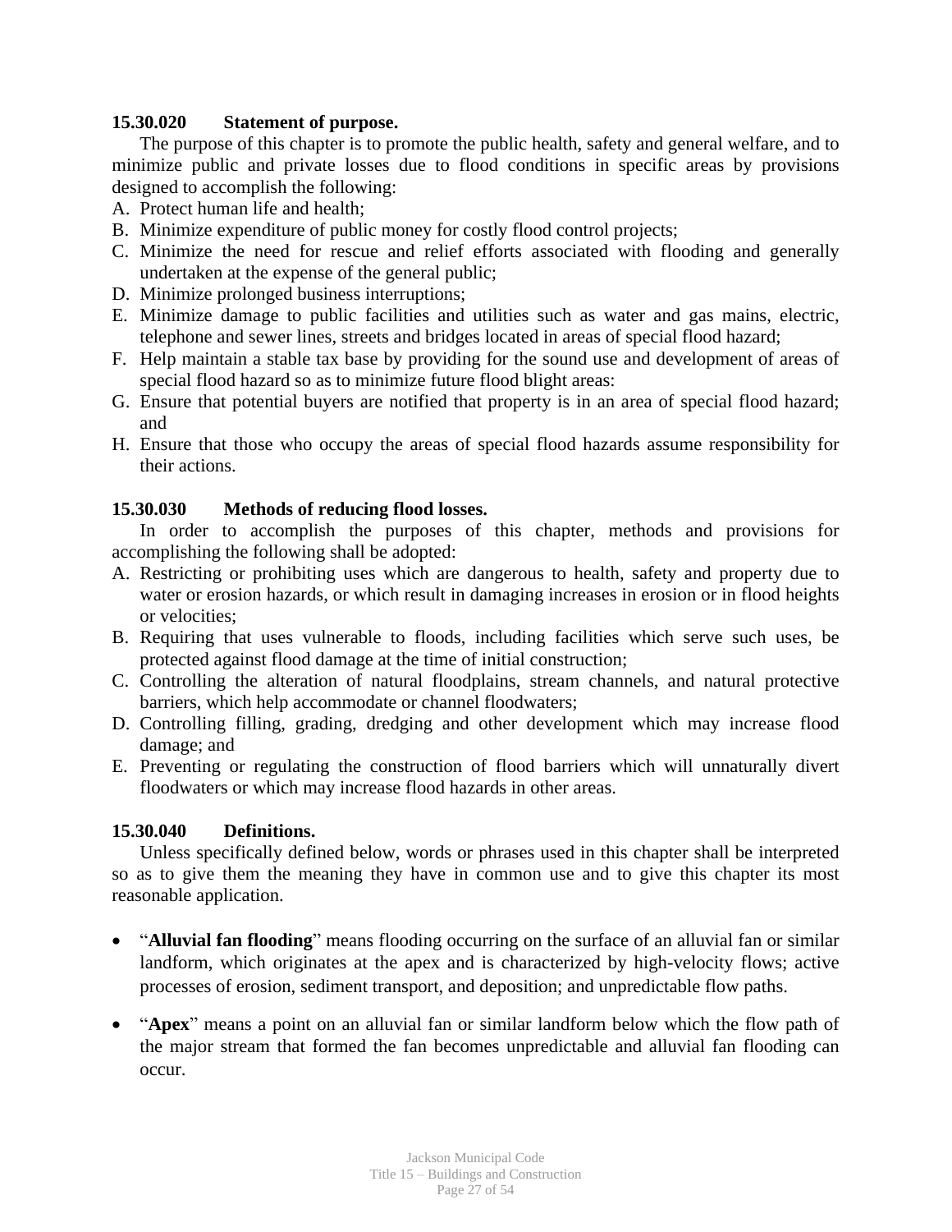**15.30.020 Statement of purpose.**

The purpose of this chapter is to promote the public health, safety and general welfare, and to minimize public and private losses due to flood conditions in specific areas by provisions designed to accomplish the following:

A. Protect human life and health;
B. Minimize expenditure of public money for costly flood control projects;
C. Minimize the need for rescue and relief efforts associated with flooding and generally undertaken at the expense of the general public;
D. Minimize prolonged business interruptions;
E. Minimize damage to public facilities and utilities such as water and gas mains, electric, telephone and sewer lines, streets and bridges located in areas of special flood hazard;
F. Help maintain a stable tax base by providing for the sound use and development of areas of special flood hazard so as to minimize future flood blight areas:
G. Ensure that potential buyers are notified that property is in an area of special flood hazard; and
H. Ensure that those who occupy the areas of special flood hazards assume responsibility for their actions.

**15.30.030 Methods of reducing flood losses.**

In order to accomplish the purposes of this chapter, methods and provisions for accomplishing the following shall be adopted:

A. Restricting or prohibiting uses which are dangerous to health, safety and property due to water or erosion hazards, or which result in damaging increases in erosion or in flood heights or velocities;
B. Requiring that uses vulnerable to floods, including facilities which serve such uses, be protected against flood damage at the time of initial construction;
C. Controlling the alteration of natural floodplains, stream channels, and natural protective barriers, which help accommodate or channel floodwaters;
D. Controlling filling, grading, dredging and other development which may increase flood damage; and
E. Preventing or regulating the construction of flood barriers which will unnaturally divert floodwaters or which may increase flood hazards in other areas.

**15.30.040 Definitions.**

Unless specifically defined below, words or phrases used in this chapter shall be interpreted so as to give them the meaning they have in common use and to give this chapter its most reasonable application.

- "**Alluvial fan flooding**" means flooding occurring on the surface of an alluvial fan or similar landform, which originates at the apex and is characterized by high-velocity flows; active processes of erosion, sediment transport, and deposition; and unpredictable flow paths.

- "**Apex**" means a point on an alluvial fan or similar landform below which the flow path of the major stream that formed the fan becomes unpredictable and alluvial fan flooding can occur.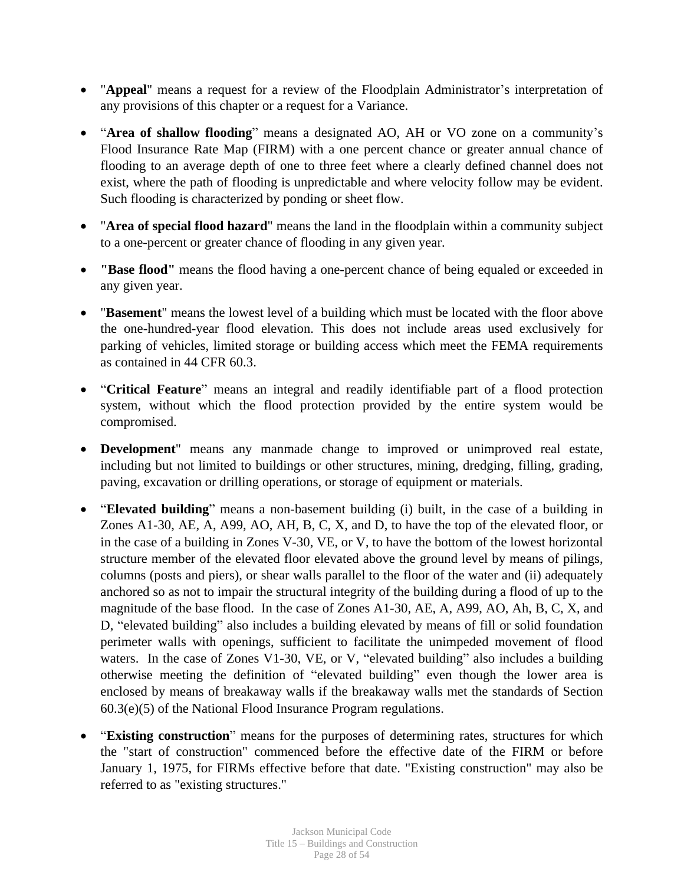- "**Appeal**" means a request for a review of the Floodplain Administrator's interpretation of any provisions of this chapter or a request for a Variance.

- "**Area of shallow flooding**" means a designated AO, AH or VO zone on a community's Flood Insurance Rate Map (FIRM) with a one percent chance or greater annual chance of flooding to an average depth of one to three feet where a clearly defined channel does not exist, where the path of flooding is unpredictable and where velocity follow may be evident. Such flooding is characterized by ponding or sheet flow.

- "**Area of special flood hazard**" means the land in the floodplain within a community subject to a one-percent or greater chance of flooding in any given year.

- **"Base flood"** means the flood having a one-percent chance of being equaled or exceeded in any given year.

- "**Basement**" means the lowest level of a building which must be located with the floor above the one-hundred-year flood elevation. This does not include areas used exclusively for parking of vehicles, limited storage or building access which meet the FEMA requirements as contained in 44 CFR 60.3.

- "**Critical Feature**" means an integral and readily identifiable part of a flood protection system, without which the flood protection provided by the entire system would be compromised.

- **Development**" means any manmade change to improved or unimproved real estate, including but not limited to buildings or other structures, mining, dredging, filling, grading, paving, excavation or drilling operations, or storage of equipment or materials.

- "**Elevated building**" means a non-basement building (i) built, in the case of a building in Zones A1-30, AE, A, A99, AO, AH, B, C, X, and D, to have the top of the elevated floor, or in the case of a building in Zones V-30, VE, or V, to have the bottom of the lowest horizontal structure member of the elevated floor elevated above the ground level by means of pilings, columns (posts and piers), or shear walls parallel to the floor of the water and (ii) adequately anchored so as not to impair the structural integrity of the building during a flood of up to the magnitude of the base flood. In the case of Zones A1-30, AE, A, A99, AO, Ah, B, C, X, and D, "elevated building" also includes a building elevated by means of fill or solid foundation perimeter walls with openings, sufficient to facilitate the unimpeded movement of flood waters. In the case of Zones V1-30, VE, or V, "elevated building" also includes a building otherwise meeting the definition of "elevated building" even though the lower area is enclosed by means of breakaway walls if the breakaway walls met the standards of Section 60.3(e)(5) of the National Flood Insurance Program regulations.

- "**Existing construction**" means for the purposes of determining rates, structures for which the "start of construction" commenced before the effective date of the FIRM or before January 1, 1975, for FIRMs effective before that date. "Existing construction" may also be referred to as "existing structures."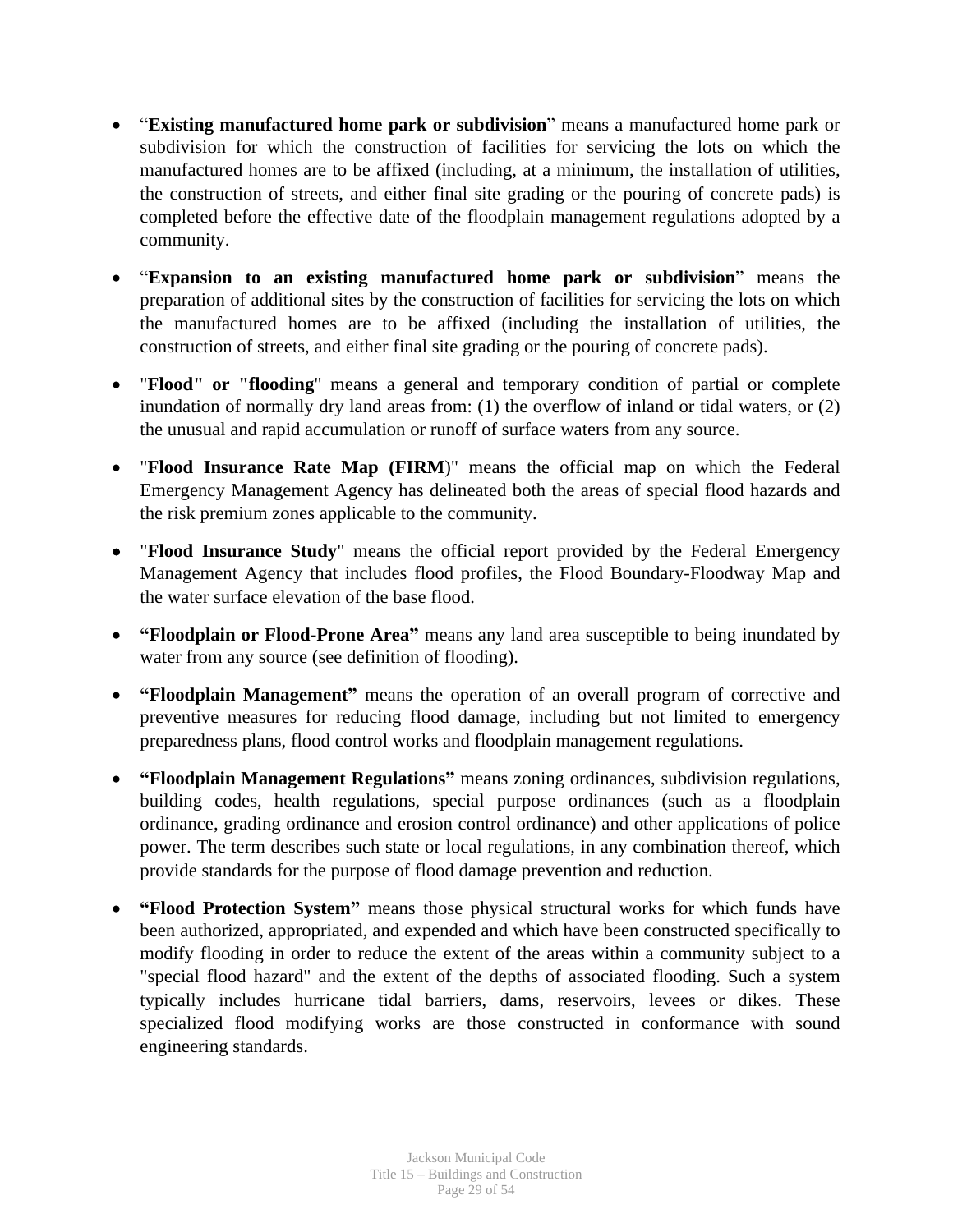- "**Existing manufactured home park or subdivision**" means a manufactured home park or subdivision for which the construction of facilities for servicing the lots on which the manufactured homes are to be affixed (including, at a minimum, the installation of utilities, the construction of streets, and either final site grading or the pouring of concrete pads) is completed before the effective date of the floodplain management regulations adopted by a community.

- "**Expansion to an existing manufactured home park or subdivision**" means the preparation of additional sites by the construction of facilities for servicing the lots on which the manufactured homes are to be affixed (including the installation of utilities, the construction of streets, and either final site grading or the pouring of concrete pads).

- "**Flood" or "flooding**" means a general and temporary condition of partial or complete inundation of normally dry land areas from: (1) the overflow of inland or tidal waters, or (2) the unusual and rapid accumulation or runoff of surface waters from any source.

- "**Flood Insurance Rate Map (FIRM**)" means the official map on which the Federal Emergency Management Agency has delineated both the areas of special flood hazards and the risk premium zones applicable to the community.

- "**Flood Insurance Study**" means the official report provided by the Federal Emergency Management Agency that includes flood profiles, the Flood Boundary-Floodway Map and the water surface elevation of the base flood.

- **"Floodplain or Flood-Prone Area"** means any land area susceptible to being inundated by water from any source (see definition of flooding).

- **"Floodplain Management"** means the operation of an overall program of corrective and preventive measures for reducing flood damage, including but not limited to emergency preparedness plans, flood control works and floodplain management regulations.

- **"Floodplain Management Regulations"** means zoning ordinances, subdivision regulations, building codes, health regulations, special purpose ordinances (such as a floodplain ordinance, grading ordinance and erosion control ordinance) and other applications of police power. The term describes such state or local regulations, in any combination thereof, which provide standards for the purpose of flood damage prevention and reduction.

- **"Flood Protection System"** means those physical structural works for which funds have been authorized, appropriated, and expended and which have been constructed specifically to modify flooding in order to reduce the extent of the areas within a community subject to a "special flood hazard" and the extent of the depths of associated flooding. Such a system typically includes hurricane tidal barriers, dams, reservoirs, levees or dikes. These specialized flood modifying works are those constructed in conformance with sound engineering standards.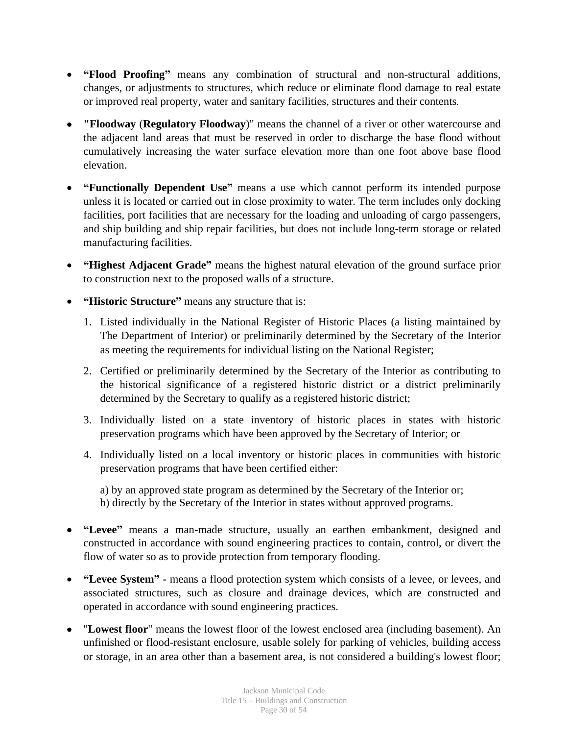- **"Flood Proofing"** means any combination of structural and non-structural additions, changes, or adjustments to structures, which reduce or eliminate flood damage to real estate or improved real property, water and sanitary facilities, structures and their contents.

- **"Floodway** (**Regulatory Floodway**)" means the channel of a river or other watercourse and the adjacent land areas that must be reserved in order to discharge the base flood without cumulatively increasing the water surface elevation more than one foot above base flood elevation.

- **"Functionally Dependent Use"** means a use which cannot perform its intended purpose unless it is located or carried out in close proximity to water. The term includes only docking facilities, port facilities that are necessary for the loading and unloading of cargo passengers, and ship building and ship repair facilities, but does not include long-term storage or related manufacturing facilities.

- **"Highest Adjacent Grade"** means the highest natural elevation of the ground surface prior to construction next to the proposed walls of a structure.

- **"Historic Structure"** means any structure that is:

  1. Listed individually in the National Register of Historic Places (a listing maintained by The Department of Interior) or preliminarily determined by the Secretary of the Interior as meeting the requirements for individual listing on the National Register;

  2. Certified or preliminarily determined by the Secretary of the Interior as contributing to the historical significance of a registered historic district or a district preliminarily determined by the Secretary to qualify as a registered historic district;

  3. Individually listed on a state inventory of historic places in states with historic preservation programs which have been approved by the Secretary of Interior; or

  4. Individually listed on a local inventory or historic places in communities with historic preservation programs that have been certified either:

     a) by an approved state program as determined by the Secretary of the Interior or;
     b) directly by the Secretary of the Interior in states without approved programs.

- **"Levee"** means a man-made structure, usually an earthen embankment, designed and constructed in accordance with sound engineering practices to contain, control, or divert the flow of water so as to provide protection from temporary flooding.

- **"Levee System" -** means a flood protection system which consists of a levee, or levees, and associated structures, such as closure and drainage devices, which are constructed and operated in accordance with sound engineering practices.

- "**Lowest floor**" means the lowest floor of the lowest enclosed area (including basement). An unfinished or flood-resistant enclosure, usable solely for parking of vehicles, building access or storage, in an area other than a basement area, is not considered a building's lowest floor;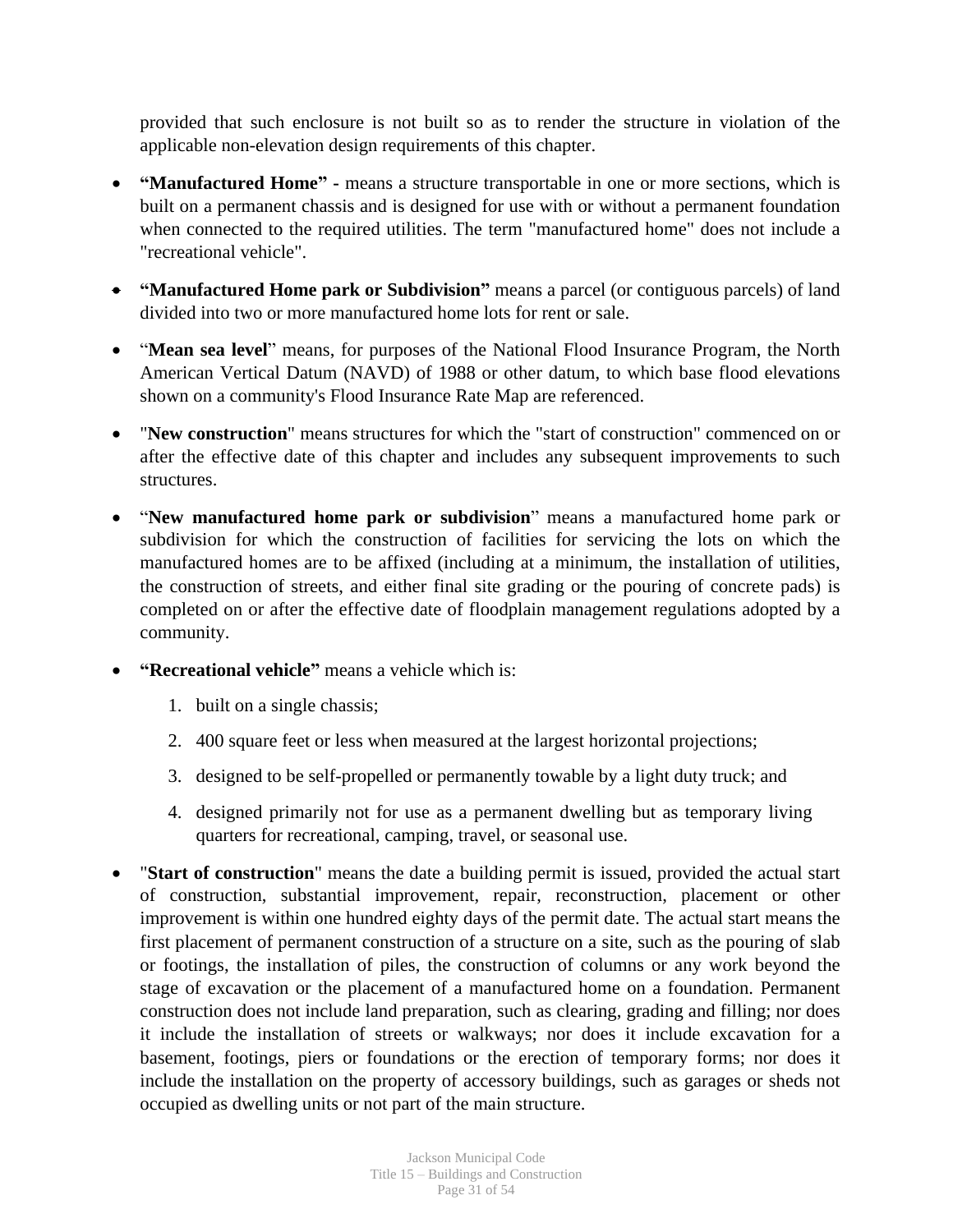provided that such enclosure is not built so as to render the structure in violation of the applicable non-elevation design requirements of this chapter.

- **“Manufactured Home” -** means a structure transportable in one or more sections, which is built on a permanent chassis and is designed for use with or without a permanent foundation when connected to the required utilities. The term "manufactured home" does not include a "recreational vehicle".

- **“Manufactured Home park or Subdivision”** means a parcel (or contiguous parcels) of land divided into two or more manufactured home lots for rent or sale.

- “**Mean sea level**” means, for purposes of the National Flood Insurance Program, the North American Vertical Datum (NAVD) of 1988 or other datum, to which base flood elevations shown on a community's Flood Insurance Rate Map are referenced.

- "**New construction**" means structures for which the "start of construction" commenced on or after the effective date of this chapter and includes any subsequent improvements to such structures.

- “**New manufactured home park or subdivision**” means a manufactured home park or subdivision for which the construction of facilities for servicing the lots on which the manufactured homes are to be affixed (including at a minimum, the installation of utilities, the construction of streets, and either final site grading or the pouring of concrete pads) is completed on or after the effective date of floodplain management regulations adopted by a community.

- **“Recreational vehicle”** means a vehicle which is:

  1. built on a single chassis;
  2. 400 square feet or less when measured at the largest horizontal projections;
  3. designed to be self-propelled or permanently towable by a light duty truck; and
  4. designed primarily not for use as a permanent dwelling but as temporary living quarters for recreational, camping, travel, or seasonal use.

- "**Start of construction**" means the date a building permit is issued, provided the actual start of construction, substantial improvement, repair, reconstruction, placement or other improvement is within one hundred eighty days of the permit date. The actual start means the first placement of permanent construction of a structure on a site, such as the pouring of slab or footings, the installation of piles, the construction of columns or any work beyond the stage of excavation or the placement of a manufactured home on a foundation. Permanent construction does not include land preparation, such as clearing, grading and filling; nor does it include the installation of streets or walkways; nor does it include excavation for a basement, footings, piers or foundations or the erection of temporary forms; nor does it include the installation on the property of accessory buildings, such as garages or sheds not occupied as dwelling units or not part of the main structure.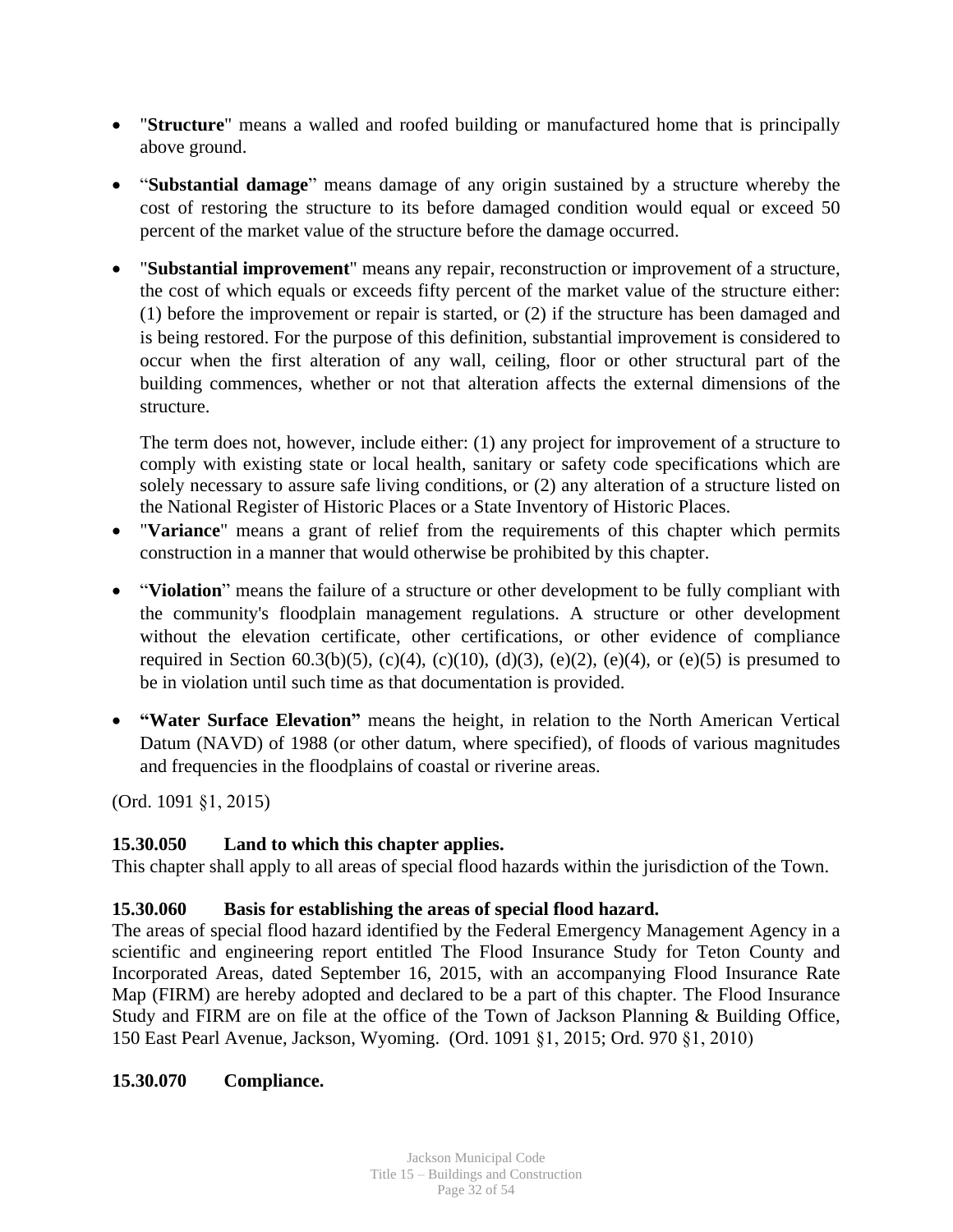- "**Structure**" means a walled and roofed building or manufactured home that is principally above ground.

- "**Substantial damage**" means damage of any origin sustained by a structure whereby the cost of restoring the structure to its before damaged condition would equal or exceed 50 percent of the market value of the structure before the damage occurred.

- "**Substantial improvement**" means any repair, reconstruction or improvement of a structure, the cost of which equals or exceeds fifty percent of the market value of the structure either: (1) before the improvement or repair is started, or (2) if the structure has been damaged and is being restored. For the purpose of this definition, substantial improvement is considered to occur when the first alteration of any wall, ceiling, floor or other structural part of the building commences, whether or not that alteration affects the external dimensions of the structure.

  The term does not, however, include either: (1) any project for improvement of a structure to comply with existing state or local health, sanitary or safety code specifications which are solely necessary to assure safe living conditions, or (2) any alteration of a structure listed on the National Register of Historic Places or a State Inventory of Historic Places.

- "**Variance**" means a grant of relief from the requirements of this chapter which permits construction in a manner that would otherwise be prohibited by this chapter.

- "**Violation**" means the failure of a structure or other development to be fully compliant with the community's floodplain management regulations. A structure or other development without the elevation certificate, other certifications, or other evidence of compliance required in Section 60.3(b)(5), (c)(4), (c)(10), (d)(3), (e)(2), (e)(4), or (e)(5) is presumed to be in violation until such time as that documentation is provided.

- **"Water Surface Elevation"** means the height, in relation to the North American Vertical Datum (NAVD) of 1988 (or other datum, where specified), of floods of various magnitudes and frequencies in the floodplains of coastal or riverine areas.

(Ord. 1091 §1, 2015)

### 15.30.050 Land to which this chapter applies.

This chapter shall apply to all areas of special flood hazards within the jurisdiction of the Town.

### 15.30.060 Basis for establishing the areas of special flood hazard.

The areas of special flood hazard identified by the Federal Emergency Management Agency in a scientific and engineering report entitled The Flood Insurance Study for Teton County and Incorporated Areas, dated September 16, 2015, with an accompanying Flood Insurance Rate Map (FIRM) are hereby adopted and declared to be a part of this chapter. The Flood Insurance Study and FIRM are on file at the office of the Town of Jackson Planning & Building Office, 150 East Pearl Avenue, Jackson, Wyoming. (Ord. 1091 §1, 2015; Ord. 970 §1, 2010)

### 15.30.070 Compliance.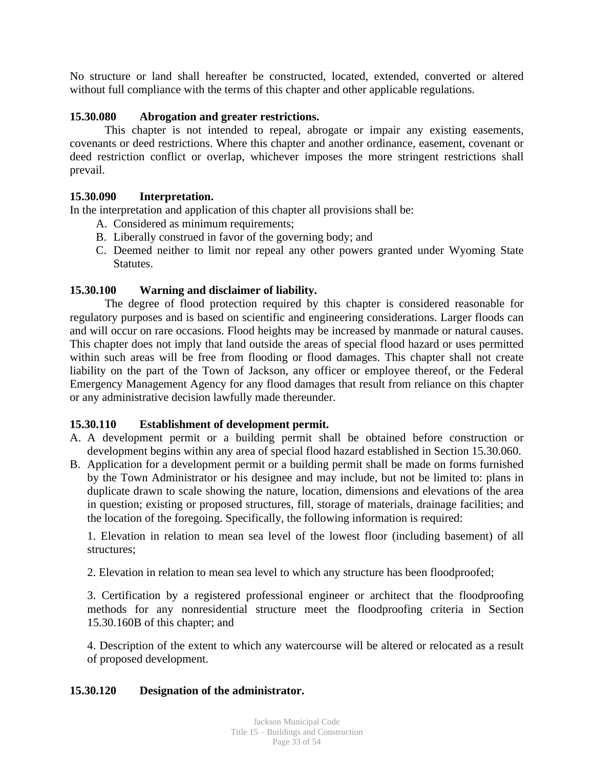No structure or land shall hereafter be constructed, located, extended, converted or altered without full compliance with the terms of this chapter and other applicable regulations.

**15.30.080 Abrogation and greater restrictions.**

This chapter is not intended to repeal, abrogate or impair any existing easements, covenants or deed restrictions. Where this chapter and another ordinance, easement, covenant or deed restriction conflict or overlap, whichever imposes the more stringent restrictions shall prevail.

**15.30.090 Interpretation.**

In the interpretation and application of this chapter all provisions shall be:

A. Considered as minimum requirements;
B. Liberally construed in favor of the governing body; and
C. Deemed neither to limit nor repeal any other powers granted under Wyoming State Statutes.

**15.30.100 Warning and disclaimer of liability.**

The degree of flood protection required by this chapter is considered reasonable for regulatory purposes and is based on scientific and engineering considerations. Larger floods can and will occur on rare occasions. Flood heights may be increased by manmade or natural causes. This chapter does not imply that land outside the areas of special flood hazard or uses permitted within such areas will be free from flooding or flood damages. This chapter shall not create liability on the part of the Town of Jackson, any officer or employee thereof, or the Federal Emergency Management Agency for any flood damages that result from reliance on this chapter or any administrative decision lawfully made thereunder.

**15.30.110 Establishment of development permit.**

A. A development permit or a building permit shall be obtained before construction or development begins within any area of special flood hazard established in Section 15.30.060.
B. Application for a development permit or a building permit shall be made on forms furnished by the Town Administrator or his designee and may include, but not be limited to: plans in duplicate drawn to scale showing the nature, location, dimensions and elevations of the area in question; existing or proposed structures, fill, storage of materials, drainage facilities; and the location of the foregoing. Specifically, the following information is required:

   1. Elevation in relation to mean sea level of the lowest floor (including basement) of all structures;

   2. Elevation in relation to mean sea level to which any structure has been floodproofed;

   3. Certification by a registered professional engineer or architect that the floodproofing methods for any nonresidential structure meet the floodproofing criteria in Section 15.30.160B of this chapter; and

   4. Description of the extent to which any watercourse will be altered or relocated as a result of proposed development.

**15.30.120 Designation of the administrator.**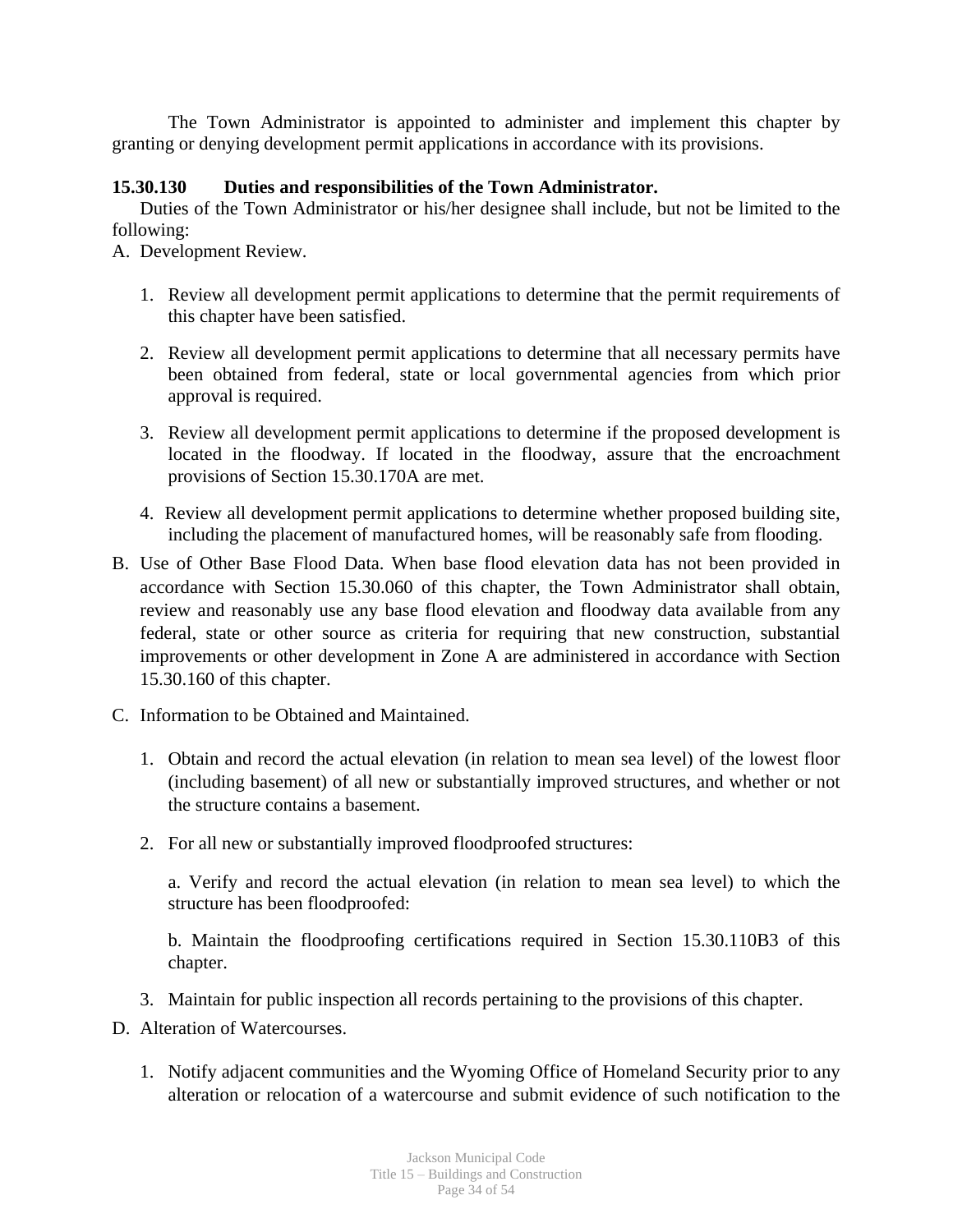The Town Administrator is appointed to administer and implement this chapter by granting or denying development permit applications in accordance with its provisions.

**15.30.130 Duties and responsibilities of the Town Administrator.**

Duties of the Town Administrator or his/her designee shall include, but not be limited to the following:

A. Development Review.

1. Review all development permit applications to determine that the permit requirements of this chapter have been satisfied.
2. Review all development permit applications to determine that all necessary permits have been obtained from federal, state or local governmental agencies from which prior approval is required.
3. Review all development permit applications to determine if the proposed development is located in the floodway. If located in the floodway, assure that the encroachment provisions of Section 15.30.170A are met.
4. Review all development permit applications to determine whether proposed building site, including the placement of manufactured homes, will be reasonably safe from flooding.

B. Use of Other Base Flood Data. When base flood elevation data has not been provided in accordance with Section 15.30.060 of this chapter, the Town Administrator shall obtain, review and reasonably use any base flood elevation and floodway data available from any federal, state or other source as criteria for requiring that new construction, substantial improvements or other development in Zone A are administered in accordance with Section 15.30.160 of this chapter.

C. Information to be Obtained and Maintained.

1. Obtain and record the actual elevation (in relation to mean sea level) of the lowest floor (including basement) of all new or substantially improved structures, and whether or not the structure contains a basement.
2. For all new or substantially improved floodproofed structures:

   a. Verify and record the actual elevation (in relation to mean sea level) to which the structure has been floodproofed:

   b. Maintain the floodproofing certifications required in Section 15.30.110B3 of this chapter.

3. Maintain for public inspection all records pertaining to the provisions of this chapter.

D. Alteration of Watercourses.

1. Notify adjacent communities and the Wyoming Office of Homeland Security prior to any alteration or relocation of a watercourse and submit evidence of such notification to the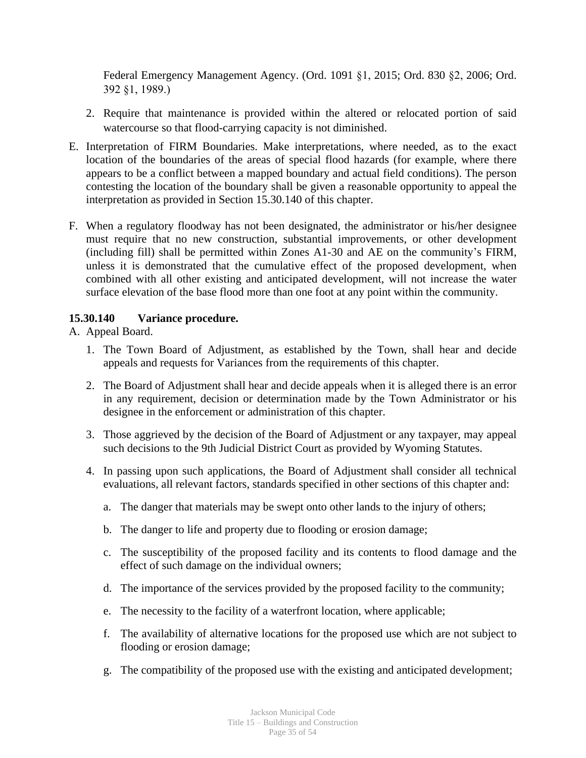Federal Emergency Management Agency. (Ord. 1091 §1, 2015; Ord. 830 §2, 2006; Ord. 392 §1, 1989.)

2. Require that maintenance is provided within the altered or relocated portion of said watercourse so that flood-carrying capacity is not diminished.

E. Interpretation of FIRM Boundaries. Make interpretations, where needed, as to the exact location of the boundaries of the areas of special flood hazards (for example, where there appears to be a conflict between a mapped boundary and actual field conditions). The person contesting the location of the boundary shall be given a reasonable opportunity to appeal the interpretation as provided in Section 15.30.140 of this chapter.

F. When a regulatory floodway has not been designated, the administrator or his/her designee must require that no new construction, substantial improvements, or other development (including fill) shall be permitted within Zones A1-30 and AE on the community's FIRM, unless it is demonstrated that the cumulative effect of the proposed development, when combined with all other existing and anticipated development, will not increase the water surface elevation of the base flood more than one foot at any point within the community.

### 15.30.140 Variance procedure.

A. Appeal Board.

1. The Town Board of Adjustment, as established by the Town, shall hear and decide appeals and requests for Variances from the requirements of this chapter.

2. The Board of Adjustment shall hear and decide appeals when it is alleged there is an error in any requirement, decision or determination made by the Town Administrator or his designee in the enforcement or administration of this chapter.

3. Those aggrieved by the decision of the Board of Adjustment or any taxpayer, may appeal such decisions to the 9th Judicial District Court as provided by Wyoming Statutes.

4. In passing upon such applications, the Board of Adjustment shall consider all technical evaluations, all relevant factors, standards specified in other sections of this chapter and:

   a. The danger that materials may be swept onto other lands to the injury of others;

   b. The danger to life and property due to flooding or erosion damage;

   c. The susceptibility of the proposed facility and its contents to flood damage and the effect of such damage on the individual owners;

   d. The importance of the services provided by the proposed facility to the community;

   e. The necessity to the facility of a waterfront location, where applicable;

   f. The availability of alternative locations for the proposed use which are not subject to flooding or erosion damage;

   g. The compatibility of the proposed use with the existing and anticipated development;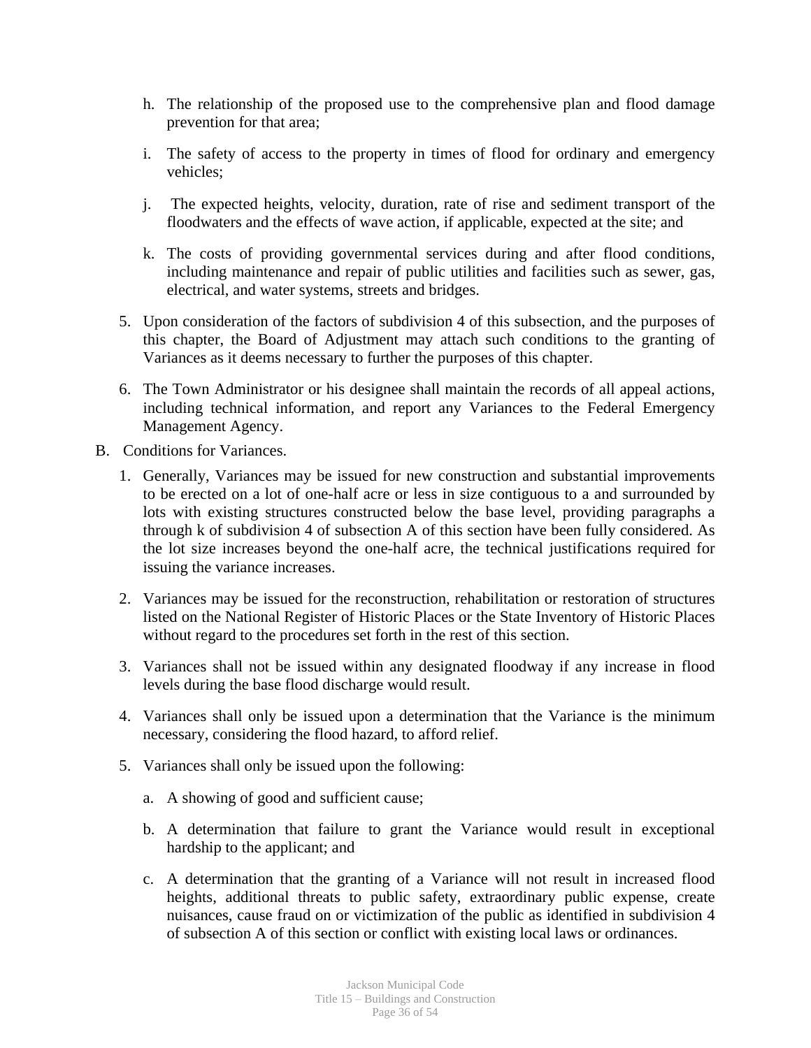h. The relationship of the proposed use to the comprehensive plan and flood damage prevention for that area;

i. The safety of access to the property in times of flood for ordinary and emergency vehicles;

j. The expected heights, velocity, duration, rate of rise and sediment transport of the floodwaters and the effects of wave action, if applicable, expected at the site; and

k. The costs of providing governmental services during and after flood conditions, including maintenance and repair of public utilities and facilities such as sewer, gas, electrical, and water systems, streets and bridges.

5. Upon consideration of the factors of subdivision 4 of this subsection, and the purposes of this chapter, the Board of Adjustment may attach such conditions to the granting of Variances as it deems necessary to further the purposes of this chapter.

6. The Town Administrator or his designee shall maintain the records of all appeal actions, including technical information, and report any Variances to the Federal Emergency Management Agency.

B. Conditions for Variances.

1. Generally, Variances may be issued for new construction and substantial improvements to be erected on a lot of one-half acre or less in size contiguous to a and surrounded by lots with existing structures constructed below the base level, providing paragraphs a through k of subdivision 4 of subsection A of this section have been fully considered. As the lot size increases beyond the one-half acre, the technical justifications required for issuing the variance increases.

2. Variances may be issued for the reconstruction, rehabilitation or restoration of structures listed on the National Register of Historic Places or the State Inventory of Historic Places without regard to the procedures set forth in the rest of this section.

3. Variances shall not be issued within any designated floodway if any increase in flood levels during the base flood discharge would result.

4. Variances shall only be issued upon a determination that the Variance is the minimum necessary, considering the flood hazard, to afford relief.

5. Variances shall only be issued upon the following:

   a. A showing of good and sufficient cause;

   b. A determination that failure to grant the Variance would result in exceptional hardship to the applicant; and

   c. A determination that the granting of a Variance will not result in increased flood heights, additional threats to public safety, extraordinary public expense, create nuisances, cause fraud on or victimization of the public as identified in subdivision 4 of subsection A of this section or conflict with existing local laws or ordinances.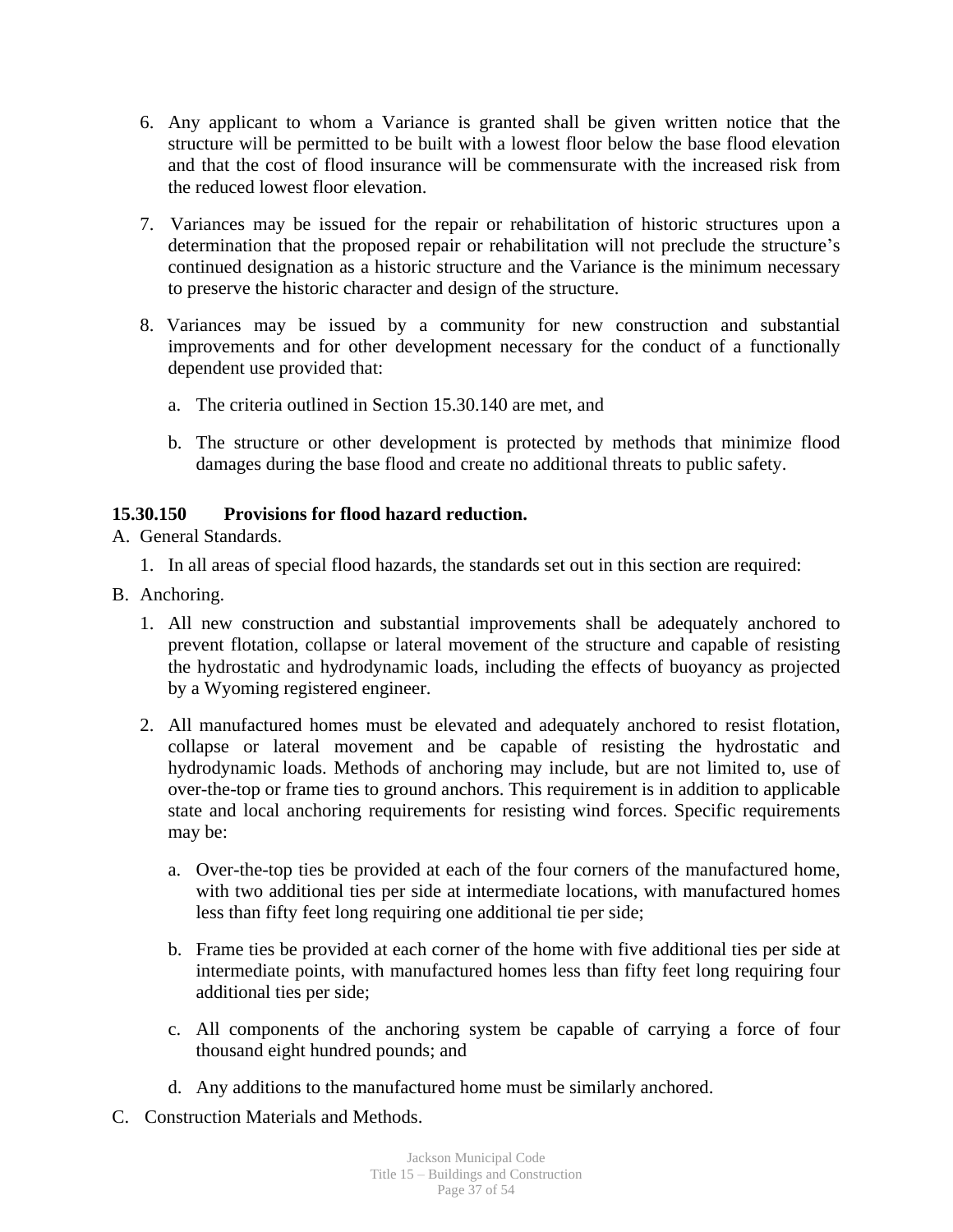6. Any applicant to whom a Variance is granted shall be given written notice that the structure will be permitted to be built with a lowest floor below the base flood elevation and that the cost of flood insurance will be commensurate with the increased risk from the reduced lowest floor elevation.

7. Variances may be issued for the repair or rehabilitation of historic structures upon a determination that the proposed repair or rehabilitation will not preclude the structure's continued designation as a historic structure and the Variance is the minimum necessary to preserve the historic character and design of the structure.

8. Variances may be issued by a community for new construction and substantial improvements and for other development necessary for the conduct of a functionally dependent use provided that:

   a. The criteria outlined in Section 15.30.140 are met, and

   b. The structure or other development is protected by methods that minimize flood damages during the base flood and create no additional threats to public safety.

**15.30.150 Provisions for flood hazard reduction.**

A. General Standards.

1. In all areas of special flood hazards, the standards set out in this section are required:

B. Anchoring.

1. All new construction and substantial improvements shall be adequately anchored to prevent flotation, collapse or lateral movement of the structure and capable of resisting the hydrostatic and hydrodynamic loads, including the effects of buoyancy as projected by a Wyoming registered engineer.

2. All manufactured homes must be elevated and adequately anchored to resist flotation, collapse or lateral movement and be capable of resisting the hydrostatic and hydrodynamic loads. Methods of anchoring may include, but are not limited to, use of over-the-top or frame ties to ground anchors. This requirement is in addition to applicable state and local anchoring requirements for resisting wind forces. Specific requirements may be:

   a. Over-the-top ties be provided at each of the four corners of the manufactured home, with two additional ties per side at intermediate locations, with manufactured homes less than fifty feet long requiring one additional tie per side;

   b. Frame ties be provided at each corner of the home with five additional ties per side at intermediate points, with manufactured homes less than fifty feet long requiring four additional ties per side;

   c. All components of the anchoring system be capable of carrying a force of four thousand eight hundred pounds; and

   d. Any additions to the manufactured home must be similarly anchored.

C. Construction Materials and Methods.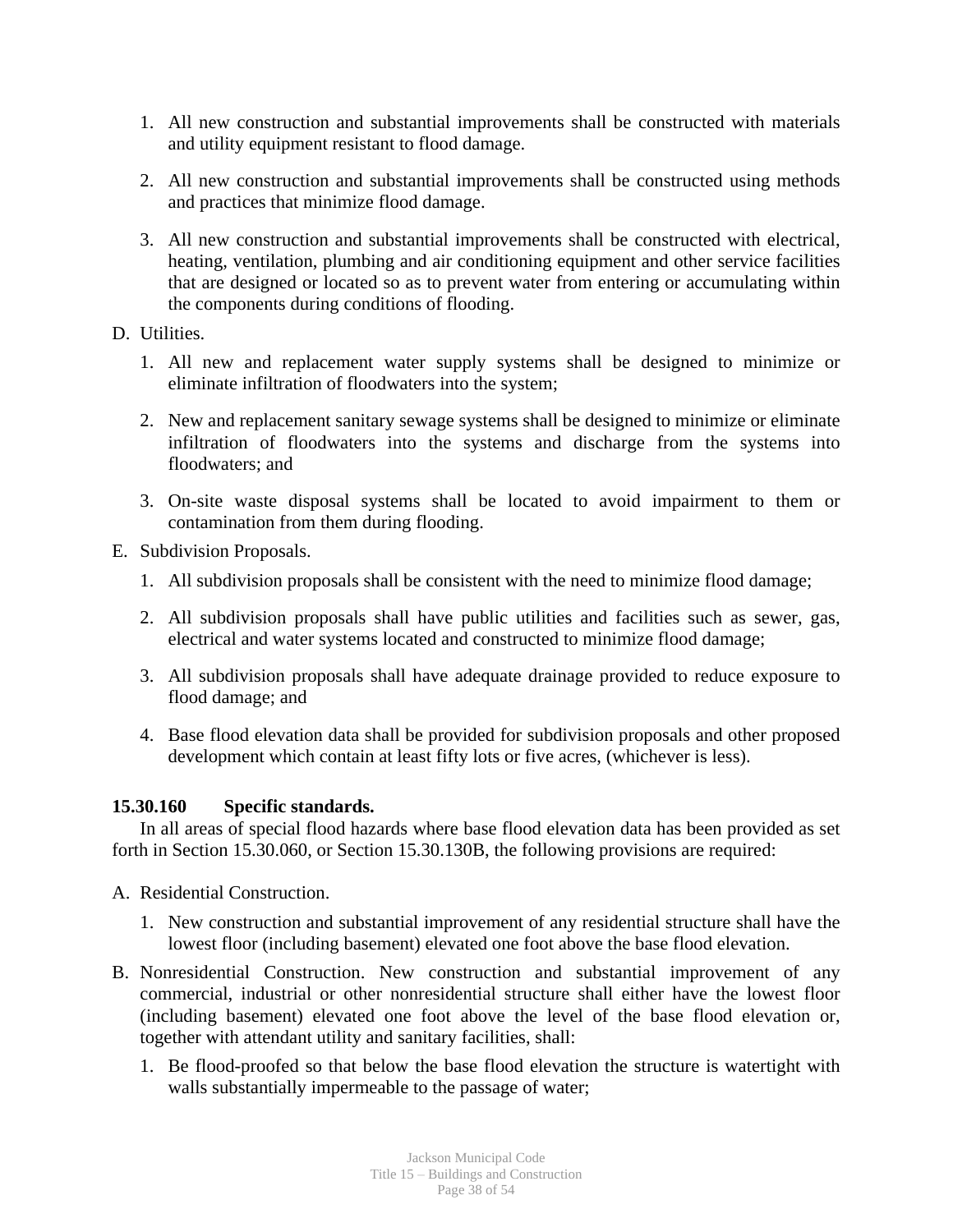1. All new construction and substantial improvements shall be constructed with materials and utility equipment resistant to flood damage.

2. All new construction and substantial improvements shall be constructed using methods and practices that minimize flood damage.

3. All new construction and substantial improvements shall be constructed with electrical, heating, ventilation, plumbing and air conditioning equipment and other service facilities that are designed or located so as to prevent water from entering or accumulating within the components during conditions of flooding.

D. Utilities.

1. All new and replacement water supply systems shall be designed to minimize or eliminate infiltration of floodwaters into the system;

2. New and replacement sanitary sewage systems shall be designed to minimize or eliminate infiltration of floodwaters into the systems and discharge from the systems into floodwaters; and

3. On-site waste disposal systems shall be located to avoid impairment to them or contamination from them during flooding.

E. Subdivision Proposals.

1. All subdivision proposals shall be consistent with the need to minimize flood damage;

2. All subdivision proposals shall have public utilities and facilities such as sewer, gas, electrical and water systems located and constructed to minimize flood damage;

3. All subdivision proposals shall have adequate drainage provided to reduce exposure to flood damage; and

4. Base flood elevation data shall be provided for subdivision proposals and other proposed development which contain at least fifty lots or five acres, (whichever is less).

**15.30.160 Specific standards.**

In all areas of special flood hazards where base flood elevation data has been provided as set forth in Section 15.30.060, or Section 15.30.130B, the following provisions are required:

A. Residential Construction.

1. New construction and substantial improvement of any residential structure shall have the lowest floor (including basement) elevated one foot above the base flood elevation.

B. Nonresidential Construction. New construction and substantial improvement of any commercial, industrial or other nonresidential structure shall either have the lowest floor (including basement) elevated one foot above the level of the base flood elevation or, together with attendant utility and sanitary facilities, shall:

1. Be flood-proofed so that below the base flood elevation the structure is watertight with walls substantially impermeable to the passage of water;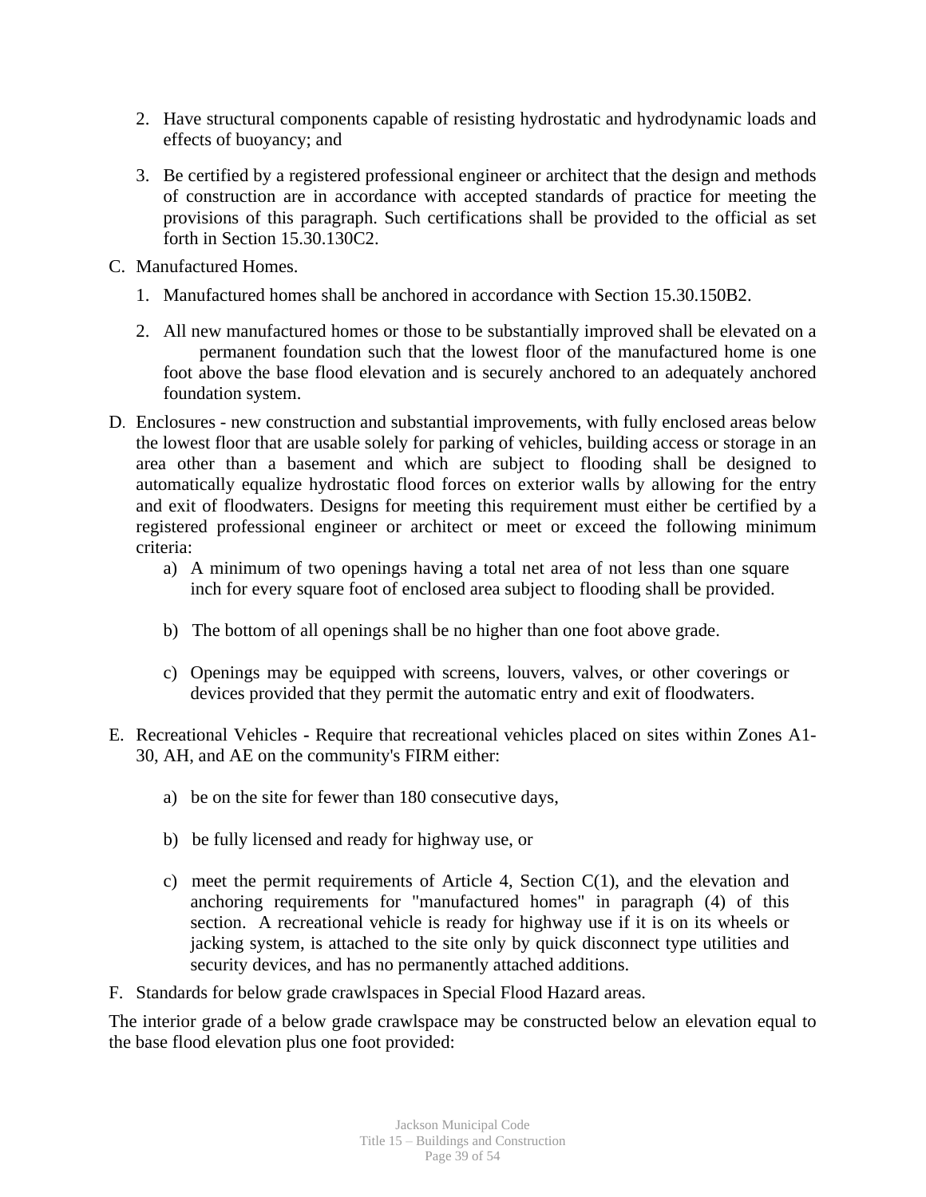2. Have structural components capable of resisting hydrostatic and hydrodynamic loads and effects of buoyancy; and

3. Be certified by a registered professional engineer or architect that the design and methods of construction are in accordance with accepted standards of practice for meeting the provisions of this paragraph. Such certifications shall be provided to the official as set forth in Section 15.30.130C2.

C. Manufactured Homes.

1. Manufactured homes shall be anchored in accordance with Section 15.30.150B2.

2. All new manufactured homes or those to be substantially improved shall be elevated on a permanent foundation such that the lowest floor of the manufactured home is one foot above the base flood elevation and is securely anchored to an adequately anchored foundation system.

D. Enclosures - new construction and substantial improvements, with fully enclosed areas below the lowest floor that are usable solely for parking of vehicles, building access or storage in an area other than a basement and which are subject to flooding shall be designed to automatically equalize hydrostatic flood forces on exterior walls by allowing for the entry and exit of floodwaters. Designs for meeting this requirement must either be certified by a registered professional engineer or architect or meet or exceed the following minimum criteria:

a) A minimum of two openings having a total net area of not less than one square inch for every square foot of enclosed area subject to flooding shall be provided.

b) The bottom of all openings shall be no higher than one foot above grade.

c) Openings may be equipped with screens, louvers, valves, or other coverings or devices provided that they permit the automatic entry and exit of floodwaters.

E. Recreational Vehicles - Require that recreational vehicles placed on sites within Zones A1-30, AH, and AE on the community's FIRM either:

a) be on the site for fewer than 180 consecutive days,

b) be fully licensed and ready for highway use, or

c) meet the permit requirements of Article 4, Section C(1), and the elevation and anchoring requirements for "manufactured homes" in paragraph (4) of this section. A recreational vehicle is ready for highway use if it is on its wheels or jacking system, is attached to the site only by quick disconnect type utilities and security devices, and has no permanently attached additions.

F. Standards for below grade crawlspaces in Special Flood Hazard areas.

The interior grade of a below grade crawlspace may be constructed below an elevation equal to the base flood elevation plus one foot provided: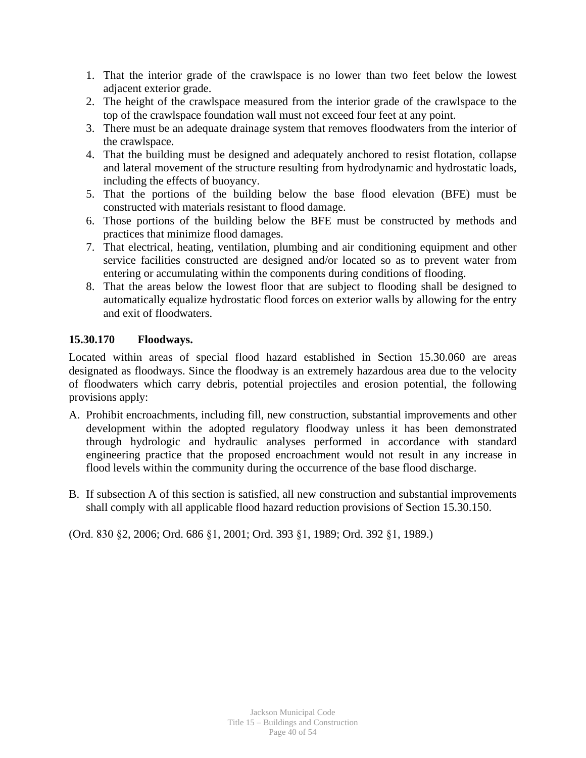1. That the interior grade of the crawlspace is no lower than two feet below the lowest adjacent exterior grade.
2. The height of the crawlspace measured from the interior grade of the crawlspace to the top of the crawlspace foundation wall must not exceed four feet at any point.
3. There must be an adequate drainage system that removes floodwaters from the interior of the crawlspace.
4. That the building must be designed and adequately anchored to resist flotation, collapse and lateral movement of the structure resulting from hydrodynamic and hydrostatic loads, including the effects of buoyancy.
5. That the portions of the building below the base flood elevation (BFE) must be constructed with materials resistant to flood damage.
6. Those portions of the building below the BFE must be constructed by methods and practices that minimize flood damages.
7. That electrical, heating, ventilation, plumbing and air conditioning equipment and other service facilities constructed are designed and/or located so as to prevent water from entering or accumulating within the components during conditions of flooding.
8. That the areas below the lowest floor that are subject to flooding shall be designed to automatically equalize hydrostatic flood forces on exterior walls by allowing for the entry and exit of floodwaters.

**15.30.170 Floodways.**

Located within areas of special flood hazard established in Section 15.30.060 are areas designated as floodways. Since the floodway is an extremely hazardous area due to the velocity of floodwaters which carry debris, potential projectiles and erosion potential, the following provisions apply:

A. Prohibit encroachments, including fill, new construction, substantial improvements and other development within the adopted regulatory floodway unless it has been demonstrated through hydrologic and hydraulic analyses performed in accordance with standard engineering practice that the proposed encroachment would not result in any increase in flood levels within the community during the occurrence of the base flood discharge.

B. If subsection A of this section is satisfied, all new construction and substantial improvements shall comply with all applicable flood hazard reduction provisions of Section 15.30.150.

(Ord. 830 §2, 2006; Ord. 686 §1, 2001; Ord. 393 §1, 1989; Ord. 392 §1, 1989.)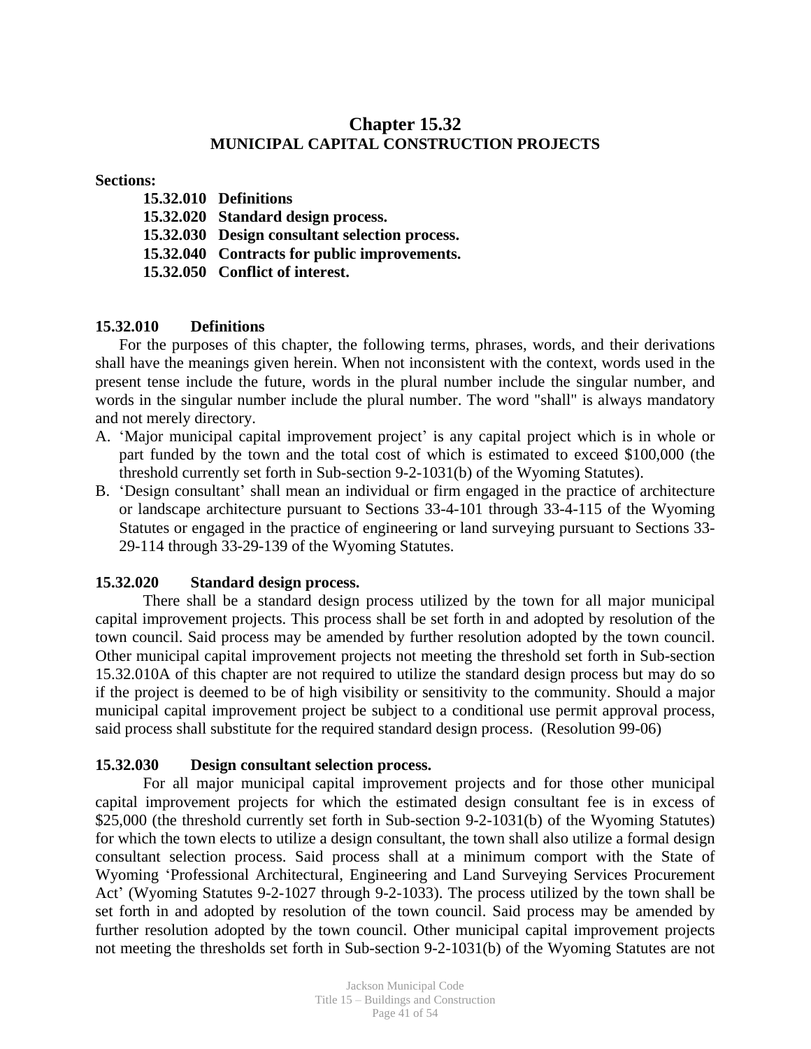# Chapter 15.32
## MUNICIPAL CAPITAL CONSTRUCTION PROJECTS

**Sections:**

**15.32.010 Definitions**
**15.32.020 Standard design process.**
**15.32.030 Design consultant selection process.**
**15.32.040 Contracts for public improvements.**
**15.32.050 Conflict of interest.**

### 15.32.010 Definitions

For the purposes of this chapter, the following terms, phrases, words, and their derivations shall have the meanings given herein. When not inconsistent with the context, words used in the present tense include the future, words in the plural number include the singular number, and words in the singular number include the plural number. The word "shall" is always mandatory and not merely directory.

A. 'Major municipal capital improvement project' is any capital project which is in whole or part funded by the town and the total cost of which is estimated to exceed $100,000 (the threshold currently set forth in Sub-section 9-2-1031(b) of the Wyoming Statutes).

B. 'Design consultant' shall mean an individual or firm engaged in the practice of architecture or landscape architecture pursuant to Sections 33-4-101 through 33-4-115 of the Wyoming Statutes or engaged in the practice of engineering or land surveying pursuant to Sections 33-29-114 through 33-29-139 of the Wyoming Statutes.

### 15.32.020 Standard design process.

There shall be a standard design process utilized by the town for all major municipal capital improvement projects. This process shall be set forth in and adopted by resolution of the town council. Said process may be amended by further resolution adopted by the town council. Other municipal capital improvement projects not meeting the threshold set forth in Sub-section 15.32.010A of this chapter are not required to utilize the standard design process but may do so if the project is deemed to be of high visibility or sensitivity to the community. Should a major municipal capital improvement project be subject to a conditional use permit approval process, said process shall substitute for the required standard design process. (Resolution 99-06)

### 15.32.030 Design consultant selection process.

For all major municipal capital improvement projects and for those other municipal capital improvement projects for which the estimated design consultant fee is in excess of $25,000 (the threshold currently set forth in Sub-section 9-2-1031(b) of the Wyoming Statutes) for which the town elects to utilize a design consultant, the town shall also utilize a formal design consultant selection process. Said process shall at a minimum comport with the State of Wyoming 'Professional Architectural, Engineering and Land Surveying Services Procurement Act' (Wyoming Statutes 9-2-1027 through 9-2-1033). The process utilized by the town shall be set forth in and adopted by resolution of the town council. Said process may be amended by further resolution adopted by the town council. Other municipal capital improvement projects not meeting the thresholds set forth in Sub-section 9-2-1031(b) of the Wyoming Statutes are not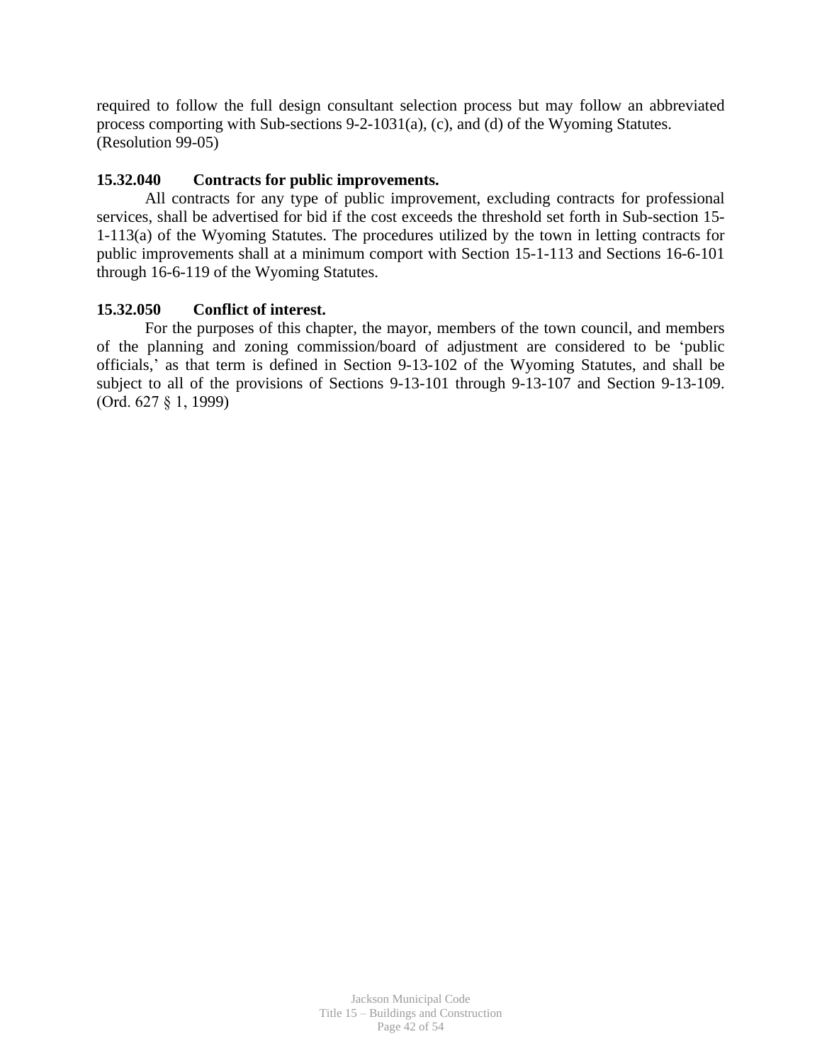required to follow the full design consultant selection process but may follow an abbreviated process comporting with Sub-sections 9-2-1031(a), (c), and (d) of the Wyoming Statutes. (Resolution 99-05)

**15.32.040 Contracts for public improvements.**

All contracts for any type of public improvement, excluding contracts for professional services, shall be advertised for bid if the cost exceeds the threshold set forth in Sub-section 15-1-113(a) of the Wyoming Statutes. The procedures utilized by the town in letting contracts for public improvements shall at a minimum comport with Section 15-1-113 and Sections 16-6-101 through 16-6-119 of the Wyoming Statutes.

**15.32.050 Conflict of interest.**

For the purposes of this chapter, the mayor, members of the town council, and members of the planning and zoning commission/board of adjustment are considered to be ‘public officials,’ as that term is defined in Section 9-13-102 of the Wyoming Statutes, and shall be subject to all of the provisions of Sections 9-13-101 through 9-13-107 and Section 9-13-109. (Ord. 627 § 1, 1999)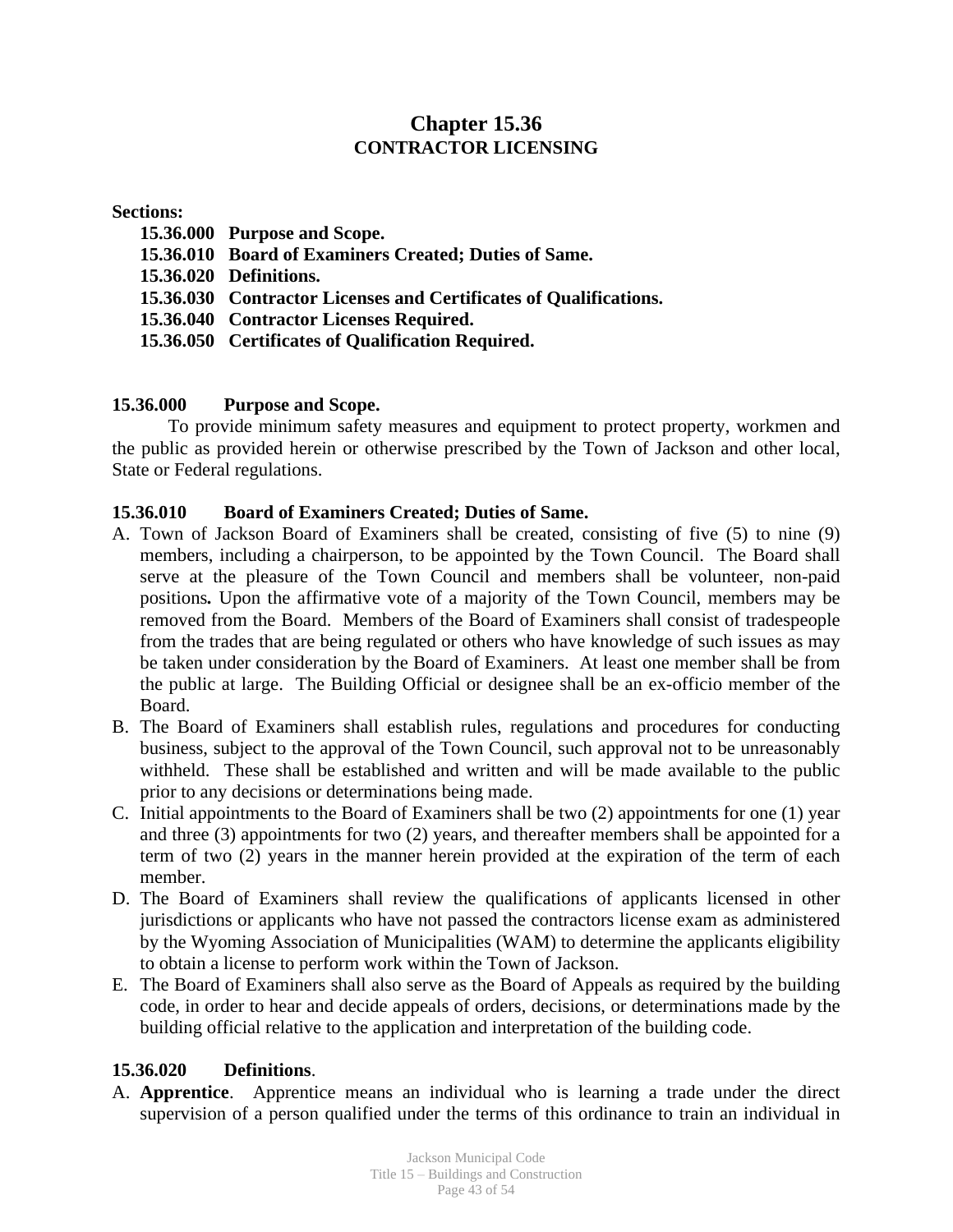# Chapter 15.36
## CONTRACTOR LICENSING

**Sections:**

- **15.36.000 Purpose and Scope.**
- **15.36.010 Board of Examiners Created; Duties of Same.**
- **15.36.020 Definitions.**
- **15.36.030 Contractor Licenses and Certificates of Qualifications.**
- **15.36.040 Contractor Licenses Required.**
- **15.36.050 Certificates of Qualification Required.**

### 15.36.000 Purpose and Scope.

To provide minimum safety measures and equipment to protect property, workmen and the public as provided herein or otherwise prescribed by the Town of Jackson and other local, State or Federal regulations.

### 15.36.010 Board of Examiners Created; Duties of Same.

A. Town of Jackson Board of Examiners shall be created, consisting of five (5) to nine (9) members, including a chairperson, to be appointed by the Town Council. The Board shall serve at the pleasure of the Town Council and members shall be volunteer, non-paid positions**.** Upon the affirmative vote of a majority of the Town Council, members may be removed from the Board. Members of the Board of Examiners shall consist of tradespeople from the trades that are being regulated or others who have knowledge of such issues as may be taken under consideration by the Board of Examiners. At least one member shall be from the public at large. The Building Official or designee shall be an ex-officio member of the Board.

B. The Board of Examiners shall establish rules, regulations and procedures for conducting business, subject to the approval of the Town Council, such approval not to be unreasonably withheld. These shall be established and written and will be made available to the public prior to any decisions or determinations being made.

C. Initial appointments to the Board of Examiners shall be two (2) appointments for one (1) year and three (3) appointments for two (2) years, and thereafter members shall be appointed for a term of two (2) years in the manner herein provided at the expiration of the term of each member.

D. The Board of Examiners shall review the qualifications of applicants licensed in other jurisdictions or applicants who have not passed the contractors license exam as administered by the Wyoming Association of Municipalities (WAM) to determine the applicants eligibility to obtain a license to perform work within the Town of Jackson.

E. The Board of Examiners shall also serve as the Board of Appeals as required by the building code, in order to hear and decide appeals of orders, decisions, or determinations made by the building official relative to the application and interpretation of the building code.

### 15.36.020 Definitions.

A. **Apprentice**. Apprentice means an individual who is learning a trade under the direct supervision of a person qualified under the terms of this ordinance to train an individual in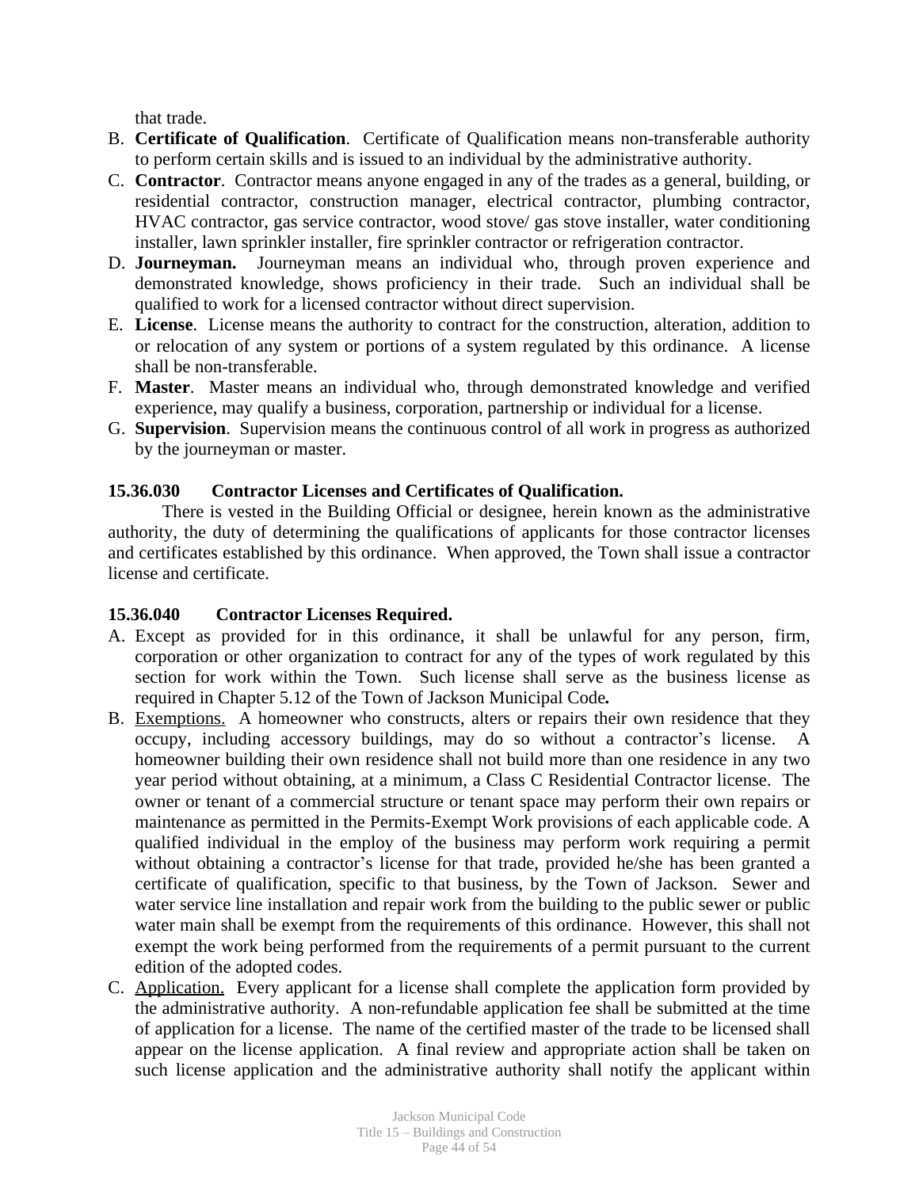that trade.

B. **Certificate of Qualification**. Certificate of Qualification means non-transferable authority to perform certain skills and is issued to an individual by the administrative authority.
C. **Contractor**. Contractor means anyone engaged in any of the trades as a general, building, or residential contractor, construction manager, electrical contractor, plumbing contractor, HVAC contractor, gas service contractor, wood stove/ gas stove installer, water conditioning installer, lawn sprinkler installer, fire sprinkler contractor or refrigeration contractor.
D. **Journeyman.** Journeyman means an individual who, through proven experience and demonstrated knowledge, shows proficiency in their trade. Such an individual shall be qualified to work for a licensed contractor without direct supervision.
E. **License**. License means the authority to contract for the construction, alteration, addition to or relocation of any system or portions of a system regulated by this ordinance. A license shall be non-transferable.
F. **Master**. Master means an individual who, through demonstrated knowledge and verified experience, may qualify a business, corporation, partnership or individual for a license.
G. **Supervision**. Supervision means the continuous control of all work in progress as authorized by the journeyman or master.

**15.36.030 Contractor Licenses and Certificates of Qualification.**

There is vested in the Building Official or designee, herein known as the administrative authority, the duty of determining the qualifications of applicants for those contractor licenses and certificates established by this ordinance. When approved, the Town shall issue a contractor license and certificate.

**15.36.040 Contractor Licenses Required.**

A. Except as provided for in this ordinance, it shall be unlawful for any person, firm, corporation or other organization to contract for any of the types of work regulated by this section for work within the Town. Such license shall serve as the business license as required in Chapter 5.12 of the Town of Jackson Municipal Code**.**
B. Exemptions. A homeowner who constructs, alters or repairs their own residence that they occupy, including accessory buildings, may do so without a contractor's license. A homeowner building their own residence shall not build more than one residence in any two year period without obtaining, at a minimum, a Class C Residential Contractor license. The owner or tenant of a commercial structure or tenant space may perform their own repairs or maintenance as permitted in the Permits-Exempt Work provisions of each applicable code. A qualified individual in the employ of the business may perform work requiring a permit without obtaining a contractor's license for that trade, provided he/she has been granted a certificate of qualification, specific to that business, by the Town of Jackson. Sewer and water service line installation and repair work from the building to the public sewer or public water main shall be exempt from the requirements of this ordinance. However, this shall not exempt the work being performed from the requirements of a permit pursuant to the current edition of the adopted codes.
C. Application. Every applicant for a license shall complete the application form provided by the administrative authority. A non-refundable application fee shall be submitted at the time of application for a license. The name of the certified master of the trade to be licensed shall appear on the license application. A final review and appropriate action shall be taken on such license application and the administrative authority shall notify the applicant within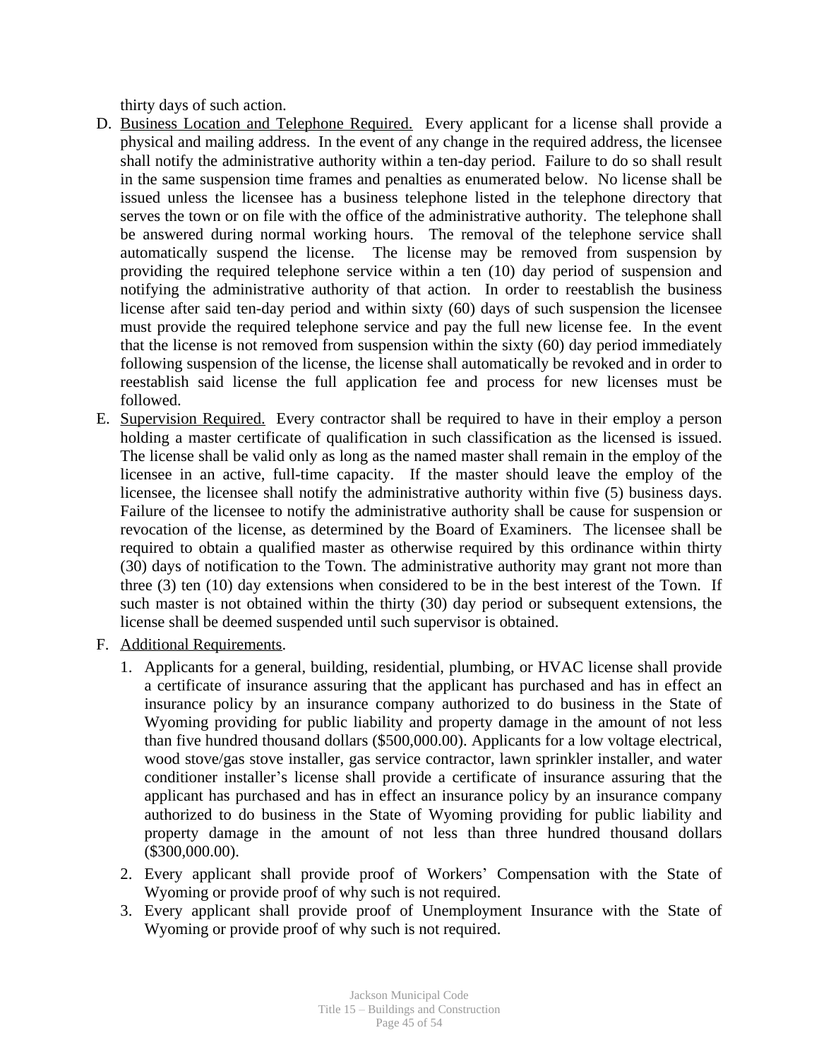thirty days of such action.

D. <u>Business Location and Telephone Required.</u> Every applicant for a license shall provide a physical and mailing address. In the event of any change in the required address, the licensee shall notify the administrative authority within a ten-day period. Failure to do so shall result in the same suspension time frames and penalties as enumerated below. No license shall be issued unless the licensee has a business telephone listed in the telephone directory that serves the town or on file with the office of the administrative authority. The telephone shall be answered during normal working hours. The removal of the telephone service shall automatically suspend the license. The license may be removed from suspension by providing the required telephone service within a ten (10) day period of suspension and notifying the administrative authority of that action. In order to reestablish the business license after said ten-day period and within sixty (60) days of such suspension the licensee must provide the required telephone service and pay the full new license fee. In the event that the license is not removed from suspension within the sixty (60) day period immediately following suspension of the license, the license shall automatically be revoked and in order to reestablish said license the full application fee and process for new licenses must be followed.

E. <u>Supervision Required.</u> Every contractor shall be required to have in their employ a person holding a master certificate of qualification in such classification as the licensed is issued. The license shall be valid only as long as the named master shall remain in the employ of the licensee in an active, full-time capacity. If the master should leave the employ of the licensee, the licensee shall notify the administrative authority within five (5) business days. Failure of the licensee to notify the administrative authority shall be cause for suspension or revocation of the license, as determined by the Board of Examiners. The licensee shall be required to obtain a qualified master as otherwise required by this ordinance within thirty (30) days of notification to the Town. The administrative authority may grant not more than three (3) ten (10) day extensions when considered to be in the best interest of the Town. If such master is not obtained within the thirty (30) day period or subsequent extensions, the license shall be deemed suspended until such supervisor is obtained.

F. <u>Additional Requirements</u>.

   1. Applicants for a general, building, residential, plumbing, or HVAC license shall provide a certificate of insurance assuring that the applicant has purchased and has in effect an insurance policy by an insurance company authorized to do business in the State of Wyoming providing for public liability and property damage in the amount of not less than five hundred thousand dollars ($500,000.00). Applicants for a low voltage electrical, wood stove/gas stove installer, gas service contractor, lawn sprinkler installer, and water conditioner installer's license shall provide a certificate of insurance assuring that the applicant has purchased and has in effect an insurance policy by an insurance company authorized to do business in the State of Wyoming providing for public liability and property damage in the amount of not less than three hundred thousand dollars ($300,000.00).
   2. Every applicant shall provide proof of Workers' Compensation with the State of Wyoming or provide proof of why such is not required.
   3. Every applicant shall provide proof of Unemployment Insurance with the State of Wyoming or provide proof of why such is not required.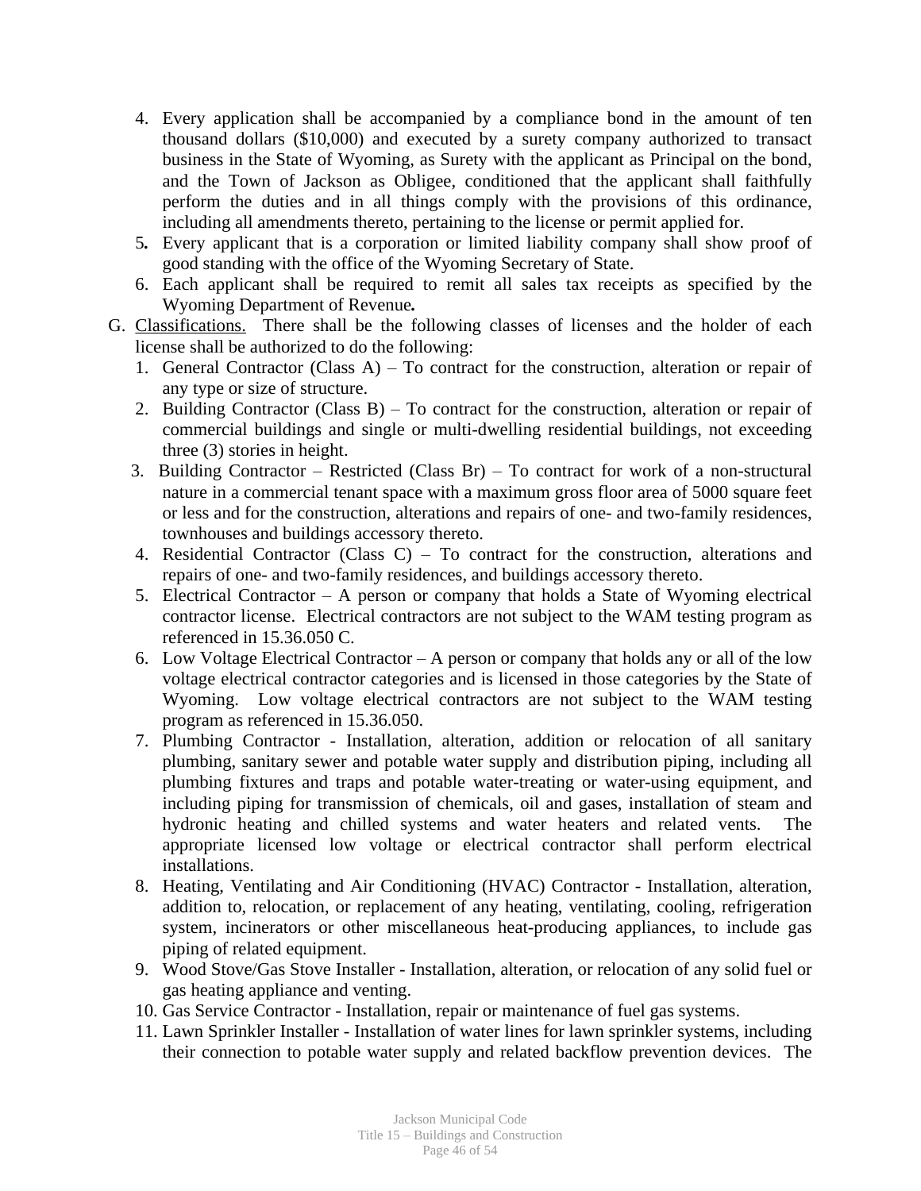4. Every application shall be accompanied by a compliance bond in the amount of ten thousand dollars ($10,000) and executed by a surety company authorized to transact business in the State of Wyoming, as Surety with the applicant as Principal on the bond, and the Town of Jackson as Obligee, conditioned that the applicant shall faithfully perform the duties and in all things comply with the provisions of this ordinance, including all amendments thereto, pertaining to the license or permit applied for.
5. Every applicant that is a corporation or limited liability company shall show proof of good standing with the office of the Wyoming Secretary of State.
6. Each applicant shall be required to remit all sales tax receipts as specified by the Wyoming Department of Revenue.

G. <u>Classifications.</u> There shall be the following classes of licenses and the holder of each license shall be authorized to do the following:

1. General Contractor (Class A) – To contract for the construction, alteration or repair of any type or size of structure.
2. Building Contractor (Class B) – To contract for the construction, alteration or repair of commercial buildings and single or multi-dwelling residential buildings, not exceeding three (3) stories in height.
3. Building Contractor – Restricted (Class Br) – To contract for work of a non-structural nature in a commercial tenant space with a maximum gross floor area of 5000 square feet or less and for the construction, alterations and repairs of one- and two-family residences, townhouses and buildings accessory thereto.
4. Residential Contractor (Class C) – To contract for the construction, alterations and repairs of one- and two-family residences, and buildings accessory thereto.
5. Electrical Contractor – A person or company that holds a State of Wyoming electrical contractor license. Electrical contractors are not subject to the WAM testing program as referenced in 15.36.050 C.
6. Low Voltage Electrical Contractor – A person or company that holds any or all of the low voltage electrical contractor categories and is licensed in those categories by the State of Wyoming. Low voltage electrical contractors are not subject to the WAM testing program as referenced in 15.36.050.
7. Plumbing Contractor - Installation, alteration, addition or relocation of all sanitary plumbing, sanitary sewer and potable water supply and distribution piping, including all plumbing fixtures and traps and potable water-treating or water-using equipment, and including piping for transmission of chemicals, oil and gases, installation of steam and hydronic heating and chilled systems and water heaters and related vents. The appropriate licensed low voltage or electrical contractor shall perform electrical installations.
8. Heating, Ventilating and Air Conditioning (HVAC) Contractor - Installation, alteration, addition to, relocation, or replacement of any heating, ventilating, cooling, refrigeration system, incinerators or other miscellaneous heat-producing appliances, to include gas piping of related equipment.
9. Wood Stove/Gas Stove Installer - Installation, alteration, or relocation of any solid fuel or gas heating appliance and venting.
10. Gas Service Contractor - Installation, repair or maintenance of fuel gas systems.
11. Lawn Sprinkler Installer - Installation of water lines for lawn sprinkler systems, including their connection to potable water supply and related backflow prevention devices. The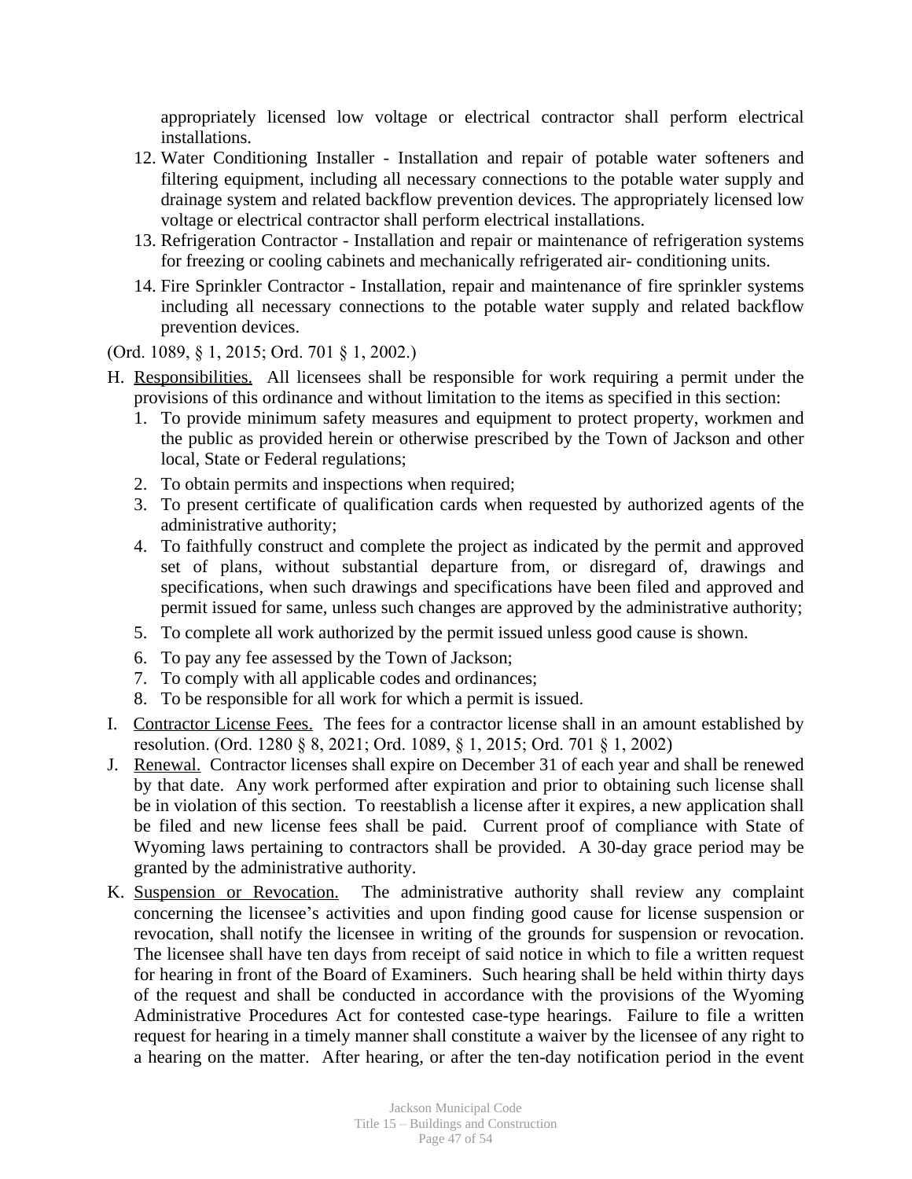appropriately licensed low voltage or electrical contractor shall perform electrical installations.

12. Water Conditioning Installer - Installation and repair of potable water softeners and filtering equipment, including all necessary connections to the potable water supply and drainage system and related backflow prevention devices. The appropriately licensed low voltage or electrical contractor shall perform electrical installations.
13. Refrigeration Contractor - Installation and repair or maintenance of refrigeration systems for freezing or cooling cabinets and mechanically refrigerated air- conditioning units.
14. Fire Sprinkler Contractor - Installation, repair and maintenance of fire sprinkler systems including all necessary connections to the potable water supply and related backflow prevention devices.

(Ord. 1089, § 1, 2015; Ord. 701 § 1, 2002.)

H. Responsibilities. All licensees shall be responsible for work requiring a permit under the provisions of this ordinance and without limitation to the items as specified in this section:
   1. To provide minimum safety measures and equipment to protect property, workmen and the public as provided herein or otherwise prescribed by the Town of Jackson and other local, State or Federal regulations;
   2. To obtain permits and inspections when required;
   3. To present certificate of qualification cards when requested by authorized agents of the administrative authority;
   4. To faithfully construct and complete the project as indicated by the permit and approved set of plans, without substantial departure from, or disregard of, drawings and specifications, when such drawings and specifications have been filed and approved and permit issued for same, unless such changes are approved by the administrative authority;
   5. To complete all work authorized by the permit issued unless good cause is shown.
   6. To pay any fee assessed by the Town of Jackson;
   7. To comply with all applicable codes and ordinances;
   8. To be responsible for all work for which a permit is issued.

I. Contractor License Fees. The fees for a contractor license shall in an amount established by resolution. (Ord. 1280 § 8, 2021; Ord. 1089, § 1, 2015; Ord. 701 § 1, 2002)

J. Renewal. Contractor licenses shall expire on December 31 of each year and shall be renewed by that date. Any work performed after expiration and prior to obtaining such license shall be in violation of this section. To reestablish a license after it expires, a new application shall be filed and new license fees shall be paid. Current proof of compliance with State of Wyoming laws pertaining to contractors shall be provided. A 30-day grace period may be granted by the administrative authority.

K. Suspension or Revocation. The administrative authority shall review any complaint concerning the licensee's activities and upon finding good cause for license suspension or revocation, shall notify the licensee in writing of the grounds for suspension or revocation. The licensee shall have ten days from receipt of said notice in which to file a written request for hearing in front of the Board of Examiners. Such hearing shall be held within thirty days of the request and shall be conducted in accordance with the provisions of the Wyoming Administrative Procedures Act for contested case-type hearings. Failure to file a written request for hearing in a timely manner shall constitute a waiver by the licensee of any right to a hearing on the matter. After hearing, or after the ten-day notification period in the event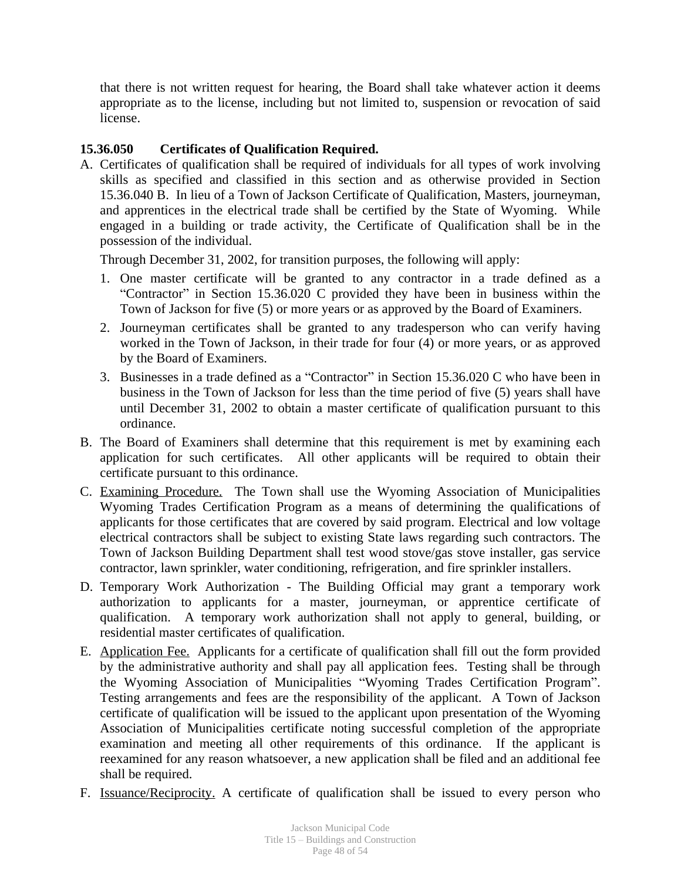that there is not written request for hearing, the Board shall take whatever action it deems appropriate as to the license, including but not limited to, suspension or revocation of said license.

**15.36.050 Certificates of Qualification Required.**

A. Certificates of qualification shall be required of individuals for all types of work involving skills as specified and classified in this section and as otherwise provided in Section 15.36.040 B. In lieu of a Town of Jackson Certificate of Qualification, Masters, journeyman, and apprentices in the electrical trade shall be certified by the State of Wyoming. While engaged in a building or trade activity, the Certificate of Qualification shall be in the possession of the individual.

   Through December 31, 2002, for transition purposes, the following will apply:

   1. One master certificate will be granted to any contractor in a trade defined as a "Contractor" in Section 15.36.020 C provided they have been in business within the Town of Jackson for five (5) or more years or as approved by the Board of Examiners.
   2. Journeyman certificates shall be granted to any tradesperson who can verify having worked in the Town of Jackson, in their trade for four (4) or more years, or as approved by the Board of Examiners.
   3. Businesses in a trade defined as a "Contractor" in Section 15.36.020 C who have been in business in the Town of Jackson for less than the time period of five (5) years shall have until December 31, 2002 to obtain a master certificate of qualification pursuant to this ordinance.

B. The Board of Examiners shall determine that this requirement is met by examining each application for such certificates. All other applicants will be required to obtain their certificate pursuant to this ordinance.

C. Examining Procedure. The Town shall use the Wyoming Association of Municipalities Wyoming Trades Certification Program as a means of determining the qualifications of applicants for those certificates that are covered by said program. Electrical and low voltage electrical contractors shall be subject to existing State laws regarding such contractors. The Town of Jackson Building Department shall test wood stove/gas stove installer, gas service contractor, lawn sprinkler, water conditioning, refrigeration, and fire sprinkler installers.

D. Temporary Work Authorization - The Building Official may grant a temporary work authorization to applicants for a master, journeyman, or apprentice certificate of qualification. A temporary work authorization shall not apply to general, building, or residential master certificates of qualification.

E. Application Fee. Applicants for a certificate of qualification shall fill out the form provided by the administrative authority and shall pay all application fees. Testing shall be through the Wyoming Association of Municipalities "Wyoming Trades Certification Program". Testing arrangements and fees are the responsibility of the applicant. A Town of Jackson certificate of qualification will be issued to the applicant upon presentation of the Wyoming Association of Municipalities certificate noting successful completion of the appropriate examination and meeting all other requirements of this ordinance. If the applicant is reexamined for any reason whatsoever, a new application shall be filed and an additional fee shall be required.

F. Issuance/Reciprocity. A certificate of qualification shall be issued to every person who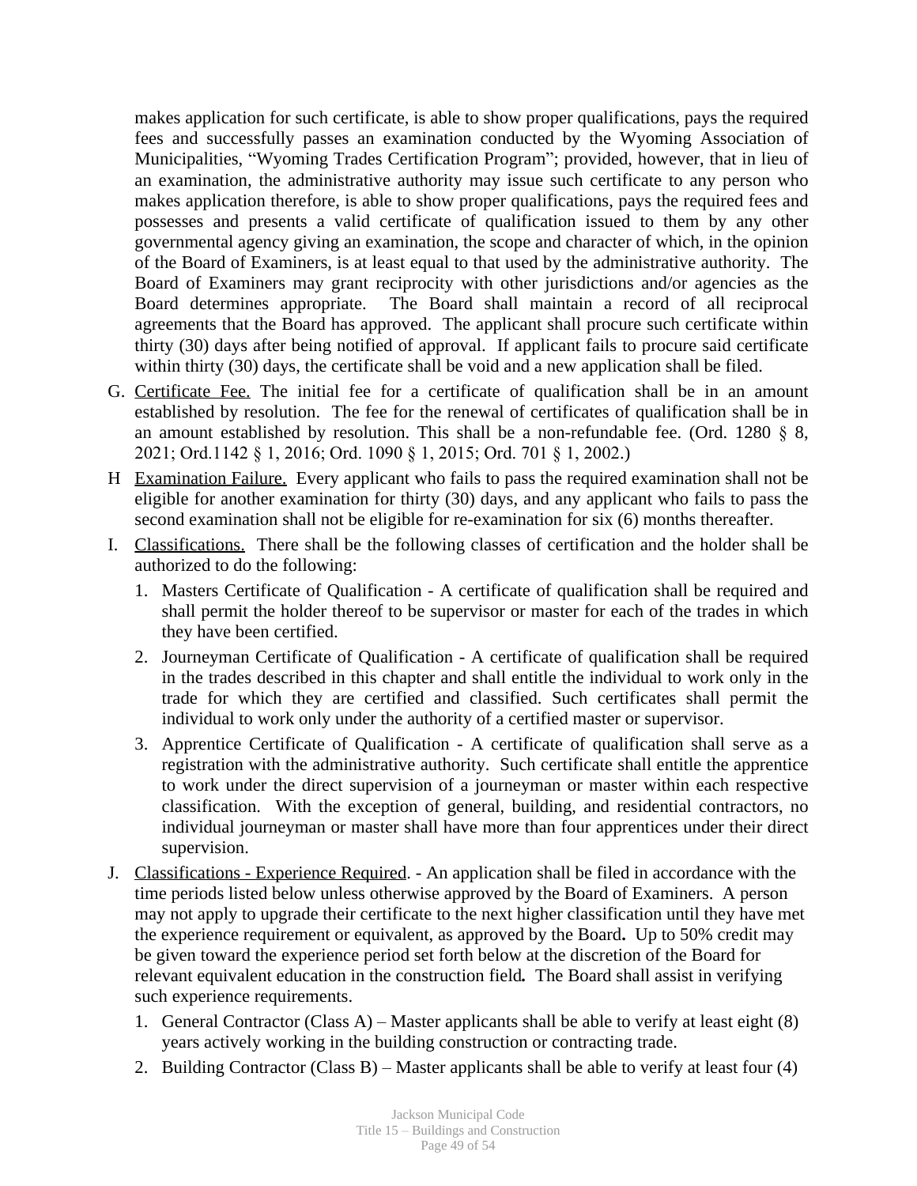makes application for such certificate, is able to show proper qualifications, pays the required fees and successfully passes an examination conducted by the Wyoming Association of Municipalities, "Wyoming Trades Certification Program"; provided, however, that in lieu of an examination, the administrative authority may issue such certificate to any person who makes application therefore, is able to show proper qualifications, pays the required fees and possesses and presents a valid certificate of qualification issued to them by any other governmental agency giving an examination, the scope and character of which, in the opinion of the Board of Examiners, is at least equal to that used by the administrative authority. The Board of Examiners may grant reciprocity with other jurisdictions and/or agencies as the Board determines appropriate. The Board shall maintain a record of all reciprocal agreements that the Board has approved. The applicant shall procure such certificate within thirty (30) days after being notified of approval. If applicant fails to procure said certificate within thirty (30) days, the certificate shall be void and a new application shall be filed.

G. Certificate Fee. The initial fee for a certificate of qualification shall be in an amount established by resolution. The fee for the renewal of certificates of qualification shall be in an amount established by resolution. This shall be a non-refundable fee. (Ord. 1280 § 8, 2021; Ord.1142 § 1, 2016; Ord. 1090 § 1, 2015; Ord. 701 § 1, 2002.)

H Examination Failure. Every applicant who fails to pass the required examination shall not be eligible for another examination for thirty (30) days, and any applicant who fails to pass the second examination shall not be eligible for re-examination for six (6) months thereafter.

I. Classifications. There shall be the following classes of certification and the holder shall be authorized to do the following:

   1. Masters Certificate of Qualification - A certificate of qualification shall be required and shall permit the holder thereof to be supervisor or master for each of the trades in which they have been certified.
   2. Journeyman Certificate of Qualification - A certificate of qualification shall be required in the trades described in this chapter and shall entitle the individual to work only in the trade for which they are certified and classified. Such certificates shall permit the individual to work only under the authority of a certified master or supervisor.
   3. Apprentice Certificate of Qualification - A certificate of qualification shall serve as a registration with the administrative authority. Such certificate shall entitle the apprentice to work under the direct supervision of a journeyman or master within each respective classification. With the exception of general, building, and residential contractors, no individual journeyman or master shall have more than four apprentices under their direct supervision.

J. Classifications - Experience Required. - An application shall be filed in accordance with the time periods listed below unless otherwise approved by the Board of Examiners. A person may not apply to upgrade their certificate to the next higher classification until they have met the experience requirement or equivalent, as approved by the Board**.** Up to 50% credit may be given toward the experience period set forth below at the discretion of the Board for relevant equivalent education in the construction field***.*** The Board shall assist in verifying such experience requirements.

   1. General Contractor (Class A) – Master applicants shall be able to verify at least eight (8) years actively working in the building construction or contracting trade.
   2. Building Contractor (Class B) – Master applicants shall be able to verify at least four (4)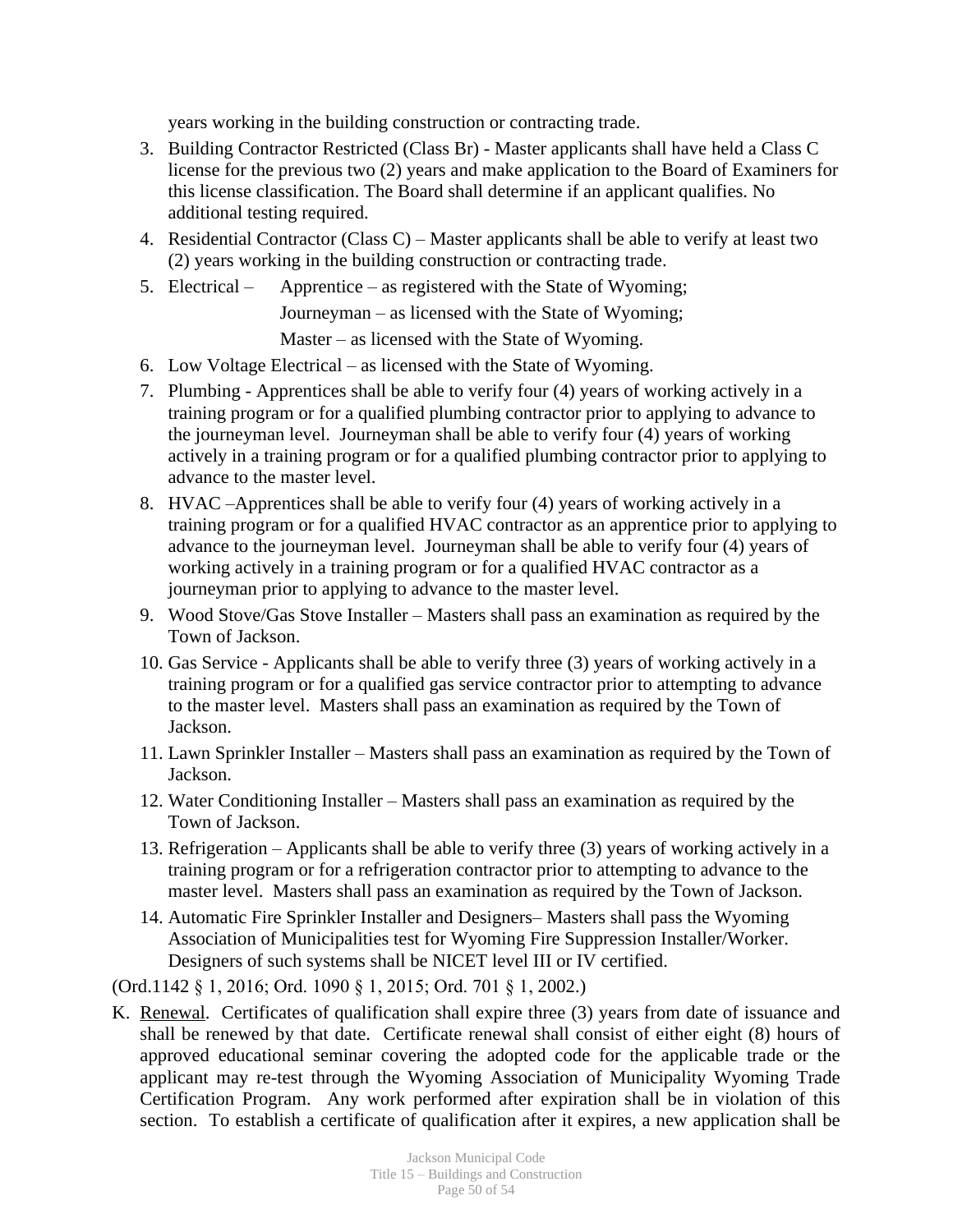years working in the building construction or contracting trade.

3. Building Contractor Restricted (Class Br) - Master applicants shall have held a Class C license for the previous two (2) years and make application to the Board of Examiners for this license classification. The Board shall determine if an applicant qualifies. No additional testing required.
4. Residential Contractor (Class C) – Master applicants shall be able to verify at least two (2) years working in the building construction or contracting trade.
5. Electrical – Apprentice – as registered with the State of Wyoming;
   Journeyman – as licensed with the State of Wyoming;
   Master – as licensed with the State of Wyoming.
6. Low Voltage Electrical – as licensed with the State of Wyoming.
7. Plumbing - Apprentices shall be able to verify four (4) years of working actively in a training program or for a qualified plumbing contractor prior to applying to advance to the journeyman level. Journeyman shall be able to verify four (4) years of working actively in a training program or for a qualified plumbing contractor prior to applying to advance to the master level.
8. HVAC –Apprentices shall be able to verify four (4) years of working actively in a training program or for a qualified HVAC contractor as an apprentice prior to applying to advance to the journeyman level. Journeyman shall be able to verify four (4) years of working actively in a training program or for a qualified HVAC contractor as a journeyman prior to applying to advance to the master level.
9. Wood Stove/Gas Stove Installer – Masters shall pass an examination as required by the Town of Jackson.
10. Gas Service - Applicants shall be able to verify three (3) years of working actively in a training program or for a qualified gas service contractor prior to attempting to advance to the master level. Masters shall pass an examination as required by the Town of Jackson.
11. Lawn Sprinkler Installer – Masters shall pass an examination as required by the Town of Jackson.
12. Water Conditioning Installer – Masters shall pass an examination as required by the Town of Jackson.
13. Refrigeration – Applicants shall be able to verify three (3) years of working actively in a training program or for a refrigeration contractor prior to attempting to advance to the master level. Masters shall pass an examination as required by the Town of Jackson.
14. Automatic Fire Sprinkler Installer and Designers– Masters shall pass the Wyoming Association of Municipalities test for Wyoming Fire Suppression Installer/Worker. Designers of such systems shall be NICET level III or IV certified.

(Ord.1142 § 1, 2016; Ord. 1090 § 1, 2015; Ord. 701 § 1, 2002.)

K. Renewal. Certificates of qualification shall expire three (3) years from date of issuance and shall be renewed by that date. Certificate renewal shall consist of either eight (8) hours of approved educational seminar covering the adopted code for the applicable trade or the applicant may re-test through the Wyoming Association of Municipality Wyoming Trade Certification Program. Any work performed after expiration shall be in violation of this section. To establish a certificate of qualification after it expires, a new application shall be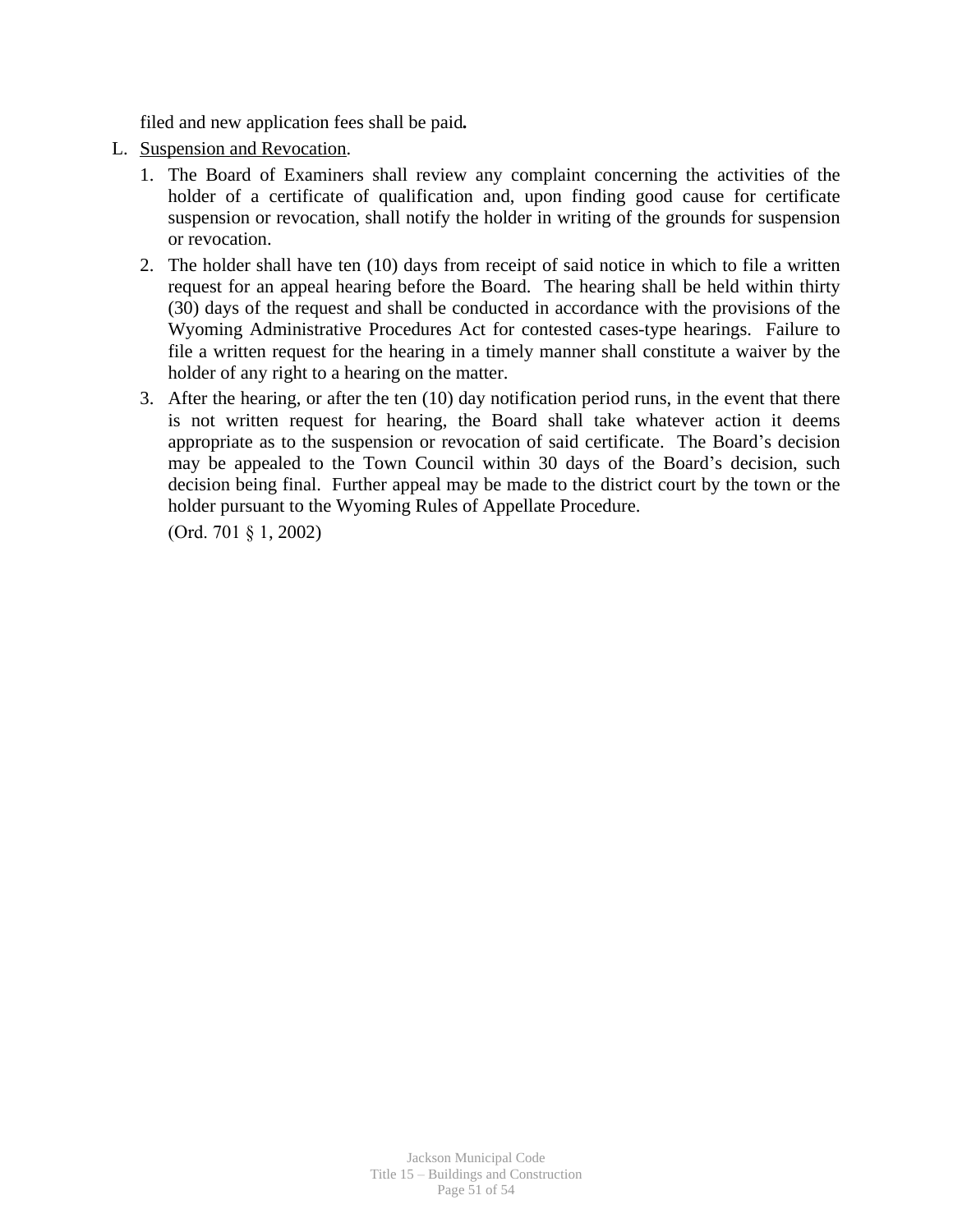filed and new application fees shall be paid.

L. Suspension and Revocation.

1. The Board of Examiners shall review any complaint concerning the activities of the holder of a certificate of qualification and, upon finding good cause for certificate suspension or revocation, shall notify the holder in writing of the grounds for suspension or revocation.
2. The holder shall have ten (10) days from receipt of said notice in which to file a written request for an appeal hearing before the Board. The hearing shall be held within thirty (30) days of the request and shall be conducted in accordance with the provisions of the Wyoming Administrative Procedures Act for contested cases-type hearings. Failure to file a written request for the hearing in a timely manner shall constitute a waiver by the holder of any right to a hearing on the matter.
3. After the hearing, or after the ten (10) day notification period runs, in the event that there is not written request for hearing, the Board shall take whatever action it deems appropriate as to the suspension or revocation of said certificate. The Board's decision may be appealed to the Town Council within 30 days of the Board's decision, such decision being final. Further appeal may be made to the district court by the town or the holder pursuant to the Wyoming Rules of Appellate Procedure.

(Ord. 701 § 1, 2002)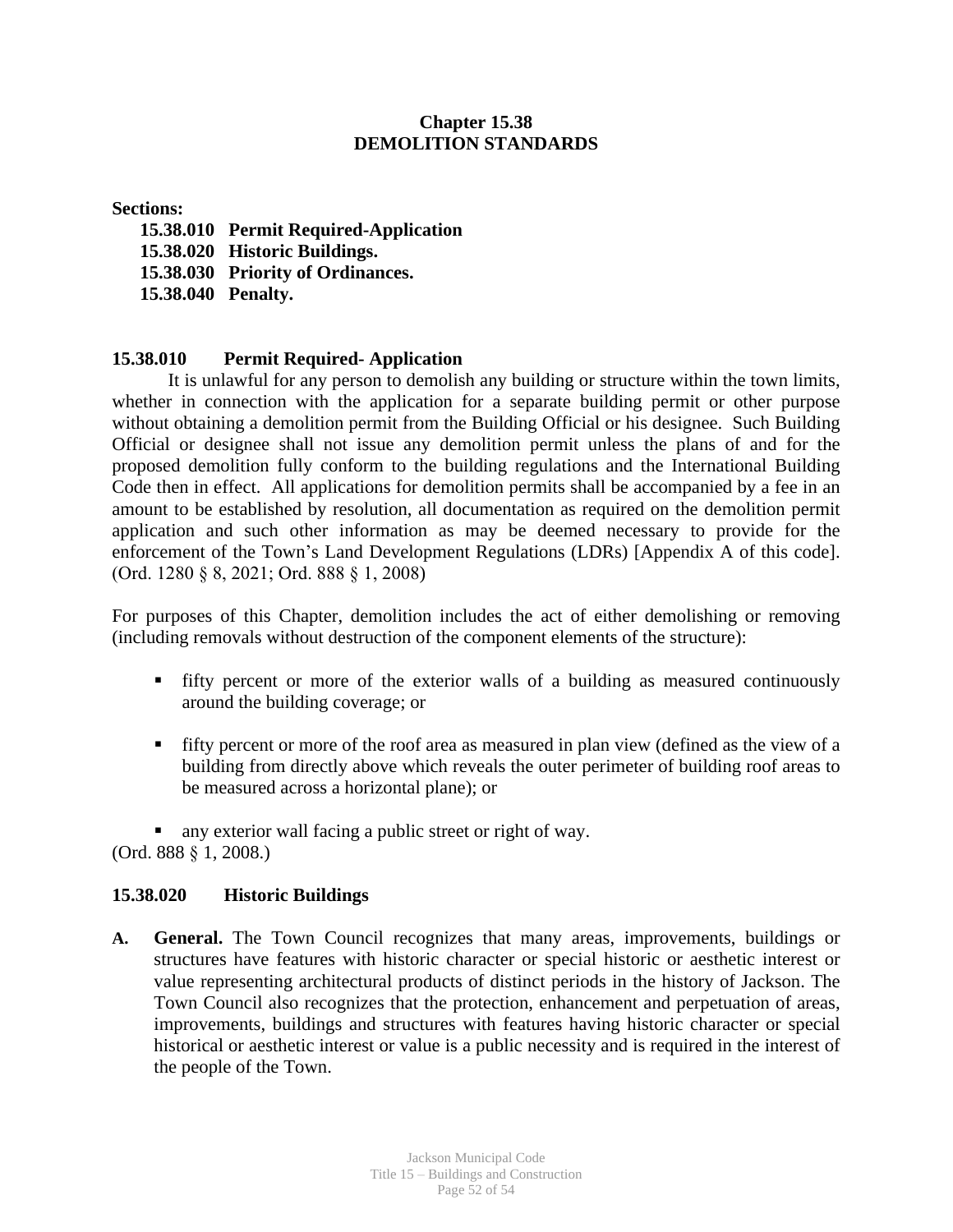# Chapter 15.38
# DEMOLITION STANDARDS

**Sections:**

**15.38.010 Permit Required-Application**
**15.38.020 Historic Buildings.**
**15.38.030 Priority of Ordinances.**
**15.38.040 Penalty.**

## 15.38.010 Permit Required- Application

It is unlawful for any person to demolish any building or structure within the town limits, whether in connection with the application for a separate building permit or other purpose without obtaining a demolition permit from the Building Official or his designee. Such Building Official or designee shall not issue any demolition permit unless the plans of and for the proposed demolition fully conform to the building regulations and the International Building Code then in effect. All applications for demolition permits shall be accompanied by a fee in an amount to be established by resolution, all documentation as required on the demolition permit application and such other information as may be deemed necessary to provide for the enforcement of the Town's Land Development Regulations (LDRs) [Appendix A of this code]. (Ord. 1280 § 8, 2021; Ord. 888 § 1, 2008)

For purposes of this Chapter, demolition includes the act of either demolishing or removing (including removals without destruction of the component elements of the structure):

- fifty percent or more of the exterior walls of a building as measured continuously around the building coverage; or
- fifty percent or more of the roof area as measured in plan view (defined as the view of a building from directly above which reveals the outer perimeter of building roof areas to be measured across a horizontal plane); or
- any exterior wall facing a public street or right of way.

(Ord. 888 § 1, 2008.)

## 15.38.020 Historic Buildings

**A. General.** The Town Council recognizes that many areas, improvements, buildings or structures have features with historic character or special historic or aesthetic interest or value representing architectural products of distinct periods in the history of Jackson. The Town Council also recognizes that the protection, enhancement and perpetuation of areas, improvements, buildings and structures with features having historic character or special historical or aesthetic interest or value is a public necessity and is required in the interest of the people of the Town.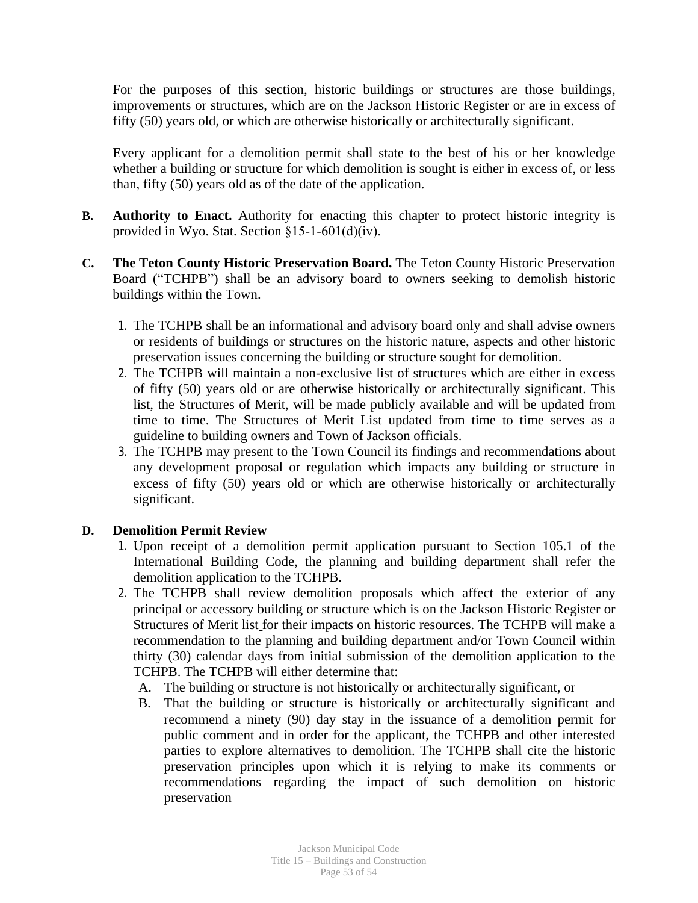For the purposes of this section, historic buildings or structures are those buildings, improvements or structures, which are on the Jackson Historic Register or are in excess of fifty (50) years old, or which are otherwise historically or architecturally significant.

Every applicant for a demolition permit shall state to the best of his or her knowledge whether a building or structure for which demolition is sought is either in excess of, or less than, fifty (50) years old as of the date of the application.

**B. Authority to Enact.** Authority for enacting this chapter to protect historic integrity is provided in Wyo. Stat. Section §15-1-601(d)(iv).

**C. The Teton County Historic Preservation Board.** The Teton County Historic Preservation Board ("TCHPB") shall be an advisory board to owners seeking to demolish historic buildings within the Town.

1. The TCHPB shall be an informational and advisory board only and shall advise owners or residents of buildings or structures on the historic nature, aspects and other historic preservation issues concerning the building or structure sought for demolition.
2. The TCHPB will maintain a non-exclusive list of structures which are either in excess of fifty (50) years old or are otherwise historically or architecturally significant. This list, the Structures of Merit, will be made publicly available and will be updated from time to time. The Structures of Merit List updated from time to time serves as a guideline to building owners and Town of Jackson officials.
3. The TCHPB may present to the Town Council its findings and recommendations about any development proposal or regulation which impacts any building or structure in excess of fifty (50) years old or which are otherwise historically or architecturally significant.

**D. Demolition Permit Review**

1. Upon receipt of a demolition permit application pursuant to Section 105.1 of the International Building Code, the planning and building department shall refer the demolition application to the TCHPB.
2. The TCHPB shall review demolition proposals which affect the exterior of any principal or accessory building or structure which is on the Jackson Historic Register or Structures of Merit list for their impacts on historic resources. The TCHPB will make a recommendation to the planning and building department and/or Town Council within thirty (30) calendar days from initial submission of the demolition application to the TCHPB. The TCHPB will either determine that:
   - A. The building or structure is not historically or architecturally significant, or
   - B. That the building or structure is historically or architecturally significant and recommend a ninety (90) day stay in the issuance of a demolition permit for public comment and in order for the applicant, the TCHPB and other interested parties to explore alternatives to demolition. The TCHPB shall cite the historic preservation principles upon which it is relying to make its comments or recommendations regarding the impact of such demolition on historic preservation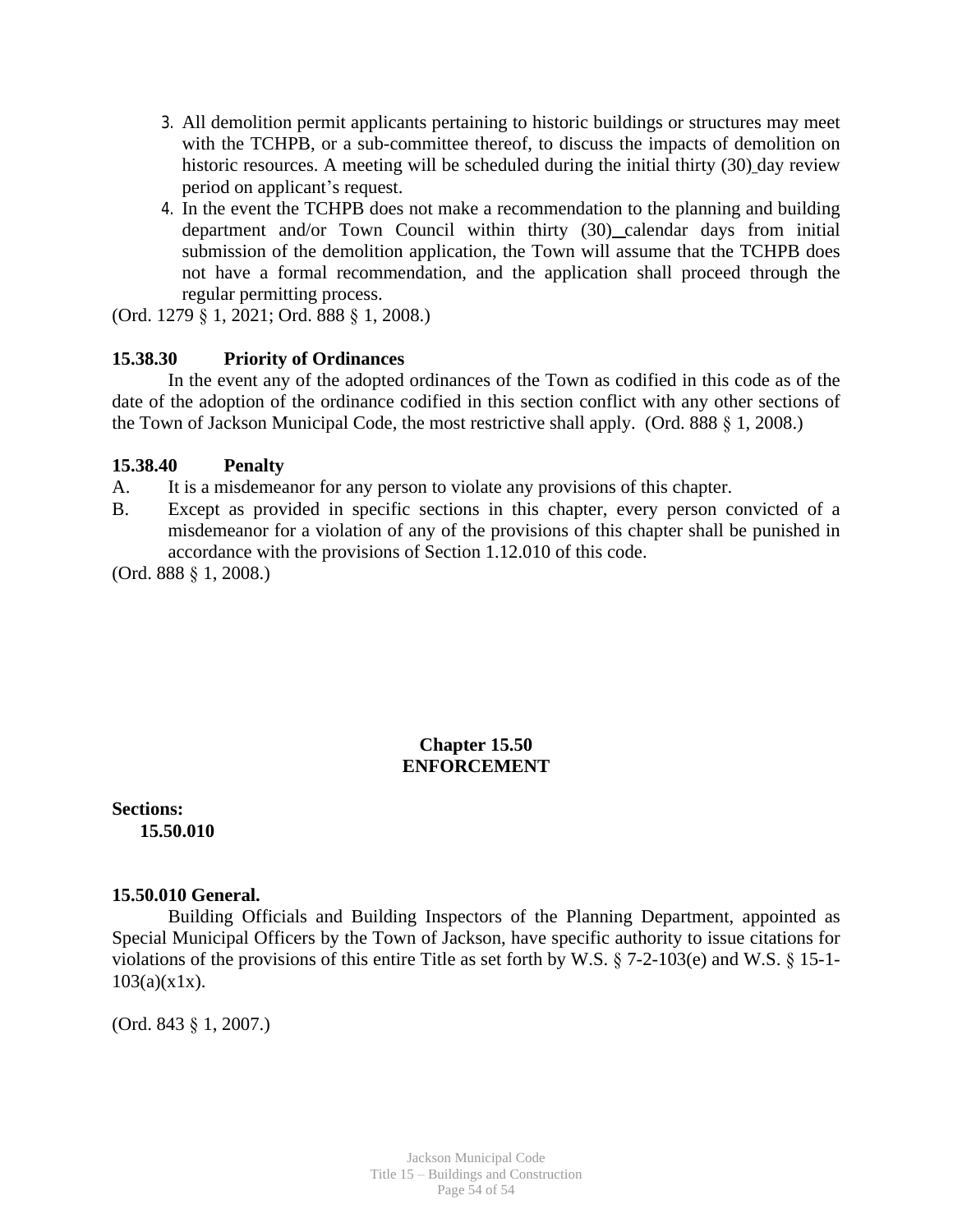3. All demolition permit applicants pertaining to historic buildings or structures may meet with the TCHPB, or a sub-committee thereof, to discuss the impacts of demolition on historic resources. A meeting will be scheduled during the initial thirty (30) day review period on applicant's request.
4. In the event the TCHPB does not make a recommendation to the planning and building department and/or Town Council within thirty (30) calendar days from initial submission of the demolition application, the Town will assume that the TCHPB does not have a formal recommendation, and the application shall proceed through the regular permitting process.

(Ord. 1279 § 1, 2021; Ord. 888 § 1, 2008.)

**15.38.30 Priority of Ordinances**

In the event any of the adopted ordinances of the Town as codified in this code as of the date of the adoption of the ordinance codified in this section conflict with any other sections of the Town of Jackson Municipal Code, the most restrictive shall apply. (Ord. 888 § 1, 2008.)

**15.38.40 Penalty**

A. It is a misdemeanor for any person to violate any provisions of this chapter.

B. Except as provided in specific sections in this chapter, every person convicted of a misdemeanor for a violation of any of the provisions of this chapter shall be punished in accordance with the provisions of Section 1.12.010 of this code.

(Ord. 888 § 1, 2008.)

## Chapter 15.50
## ENFORCEMENT

**Sections:**

**15.50.010**

**15.50.010 General.**

Building Officials and Building Inspectors of the Planning Department, appointed as Special Municipal Officers by the Town of Jackson, have specific authority to issue citations for violations of the provisions of this entire Title as set forth by W.S. § 7-2-103(e) and W.S. § 15-1-103(a)(x1x).

(Ord. 843 § 1, 2007.)